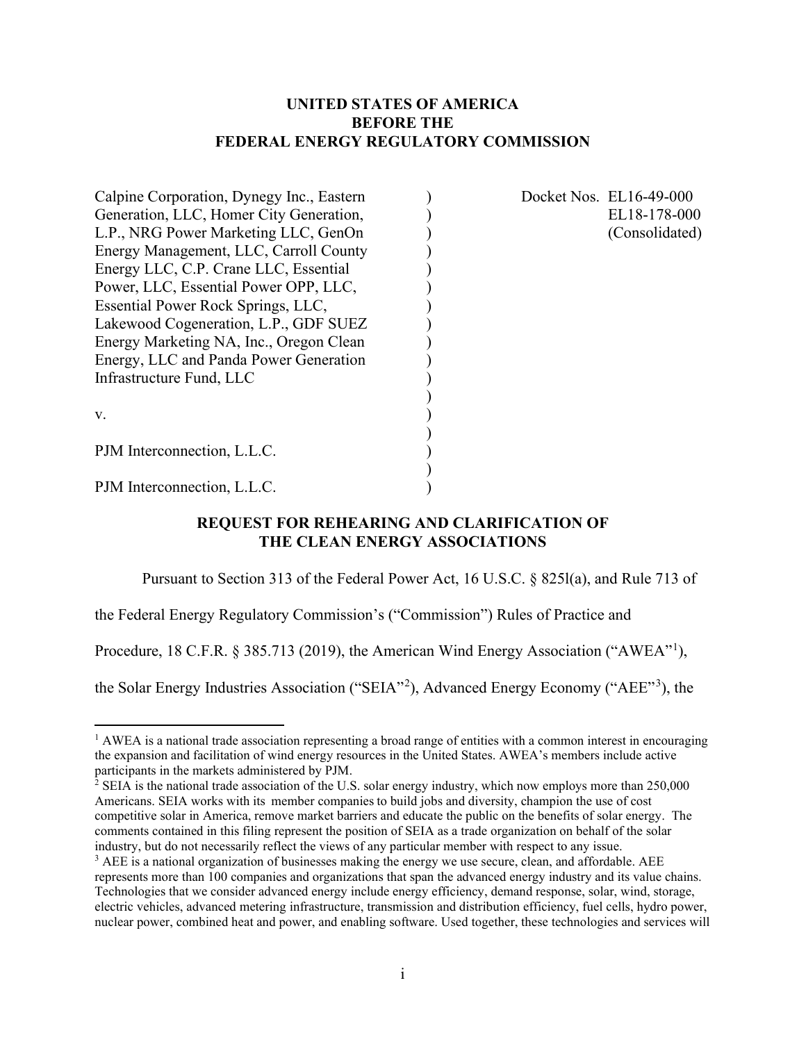**UNITED STATES OF AMERICA**
**BEFORE THE**
**FEDERAL ENERGY REGULATORY COMMISSION**

| | | |
|---|---|---|
| Calpine Corporation, Dynegy Inc., Eastern Generation, LLC, Homer City Generation, L.P., NRG Power Marketing LLC, GenOn Energy Management, LLC, Carroll County Energy LLC, C.P. Crane LLC, Essential Power, LLC, Essential Power OPP, LLC, Essential Power Rock Springs, LLC, Lakewood Cogeneration, L.P., GDF SUEZ Energy Marketing NA, Inc., Oregon Clean Energy, LLC and Panda Power Generation Infrastructure Fund, LLC | ) | Docket Nos. EL16-49-000 |
| | ) | EL18-178-000 |
| v. | ) | (Consolidated) |
| PJM Interconnection, L.L.C. | ) | |
| PJM Interconnection, L.L.C. | ) | |

**REQUEST FOR REHEARING AND CLARIFICATION OF THE CLEAN ENERGY ASSOCIATIONS**

Pursuant to Section 313 of the Federal Power Act, 16 U.S.C. § 825l(a), and Rule 713 of the Federal Energy Regulatory Commission's ("Commission") Rules of Practice and Procedure, 18 C.F.R. § 385.713 (2019), the American Wind Energy Association ("AWEA"[1]), the Solar Energy Industries Association ("SEIA"[2]), Advanced Energy Economy ("AEE"[3]), the

[1] AWEA is a national trade association representing a broad range of entities with a common interest in encouraging the expansion and facilitation of wind energy resources in the United States. AWEA's members include active participants in the markets administered by PJM.

[2] SEIA is the national trade association of the U.S. solar energy industry, which now employs more than 250,000 Americans. SEIA works with its member companies to build jobs and diversity, champion the use of cost competitive solar in America, remove market barriers and educate the public on the benefits of solar energy. The comments contained in this filing represent the position of SEIA as a trade organization on behalf of the solar industry, but do not necessarily reflect the views of any particular member with respect to any issue.

[3] AEE is a national organization of businesses making the energy we use secure, clean, and affordable. AEE represents more than 100 companies and organizations that span the advanced energy industry and its value chains. Technologies that we consider advanced energy include energy efficiency, demand response, solar, wind, storage, electric vehicles, advanced metering infrastructure, transmission and distribution efficiency, fuel cells, hydro power, nuclear power, combined heat and power, and enabling software. Used together, these technologies and services will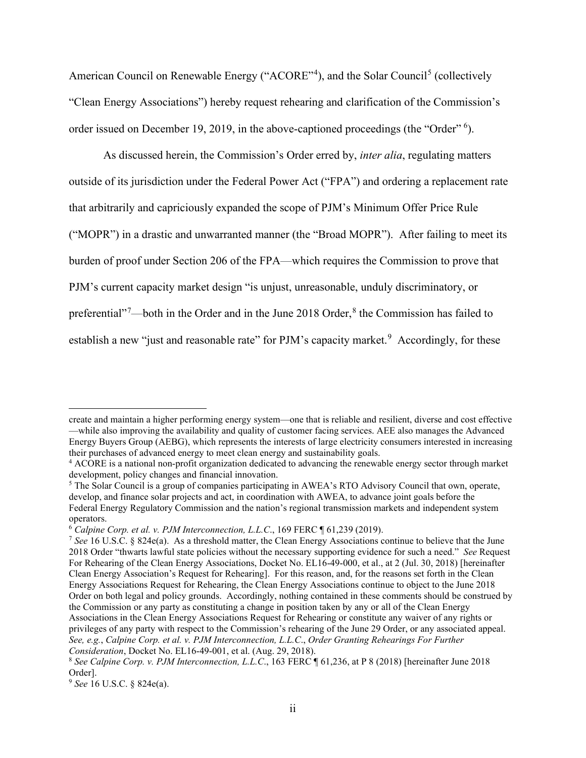American Council on Renewable Energy ("ACORE"[4]), and the Solar Council[5] (collectively "Clean Energy Associations") hereby request rehearing and clarification of the Commission's order issued on December 19, 2019, in the above-captioned proceedings (the "Order" [6]).

As discussed herein, the Commission's Order erred by, *inter alia*, regulating matters outside of its jurisdiction under the Federal Power Act ("FPA") and ordering a replacement rate that arbitrarily and capriciously expanded the scope of PJM's Minimum Offer Price Rule ("MOPR") in a drastic and unwarranted manner (the "Broad MOPR"). After failing to meet its burden of proof under Section 206 of the FPA—which requires the Commission to prove that PJM's current capacity market design "is unjust, unreasonable, unduly discriminatory, or preferential"[7]—both in the Order and in the June 2018 Order,[8] the Commission has failed to establish a new "just and reasonable rate" for PJM's capacity market.[9] Accordingly, for these

---

create and maintain a higher performing energy system—one that is reliable and resilient, diverse and cost effective —while also improving the availability and quality of customer facing services. AEE also manages the Advanced Energy Buyers Group (AEBG), which represents the interests of large electricity consumers interested in increasing their purchases of advanced energy to meet clean energy and sustainability goals.

[4] ACORE is a national non-profit organization dedicated to advancing the renewable energy sector through market development, policy changes and financial innovation.

[5] The Solar Council is a group of companies participating in AWEA's RTO Advisory Council that own, operate, develop, and finance solar projects and act, in coordination with AWEA, to advance joint goals before the Federal Energy Regulatory Commission and the nation's regional transmission markets and independent system operators.

[6] *Calpine Corp. et al. v. PJM Interconnection, L.L.C.*, 169 FERC ¶ 61,239 (2019).

[7] *See* 16 U.S.C. § 824e(a). As a threshold matter, the Clean Energy Associations continue to believe that the June 2018 Order "thwarts lawful state policies without the necessary supporting evidence for such a need." *See* Request For Rehearing of the Clean Energy Associations, Docket No. EL16-49-000, et al., at 2 (Jul. 30, 2018) [hereinafter Clean Energy Association's Request for Rehearing]. For this reason, and, for the reasons set forth in the Clean Energy Associations Request for Rehearing, the Clean Energy Associations continue to object to the June 2018 Order on both legal and policy grounds. Accordingly, nothing contained in these comments should be construed by the Commission or any party as constituting a change in position taken by any or all of the Clean Energy Associations in the Clean Energy Associations Request for Rehearing or constitute any waiver of any rights or privileges of any party with respect to the Commission's rehearing of the June 29 Order, or any associated appeal. *See, e.g.*, *Calpine Corp. et al. v. PJM Interconnection, L.L.C.*, *Order Granting Rehearings For Further Consideration*, Docket No. EL16-49-001, et al. (Aug. 29, 2018).

[8] *See Calpine Corp. v. PJM Interconnection, L.L.C.*, 163 FERC ¶ 61,236, at P 8 (2018) [hereinafter June 2018 Order].

[9] *See* 16 U.S.C. § 824e(a).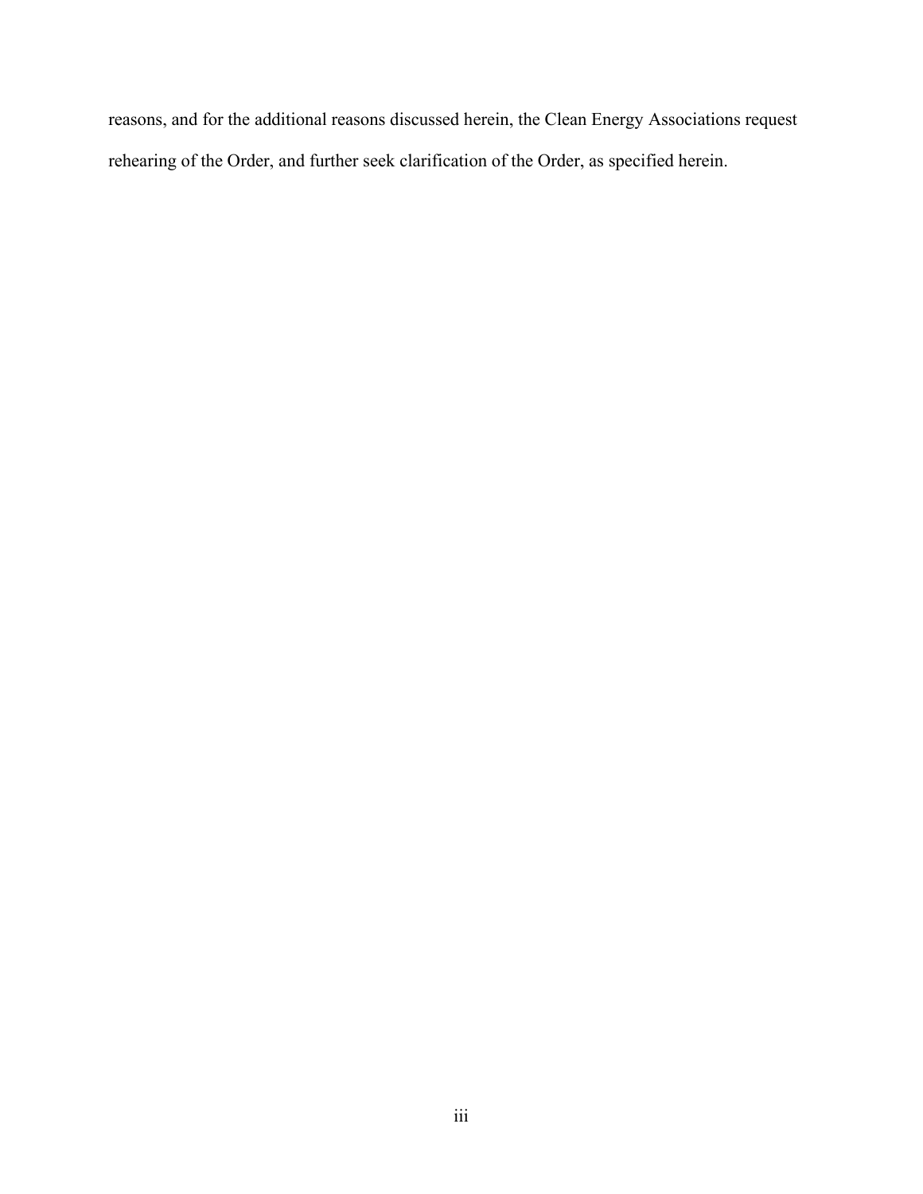reasons, and for the additional reasons discussed herein, the Clean Energy Associations request rehearing of the Order, and further seek clarification of the Order, as specified herein.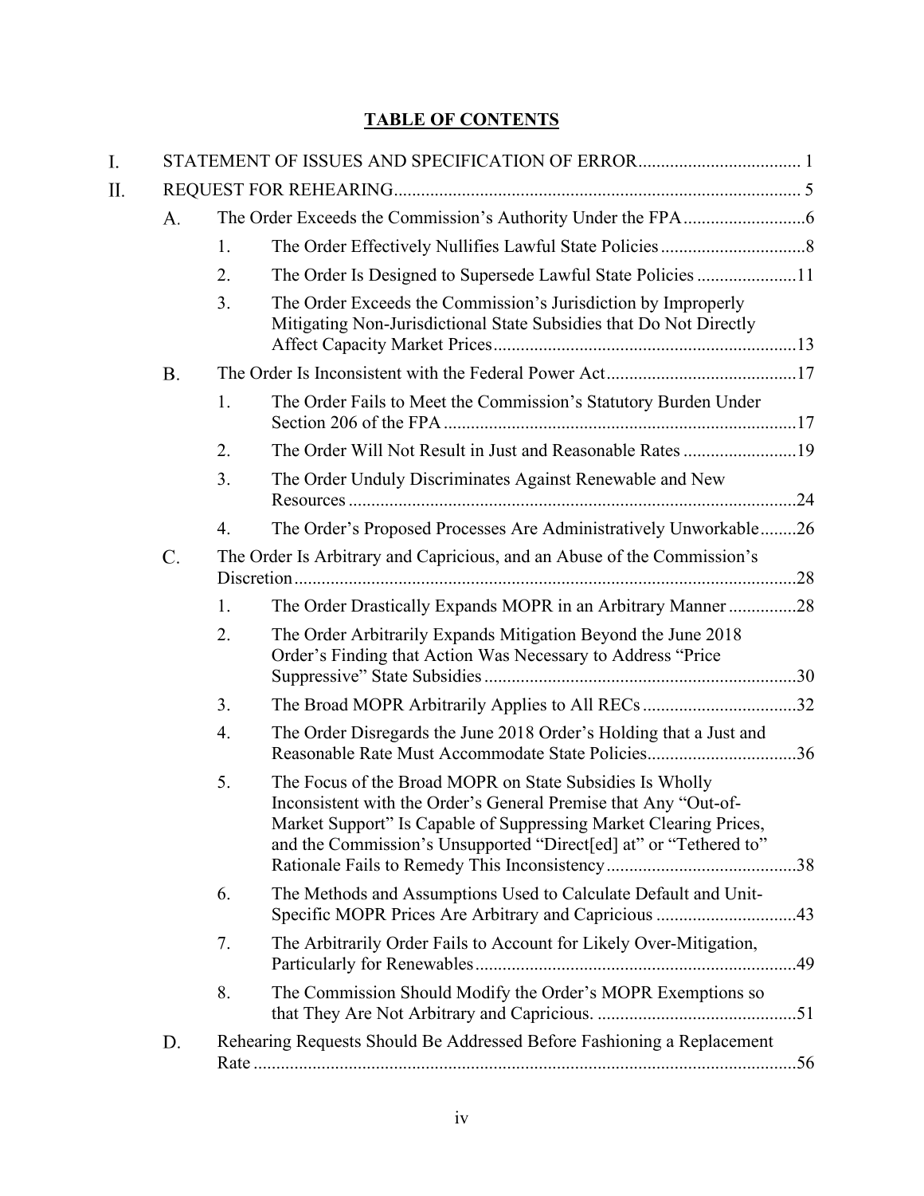# TABLE OF CONTENTS

I. STATEMENT OF ISSUES AND SPECIFICATION OF ERROR .................................... 1

II. REQUEST FOR REHEARING ........................................................................................ 5

- A. The Order Exceeds the Commission's Authority Under the FPA ..........................6
  1. The Order Effectively Nullifies Lawful State Policies ................................8
  2. The Order Is Designed to Supersede Lawful State Policies ......................11
  3. The Order Exceeds the Commission's Jurisdiction by Improperly Mitigating Non-Jurisdictional State Subsidies that Do Not Directly Affect Capacity Market Prices ..................................................................13
- B. The Order Is Inconsistent with the Federal Power Act ..........................................17
  1. The Order Fails to Meet the Commission's Statutory Burden Under Section 206 of the FPA .............................................................................17
  2. The Order Will Not Result in Just and Reasonable Rates .........................19
  3. The Order Unduly Discriminates Against Renewable and New Resources ..................................................................................................24
  4. The Order's Proposed Processes Are Administratively Unworkable ........26
- C. The Order Is Arbitrary and Capricious, and an Abuse of the Commission's Discretion ............................................................................................................28
  1. The Order Drastically Expands MOPR in an Arbitrary Manner ...............28
  2. The Order Arbitrarily Expands Mitigation Beyond the June 2018 Order's Finding that Action Was Necessary to Address "Price Suppressive" State Subsidies .....................................................................30
  3. The Broad MOPR Arbitrarily Applies to All RECs ..................................32
  4. The Order Disregards the June 2018 Order's Holding that a Just and Reasonable Rate Must Accommodate State Policies.................................36
  5. The Focus of the Broad MOPR on State Subsidies Is Wholly Inconsistent with the Order's General Premise that Any "Out-of-Market Support" Is Capable of Suppressing Market Clearing Prices, and the Commission's Unsupported "Direct[ed] at" or "Tethered to" Rationale Fails to Remedy This Inconsistency ..........................................38
  6. The Methods and Assumptions Used to Calculate Default and Unit-Specific MOPR Prices Are Arbitrary and Capricious ...............................43
  7. The Arbitrarily Order Fails to Account for Likely Over-Mitigation, Particularly for Renewables ......................................................................49
  8. The Commission Should Modify the Order's MOPR Exemptions so that They Are Not Arbitrary and Capricious. ............................................51
- D. Rehearing Requests Should Be Addressed Before Fashioning a Replacement Rate .......................................................................................................................56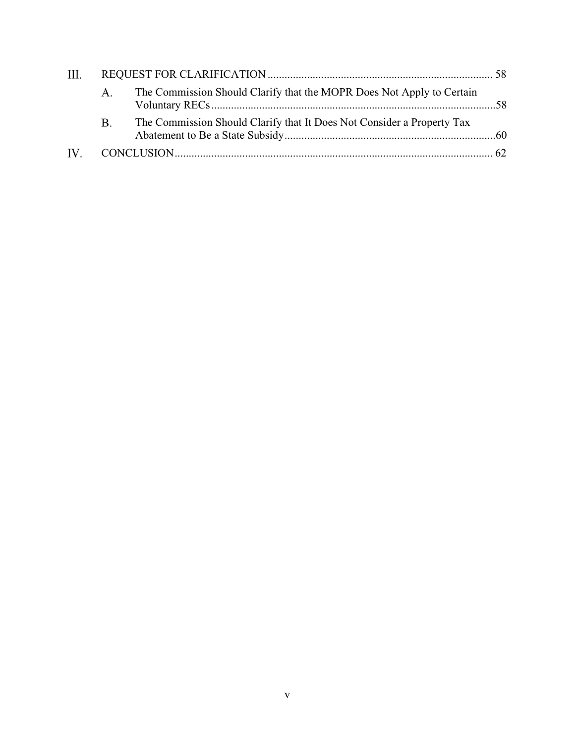III. REQUEST FOR CLARIFICATION ..................................................................................... 58

- A. The Commission Should Clarify that the MOPR Does Not Apply to Certain Voluntary RECs .....................................................................................................58
- B. The Commission Should Clarify that It Does Not Consider a Property Tax Abatement to Be a State Subsidy ...........................................................................60

IV. CONCLUSION ................................................................................................................. 62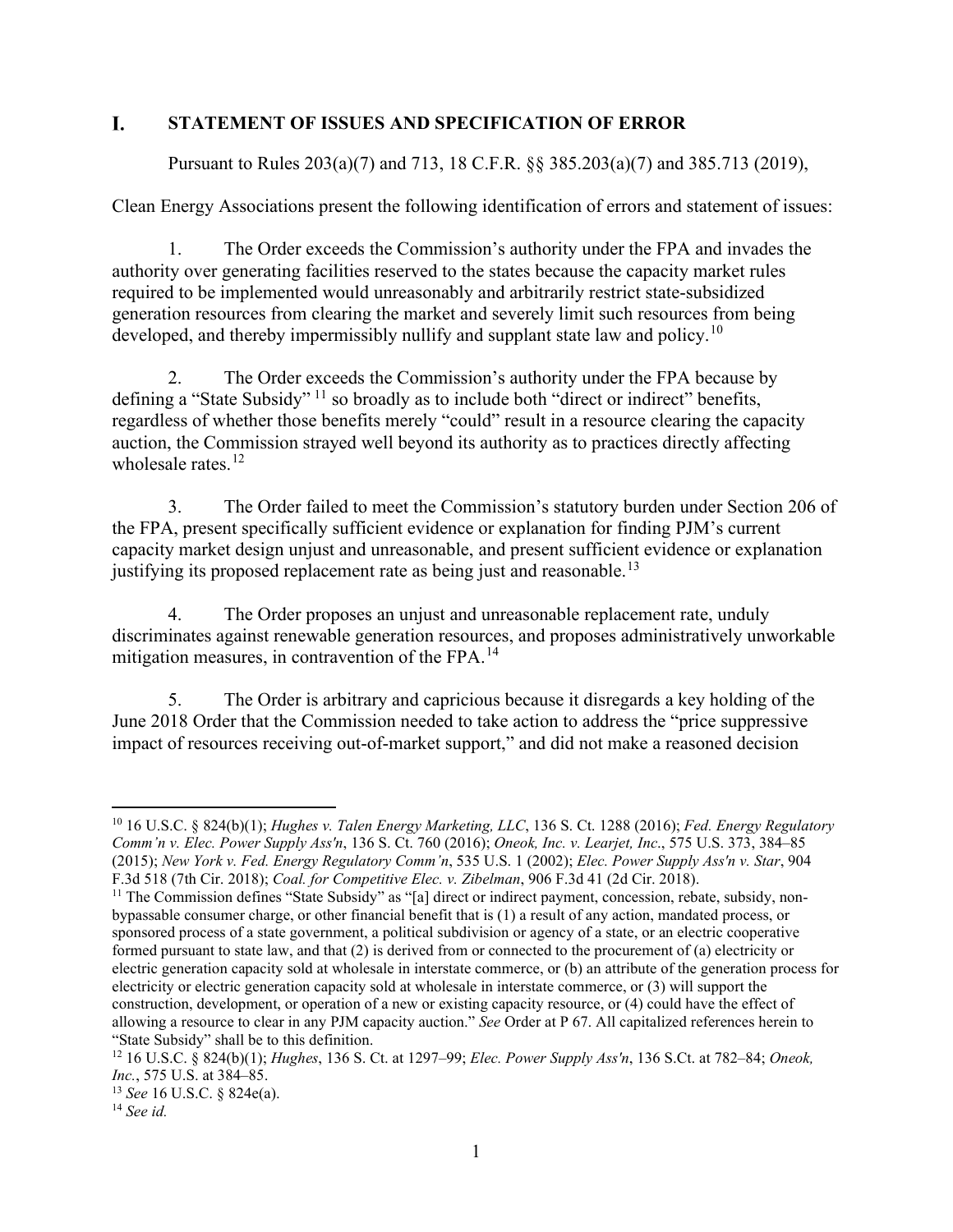# I. STATEMENT OF ISSUES AND SPECIFICATION OF ERROR

Pursuant to Rules 203(a)(7) and 713, 18 C.F.R. §§ 385.203(a)(7) and 385.713 (2019), Clean Energy Associations present the following identification of errors and statement of issues:

1. The Order exceeds the Commission's authority under the FPA and invades the authority over generating facilities reserved to the states because the capacity market rules required to be implemented would unreasonably and arbitrarily restrict state-subsidized generation resources from clearing the market and severely limit such resources from being developed, and thereby impermissibly nullify and supplant state law and policy.[10]

2. The Order exceeds the Commission's authority under the FPA because by defining a "State Subsidy"[11] so broadly as to include both "direct or indirect" benefits, regardless of whether those benefits merely "could" result in a resource clearing the capacity auction, the Commission strayed well beyond its authority as to practices directly affecting wholesale rates.[12]

3. The Order failed to meet the Commission's statutory burden under Section 206 of the FPA, present specifically sufficient evidence or explanation for finding PJM's current capacity market design unjust and unreasonable, and present sufficient evidence or explanation justifying its proposed replacement rate as being just and reasonable.[13]

4. The Order proposes an unjust and unreasonable replacement rate, unduly discriminates against renewable generation resources, and proposes administratively unworkable mitigation measures, in contravention of the FPA.[14]

5. The Order is arbitrary and capricious because it disregards a key holding of the June 2018 Order that the Commission needed to take action to address the "price suppressive impact of resources receiving out-of-market support," and did not make a reasoned decision

---

[10] 16 U.S.C. § 824(b)(1); *Hughes v. Talen Energy Marketing, LLC*, 136 S. Ct. 1288 (2016); *Fed. Energy Regulatory Comm'n v. Elec. Power Supply Ass'n*, 136 S. Ct. 760 (2016); *Oneok, Inc. v. Learjet, Inc*., 575 U.S. 373, 384–85 (2015); *New York v. Fed. Energy Regulatory Comm'n*, 535 U.S. 1 (2002); *Elec. Power Supply Ass'n v. Star*, 904 F.3d 518 (7th Cir. 2018); *Coal. for Competitive Elec. v. Zibelman*, 906 F.3d 41 (2d Cir. 2018).

[11] The Commission defines "State Subsidy" as "[a] direct or indirect payment, concession, rebate, subsidy, non-bypassable consumer charge, or other financial benefit that is (1) a result of any action, mandated process, or sponsored process of a state government, a political subdivision or agency of a state, or an electric cooperative formed pursuant to state law, and that (2) is derived from or connected to the procurement of (a) electricity or electric generation capacity sold at wholesale in interstate commerce, or (b) an attribute of the generation process for electricity or electric generation capacity sold at wholesale in interstate commerce, or (3) will support the construction, development, or operation of a new or existing capacity resource, or (4) could have the effect of allowing a resource to clear in any PJM capacity auction." *See* Order at P 67. All capitalized references herein to "State Subsidy" shall be to this definition.

[12] 16 U.S.C. § 824(b)(1); *Hughes*, 136 S. Ct. at 1297–99; *Elec. Power Supply Ass'n*, 136 S.Ct. at 782–84; *Oneok, Inc.*, 575 U.S. at 384–85.

[13] *See* 16 U.S.C. § 824e(a).

[14] *See id.*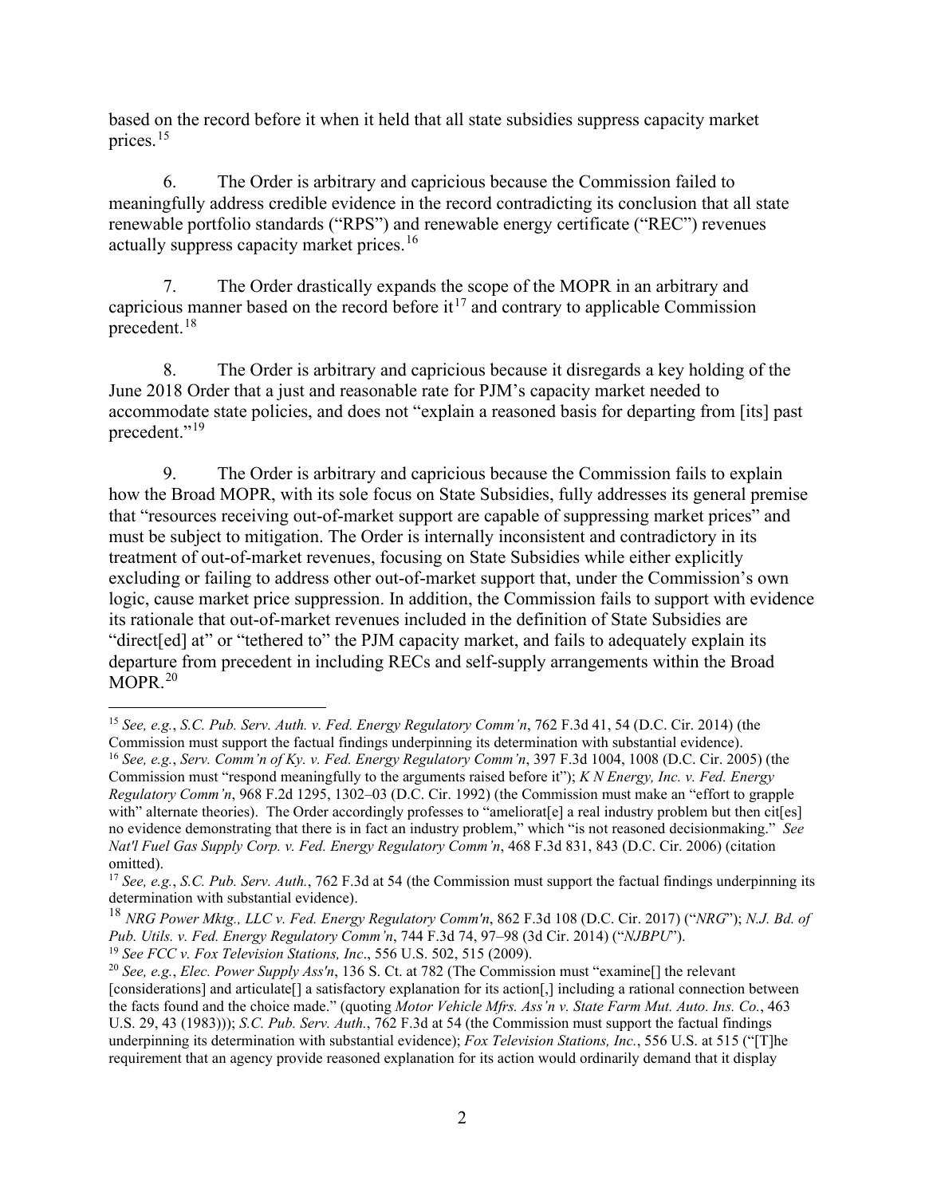based on the record before it when it held that all state subsidies suppress capacity market prices.[15]

6. The Order is arbitrary and capricious because the Commission failed to meaningfully address credible evidence in the record contradicting its conclusion that all state renewable portfolio standards ("RPS") and renewable energy certificate ("REC") revenues actually suppress capacity market prices.[16]

7. The Order drastically expands the scope of the MOPR in an arbitrary and capricious manner based on the record before it[17] and contrary to applicable Commission precedent.[18]

8. The Order is arbitrary and capricious because it disregards a key holding of the June 2018 Order that a just and reasonable rate for PJM's capacity market needed to accommodate state policies, and does not "explain a reasoned basis for departing from [its] past precedent."[19]

9. The Order is arbitrary and capricious because the Commission fails to explain how the Broad MOPR, with its sole focus on State Subsidies, fully addresses its general premise that "resources receiving out-of-market support are capable of suppressing market prices" and must be subject to mitigation. The Order is internally inconsistent and contradictory in its treatment of out-of-market revenues, focusing on State Subsidies while either explicitly excluding or failing to address other out-of-market support that, under the Commission's own logic, cause market price suppression. In addition, the Commission fails to support with evidence its rationale that out-of-market revenues included in the definition of State Subsidies are "direct[ed] at" or "tethered to" the PJM capacity market, and fails to adequately explain its departure from precedent in including RECs and self-supply arrangements within the Broad MOPR.[20]

---

[15] *See, e.g.*, *S.C. Pub. Serv. Auth. v. Fed. Energy Regulatory Comm'n*, 762 F.3d 41, 54 (D.C. Cir. 2014) (the Commission must support the factual findings underpinning its determination with substantial evidence).

[16] *See, e.g.*, *Serv. Comm'n of Ky. v. Fed. Energy Regulatory Comm'n*, 397 F.3d 1004, 1008 (D.C. Cir. 2005) (the Commission must "respond meaningfully to the arguments raised before it"); *K N Energy, Inc. v. Fed. Energy Regulatory Comm'n*, 968 F.2d 1295, 1302–03 (D.C. Cir. 1992) (the Commission must make an "effort to grapple with" alternate theories). The Order accordingly professes to "ameliorat[e] a real industry problem but then cit[es] no evidence demonstrating that there is in fact an industry problem," which "is not reasoned decisionmaking." *See Nat'l Fuel Gas Supply Corp. v. Fed. Energy Regulatory Comm'n*, 468 F.3d 831, 843 (D.C. Cir. 2006) (citation omitted).

[17] *See, e.g.*, *S.C. Pub. Serv. Auth.*, 762 F.3d at 54 (the Commission must support the factual findings underpinning its determination with substantial evidence).

[18] *NRG Power Mktg., LLC v. Fed. Energy Regulatory Comm'n*, 862 F.3d 108 (D.C. Cir. 2017) ("*NRG*"); *N.J. Bd. of Pub. Utils. v. Fed. Energy Regulatory Comm'n*, 744 F.3d 74, 97–98 (3d Cir. 2014) ("*NJBPU*").

[19] *See FCC v. Fox Television Stations, Inc*., 556 U.S. 502, 515 (2009).

[20] *See, e.g.*, *Elec. Power Supply Ass'n*, 136 S. Ct. at 782 (The Commission must "examine[] the relevant [considerations] and articulate[] a satisfactory explanation for its action[,] including a rational connection between the facts found and the choice made." (quoting *Motor Vehicle Mfrs. Ass'n v. State Farm Mut. Auto. Ins. Co.*, 463 U.S. 29, 43 (1983))); *S.C. Pub. Serv. Auth.*, 762 F.3d at 54 (the Commission must support the factual findings underpinning its determination with substantial evidence); *Fox Television Stations, Inc.*, 556 U.S. at 515 ("[T]he requirement that an agency provide reasoned explanation for its action would ordinarily demand that it display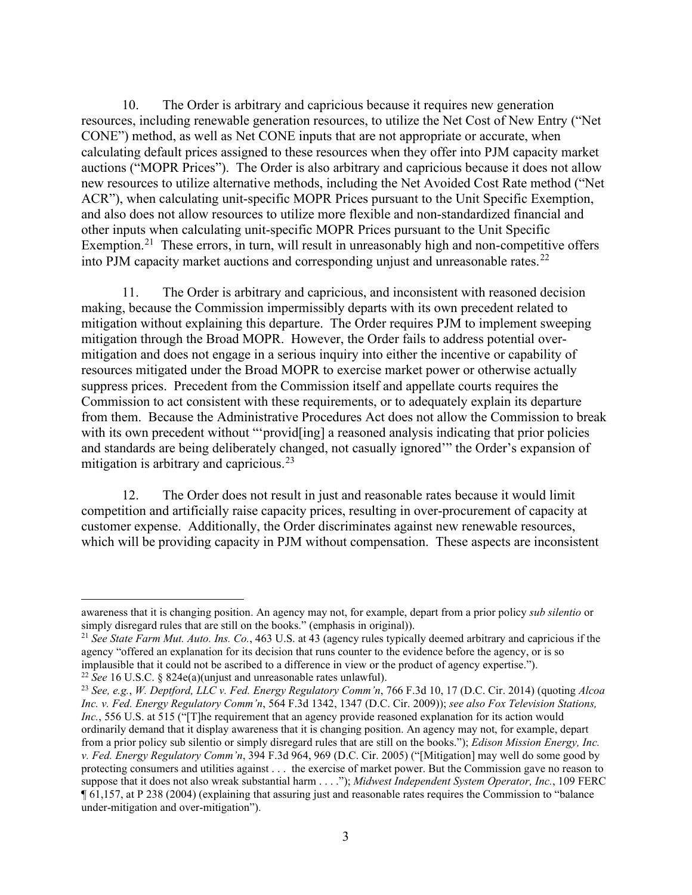10. The Order is arbitrary and capricious because it requires new generation resources, including renewable generation resources, to utilize the Net Cost of New Entry ("Net CONE") method, as well as Net CONE inputs that are not appropriate or accurate, when calculating default prices assigned to these resources when they offer into PJM capacity market auctions ("MOPR Prices"). The Order is also arbitrary and capricious because it does not allow new resources to utilize alternative methods, including the Net Avoided Cost Rate method ("Net ACR"), when calculating unit-specific MOPR Prices pursuant to the Unit Specific Exemption, and also does not allow resources to utilize more flexible and non-standardized financial and other inputs when calculating unit-specific MOPR Prices pursuant to the Unit Specific Exemption.[21] These errors, in turn, will result in unreasonably high and non-competitive offers into PJM capacity market auctions and corresponding unjust and unreasonable rates.[22]

11. The Order is arbitrary and capricious, and inconsistent with reasoned decision making, because the Commission impermissibly departs with its own precedent related to mitigation without explaining this departure. The Order requires PJM to implement sweeping mitigation through the Broad MOPR. However, the Order fails to address potential over-mitigation and does not engage in a serious inquiry into either the incentive or capability of resources mitigated under the Broad MOPR to exercise market power or otherwise actually suppress prices. Precedent from the Commission itself and appellate courts requires the Commission to act consistent with these requirements, or to adequately explain its departure from them. Because the Administrative Procedures Act does not allow the Commission to break with its own precedent without "'provid[ing] a reasoned analysis indicating that prior policies and standards are being deliberately changed, not casually ignored'" the Order's expansion of mitigation is arbitrary and capricious.[23]

12. The Order does not result in just and reasonable rates because it would limit competition and artificially raise capacity prices, resulting in over-procurement of capacity at customer expense. Additionally, the Order discriminates against new renewable resources, which will be providing capacity in PJM without compensation. These aspects are inconsistent

---

awareness that it is changing position. An agency may not, for example, depart from a prior policy *sub silentio* or simply disregard rules that are still on the books." (emphasis in original)).

[21] *See State Farm Mut. Auto. Ins. Co.*, 463 U.S. at 43 (agency rules typically deemed arbitrary and capricious if the agency "offered an explanation for its decision that runs counter to the evidence before the agency, or is so implausible that it could not be ascribed to a difference in view or the product of agency expertise.").

[22] *See* 16 U.S.C. § 824e(a)(unjust and unreasonable rates unlawful).

[23] *See, e.g.*, *W. Deptford, LLC v. Fed. Energy Regulatory Comm'n*, 766 F.3d 10, 17 (D.C. Cir. 2014) (quoting *Alcoa Inc. v. Fed. Energy Regulatory Comm'n*, 564 F.3d 1342, 1347 (D.C. Cir. 2009)); *see also Fox Television Stations, Inc.*, 556 U.S. at 515 ("[T]he requirement that an agency provide reasoned explanation for its action would ordinarily demand that it display awareness that it is changing position. An agency may not, for example, depart from a prior policy sub silentio or simply disregard rules that are still on the books."); *Edison Mission Energy, Inc. v. Fed. Energy Regulatory Comm'n*, 394 F.3d 964, 969 (D.C. Cir. 2005) ("[Mitigation] may well do some good by protecting consumers and utilities against . . . the exercise of market power. But the Commission gave no reason to suppose that it does not also wreak substantial harm . . . ."); *Midwest Independent System Operator, Inc.*, 109 FERC ¶ 61,157, at P 238 (2004) (explaining that assuring just and reasonable rates requires the Commission to "balance under-mitigation and over-mitigation").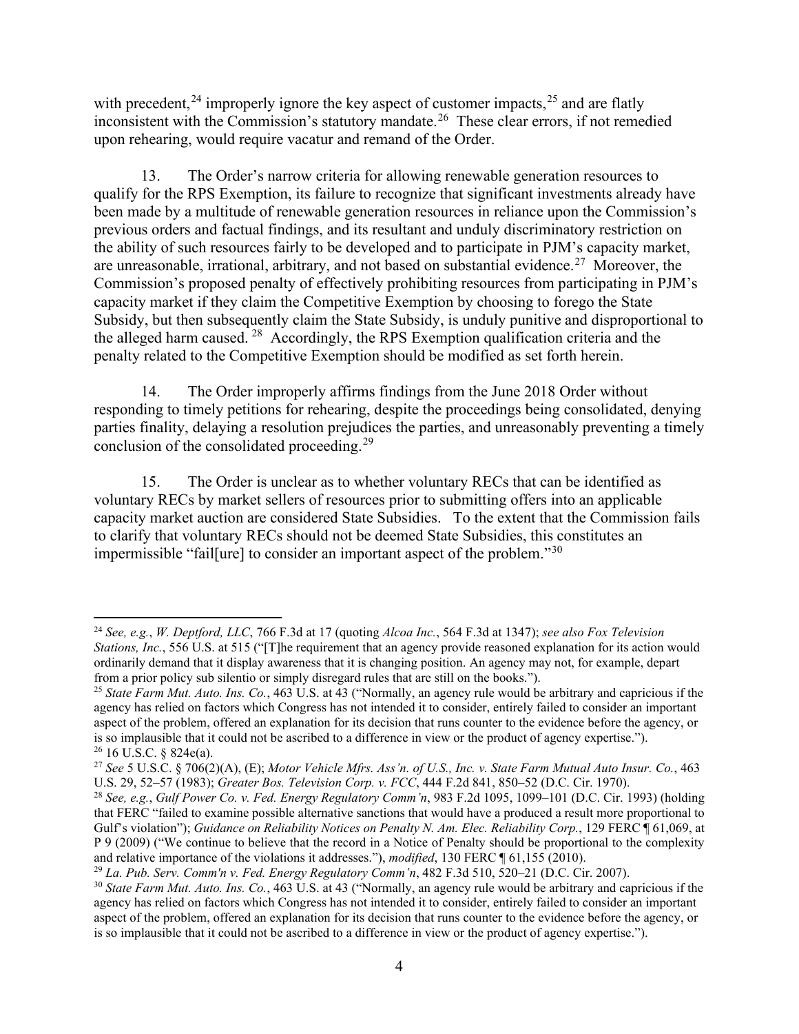with precedent,[24] improperly ignore the key aspect of customer impacts,[25] and are flatly inconsistent with the Commission's statutory mandate.[26] These clear errors, if not remedied upon rehearing, would require vacatur and remand of the Order.

13. The Order's narrow criteria for allowing renewable generation resources to qualify for the RPS Exemption, its failure to recognize that significant investments already have been made by a multitude of renewable generation resources in reliance upon the Commission's previous orders and factual findings, and its resultant and unduly discriminatory restriction on the ability of such resources fairly to be developed and to participate in PJM's capacity market, are unreasonable, irrational, arbitrary, and not based on substantial evidence.[27] Moreover, the Commission's proposed penalty of effectively prohibiting resources from participating in PJM's capacity market if they claim the Competitive Exemption by choosing to forego the State Subsidy, but then subsequently claim the State Subsidy, is unduly punitive and disproportional to the alleged harm caused.[28] Accordingly, the RPS Exemption qualification criteria and the penalty related to the Competitive Exemption should be modified as set forth herein.

14. The Order improperly affirms findings from the June 2018 Order without responding to timely petitions for rehearing, despite the proceedings being consolidated, denying parties finality, delaying a resolution prejudices the parties, and unreasonably preventing a timely conclusion of the consolidated proceeding.[29]

15. The Order is unclear as to whether voluntary RECs that can be identified as voluntary RECs by market sellers of resources prior to submitting offers into an applicable capacity market auction are considered State Subsidies. To the extent that the Commission fails to clarify that voluntary RECs should not be deemed State Subsidies, this constitutes an impermissible "fail[ure] to consider an important aspect of the problem."[30]

---

[24] *See, e.g.*, *W. Deptford, LLC*, 766 F.3d at 17 (quoting *Alcoa Inc.*, 564 F.3d at 1347); *see also Fox Television Stations, Inc.*, 556 U.S. at 515 ("[T]he requirement that an agency provide reasoned explanation for its action would ordinarily demand that it display awareness that it is changing position. An agency may not, for example, depart from a prior policy sub silentio or simply disregard rules that are still on the books.").

[25] *State Farm Mut. Auto. Ins. Co.*, 463 U.S. at 43 ("Normally, an agency rule would be arbitrary and capricious if the agency has relied on factors which Congress has not intended it to consider, entirely failed to consider an important aspect of the problem, offered an explanation for its decision that runs counter to the evidence before the agency, or is so implausible that it could not be ascribed to a difference in view or the product of agency expertise.").

[26] 16 U.S.C. § 824e(a).

[27] *See* 5 U.S.C. § 706(2)(A), (E); *Motor Vehicle Mfrs. Ass'n. of U.S., Inc. v. State Farm Mutual Auto Insur. Co.*, 463 U.S. 29, 52–57 (1983); *Greater Bos. Television Corp. v. FCC*, 444 F.2d 841, 850–52 (D.C. Cir. 1970).

[28] *See, e.g.*, *Gulf Power Co. v. Fed. Energy Regulatory Comm'n*, 983 F.2d 1095, 1099–101 (D.C. Cir. 1993) (holding that FERC "failed to examine possible alternative sanctions that would have a produced a result more proportional to Gulf's violation"); *Guidance on Reliability Notices on Penalty N. Am. Elec. Reliability Corp.*, 129 FERC ¶ 61,069, at P 9 (2009) ("We continue to believe that the record in a Notice of Penalty should be proportional to the complexity and relative importance of the violations it addresses."), *modified*, 130 FERC ¶ 61,155 (2010).

[29] *La. Pub. Serv. Comm'n v. Fed. Energy Regulatory Comm'n*, 482 F.3d 510, 520–21 (D.C. Cir. 2007).

[30] *State Farm Mut. Auto. Ins. Co.*, 463 U.S. at 43 ("Normally, an agency rule would be arbitrary and capricious if the agency has relied on factors which Congress has not intended it to consider, entirely failed to consider an important aspect of the problem, offered an explanation for its decision that runs counter to the evidence before the agency, or is so implausible that it could not be ascribed to a difference in view or the product of agency expertise.").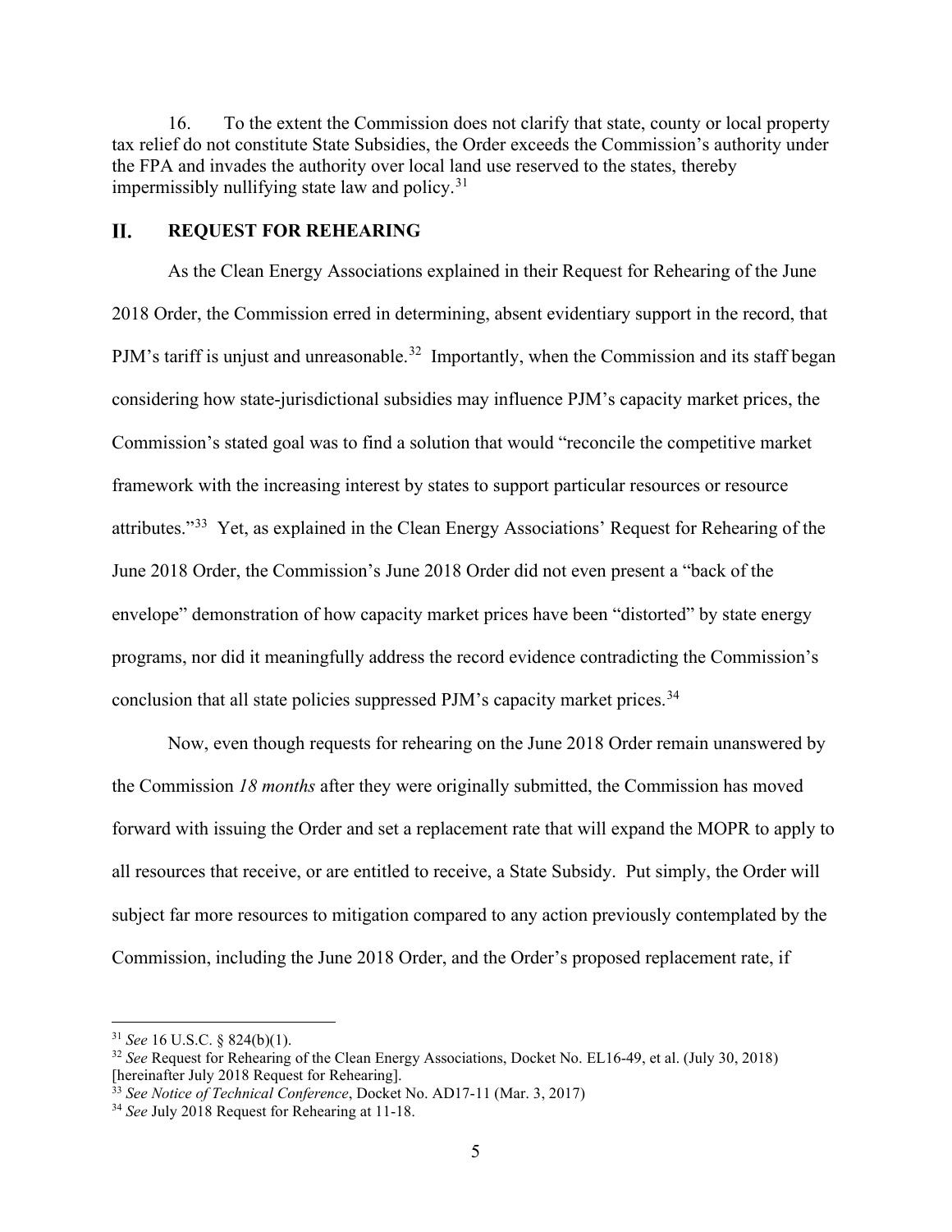16. To the extent the Commission does not clarify that state, county or local property tax relief do not constitute State Subsidies, the Order exceeds the Commission's authority under the FPA and invades the authority over local land use reserved to the states, thereby impermissibly nullifying state law and policy.[31]

## II. REQUEST FOR REHEARING

As the Clean Energy Associations explained in their Request for Rehearing of the June 2018 Order, the Commission erred in determining, absent evidentiary support in the record, that PJM's tariff is unjust and unreasonable.[32] Importantly, when the Commission and its staff began considering how state-jurisdictional subsidies may influence PJM's capacity market prices, the Commission's stated goal was to find a solution that would "reconcile the competitive market framework with the increasing interest by states to support particular resources or resource attributes."[33] Yet, as explained in the Clean Energy Associations' Request for Rehearing of the June 2018 Order, the Commission's June 2018 Order did not even present a "back of the envelope" demonstration of how capacity market prices have been "distorted" by state energy programs, nor did it meaningfully address the record evidence contradicting the Commission's conclusion that all state policies suppressed PJM's capacity market prices.[34]

Now, even though requests for rehearing on the June 2018 Order remain unanswered by the Commission *18 months* after they were originally submitted, the Commission has moved forward with issuing the Order and set a replacement rate that will expand the MOPR to apply to all resources that receive, or are entitled to receive, a State Subsidy. Put simply, the Order will subject far more resources to mitigation compared to any action previously contemplated by the Commission, including the June 2018 Order, and the Order's proposed replacement rate, if

---

[31] *See* 16 U.S.C. § 824(b)(1).

[32] *See* Request for Rehearing of the Clean Energy Associations, Docket No. EL16-49, et al. (July 30, 2018) [hereinafter July 2018 Request for Rehearing].

[33] *See Notice of Technical Conference*, Docket No. AD17-11 (Mar. 3, 2017)

[34] *See* July 2018 Request for Rehearing at 11-18.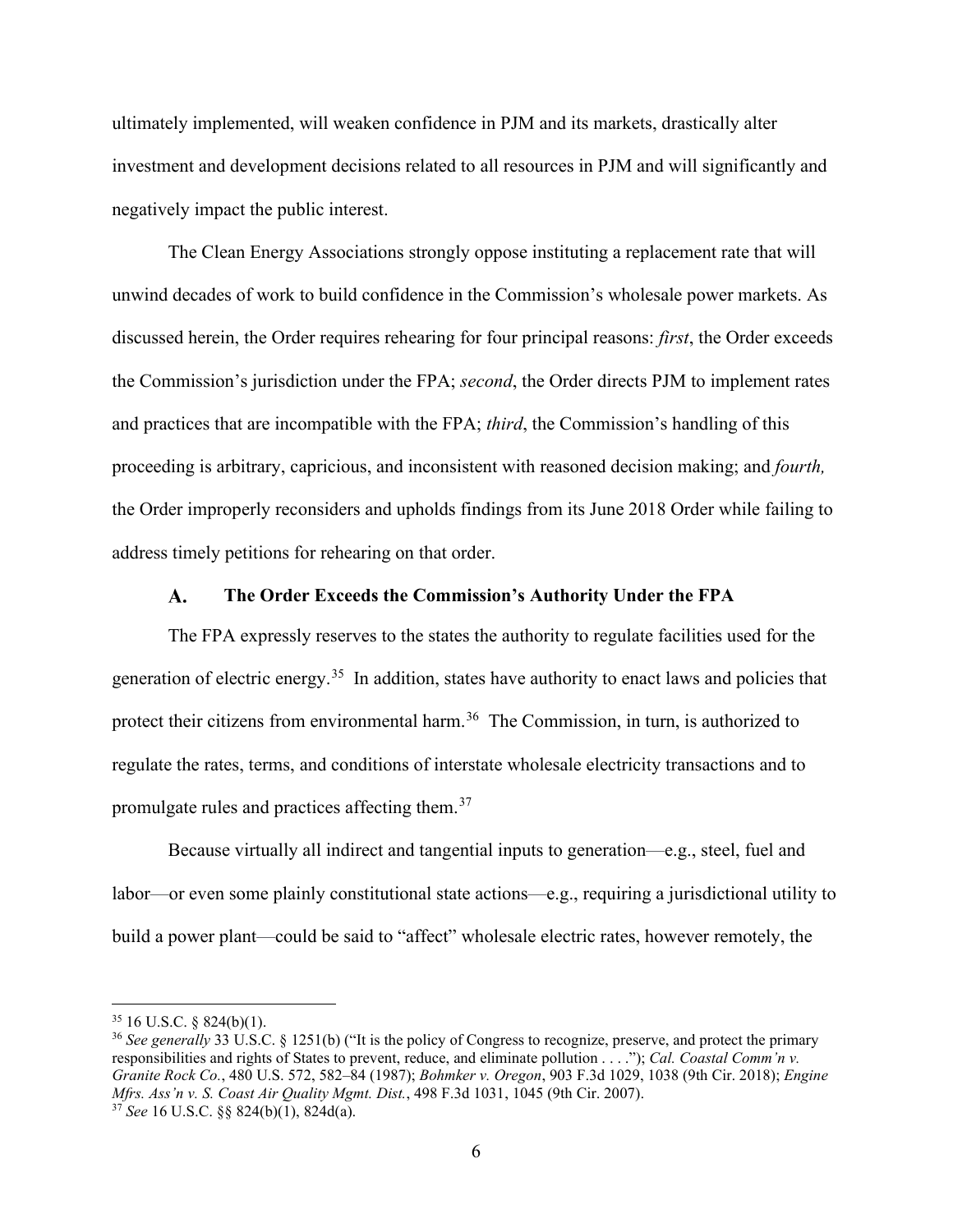ultimately implemented, will weaken confidence in PJM and its markets, drastically alter investment and development decisions related to all resources in PJM and will significantly and negatively impact the public interest.

The Clean Energy Associations strongly oppose instituting a replacement rate that will unwind decades of work to build confidence in the Commission's wholesale power markets. As discussed herein, the Order requires rehearing for four principal reasons: *first*, the Order exceeds the Commission's jurisdiction under the FPA; *second*, the Order directs PJM to implement rates and practices that are incompatible with the FPA; *third*, the Commission's handling of this proceeding is arbitrary, capricious, and inconsistent with reasoned decision making; and *fourth,* the Order improperly reconsiders and upholds findings from its June 2018 Order while failing to address timely petitions for rehearing on that order.

### A. The Order Exceeds the Commission's Authority Under the FPA

The FPA expressly reserves to the states the authority to regulate facilities used for the generation of electric energy.[35] In addition, states have authority to enact laws and policies that protect their citizens from environmental harm.[36] The Commission, in turn, is authorized to regulate the rates, terms, and conditions of interstate wholesale electricity transactions and to promulgate rules and practices affecting them.[37]

Because virtually all indirect and tangential inputs to generation—e.g., steel, fuel and labor—or even some plainly constitutional state actions—e.g., requiring a jurisdictional utility to build a power plant—could be said to "affect" wholesale electric rates, however remotely, the

---

[35] 16 U.S.C. § 824(b)(1).

[36] *See generally* 33 U.S.C. § 1251(b) ("It is the policy of Congress to recognize, preserve, and protect the primary responsibilities and rights of States to prevent, reduce, and eliminate pollution . . . ."); *Cal. Coastal Comm'n v. Granite Rock Co.*, 480 U.S. 572, 582–84 (1987); *Bohmker v. Oregon*, 903 F.3d 1029, 1038 (9th Cir. 2018); *Engine Mfrs. Ass'n v. S. Coast Air Quality Mgmt. Dist.*, 498 F.3d 1031, 1045 (9th Cir. 2007).

[37] *See* 16 U.S.C. §§ 824(b)(1), 824d(a).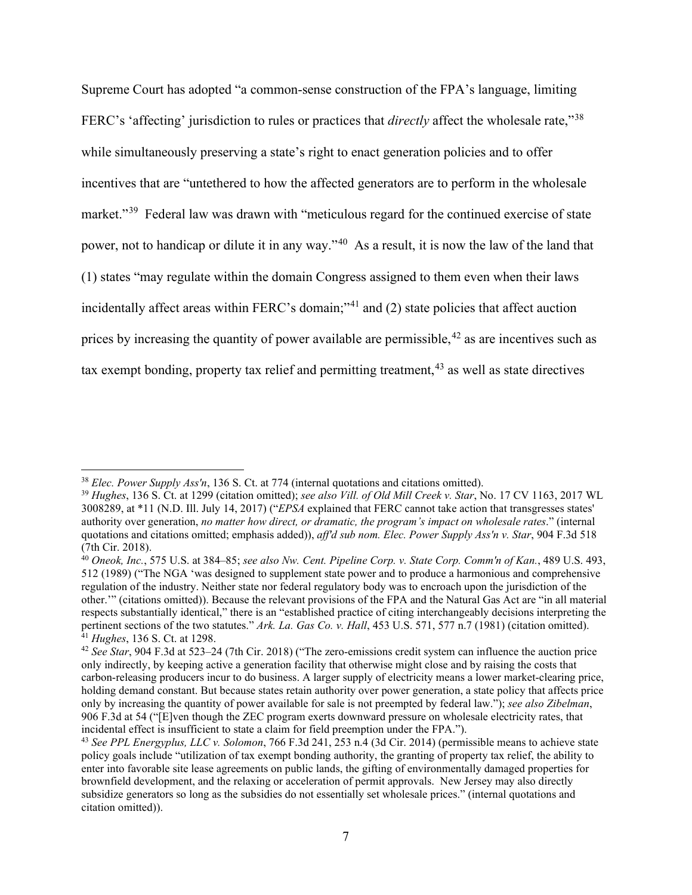Supreme Court has adopted "a common-sense construction of the FPA's language, limiting FERC's 'affecting' jurisdiction to rules or practices that *directly* affect the wholesale rate,"[38] while simultaneously preserving a state's right to enact generation policies and to offer incentives that are "untethered to how the affected generators are to perform in the wholesale market."[39] Federal law was drawn with "meticulous regard for the continued exercise of state power, not to handicap or dilute it in any way."[40] As a result, it is now the law of the land that (1) states "may regulate within the domain Congress assigned to them even when their laws incidentally affect areas within FERC's domain;"[41] and (2) state policies that affect auction prices by increasing the quantity of power available are permissible,[42] as are incentives such as tax exempt bonding, property tax relief and permitting treatment,[43] as well as state directives

---

[38] *Elec. Power Supply Ass'n*, 136 S. Ct. at 774 (internal quotations and citations omitted).

[39] *Hughes*, 136 S. Ct. at 1299 (citation omitted); *see also Vill. of Old Mill Creek v. Star*, No. 17 CV 1163, 2017 WL 3008289, at *11 (N.D. Ill. July 14, 2017) ("*EPSA* explained that FERC cannot take action that transgresses states' authority over generation, *no matter how direct, or dramatic, the program's impact on wholesale rates*." (internal quotations and citations omitted; emphasis added)), *aff'd sub nom. Elec. Power Supply Ass'n v. Star*, 904 F.3d 518 (7th Cir. 2018).

[40] *Oneok, Inc.*, 575 U.S. at 384–85; *see also Nw. Cent. Pipeline Corp. v. State Corp. Comm'n of Kan.*, 489 U.S. 493, 512 (1989) ("The NGA 'was designed to supplement state power and to produce a harmonious and comprehensive regulation of the industry. Neither state nor federal regulatory body was to encroach upon the jurisdiction of the other.'" (citations omitted)). Because the relevant provisions of the FPA and the Natural Gas Act are "in all material respects substantially identical," there is an "established practice of citing interchangeably decisions interpreting the pertinent sections of the two statutes." *Ark. La. Gas Co. v. Hall*, 453 U.S. 571, 577 n.7 (1981) (citation omitted).

[41] *Hughes*, 136 S. Ct. at 1298.

[42] *See Star*, 904 F.3d at 523–24 (7th Cir. 2018) ("The zero-emissions credit system can influence the auction price only indirectly, by keeping active a generation facility that otherwise might close and by raising the costs that carbon-releasing producers incur to do business. A larger supply of electricity means a lower market-clearing price, holding demand constant. But because states retain authority over power generation, a state policy that affects price only by increasing the quantity of power available for sale is not preempted by federal law."); *see also Zibelman*, 906 F.3d at 54 ("[E]ven though the ZEC program exerts downward pressure on wholesale electricity rates, that incidental effect is insufficient to state a claim for field preemption under the FPA.").

[43] *See PPL Energyplus, LLC v. Solomon*, 766 F.3d 241, 253 n.4 (3d Cir. 2014) (permissible means to achieve state policy goals include "utilization of tax exempt bonding authority, the granting of property tax relief, the ability to enter into favorable site lease agreements on public lands, the gifting of environmentally damaged properties for brownfield development, and the relaxing or acceleration of permit approvals. New Jersey may also directly subsidize generators so long as the subsidies do not essentially set wholesale prices." (internal quotations and citation omitted)).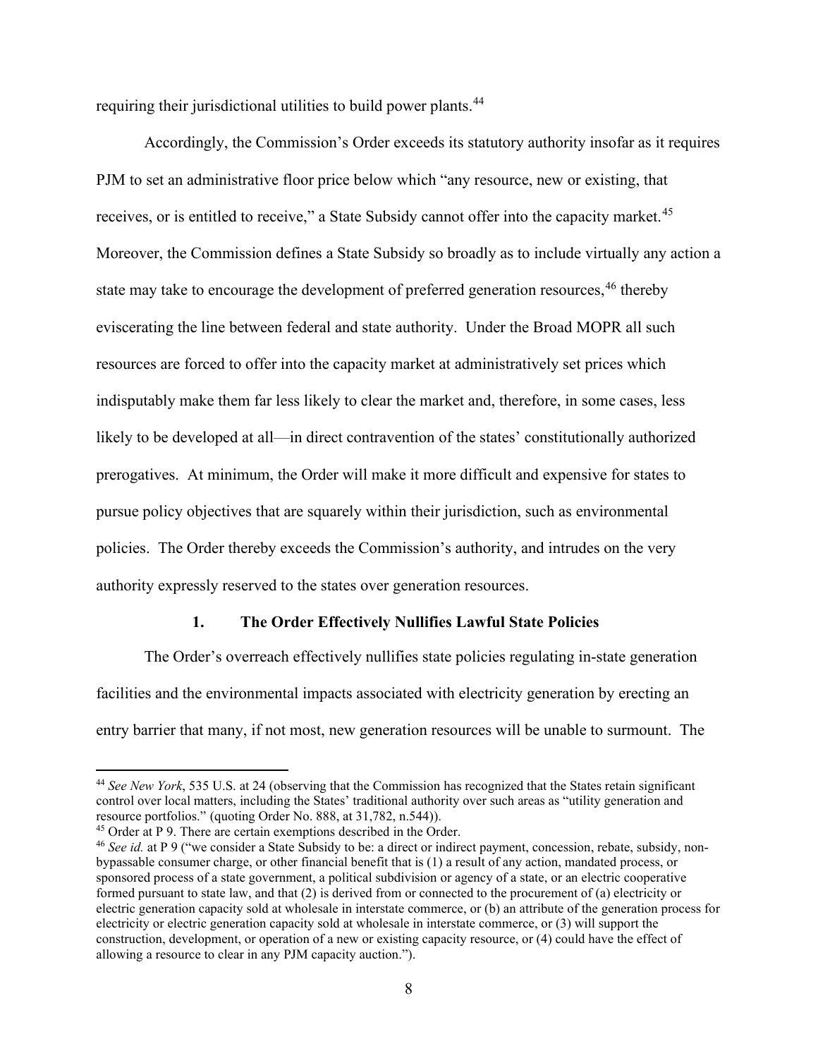requiring their jurisdictional utilities to build power plants.[44]

Accordingly, the Commission's Order exceeds its statutory authority insofar as it requires PJM to set an administrative floor price below which "any resource, new or existing, that receives, or is entitled to receive," a State Subsidy cannot offer into the capacity market.[45] Moreover, the Commission defines a State Subsidy so broadly as to include virtually any action a state may take to encourage the development of preferred generation resources,[46] thereby eviscerating the line between federal and state authority. Under the Broad MOPR all such resources are forced to offer into the capacity market at administratively set prices which indisputably make them far less likely to clear the market and, therefore, in some cases, less likely to be developed at all—in direct contravention of the states' constitutionally authorized prerogatives. At minimum, the Order will make it more difficult and expensive for states to pursue policy objectives that are squarely within their jurisdiction, such as environmental policies. The Order thereby exceeds the Commission's authority, and intrudes on the very authority expressly reserved to the states over generation resources.

### 1. The Order Effectively Nullifies Lawful State Policies

The Order's overreach effectively nullifies state policies regulating in-state generation facilities and the environmental impacts associated with electricity generation by erecting an entry barrier that many, if not most, new generation resources will be unable to surmount. The

---

[44] *See New York*, 535 U.S. at 24 (observing that the Commission has recognized that the States retain significant control over local matters, including the States' traditional authority over such areas as "utility generation and resource portfolios." (quoting Order No. 888, at 31,782, n.544)).

[45] Order at P 9. There are certain exemptions described in the Order.

[46] *See id.* at P 9 ("we consider a State Subsidy to be: a direct or indirect payment, concession, rebate, subsidy, non-bypassable consumer charge, or other financial benefit that is (1) a result of any action, mandated process, or sponsored process of a state government, a political subdivision or agency of a state, or an electric cooperative formed pursuant to state law, and that (2) is derived from or connected to the procurement of (a) electricity or electric generation capacity sold at wholesale in interstate commerce, or (b) an attribute of the generation process for electricity or electric generation capacity sold at wholesale in interstate commerce, or (3) will support the construction, development, or operation of a new or existing capacity resource, or (4) could have the effect of allowing a resource to clear in any PJM capacity auction.").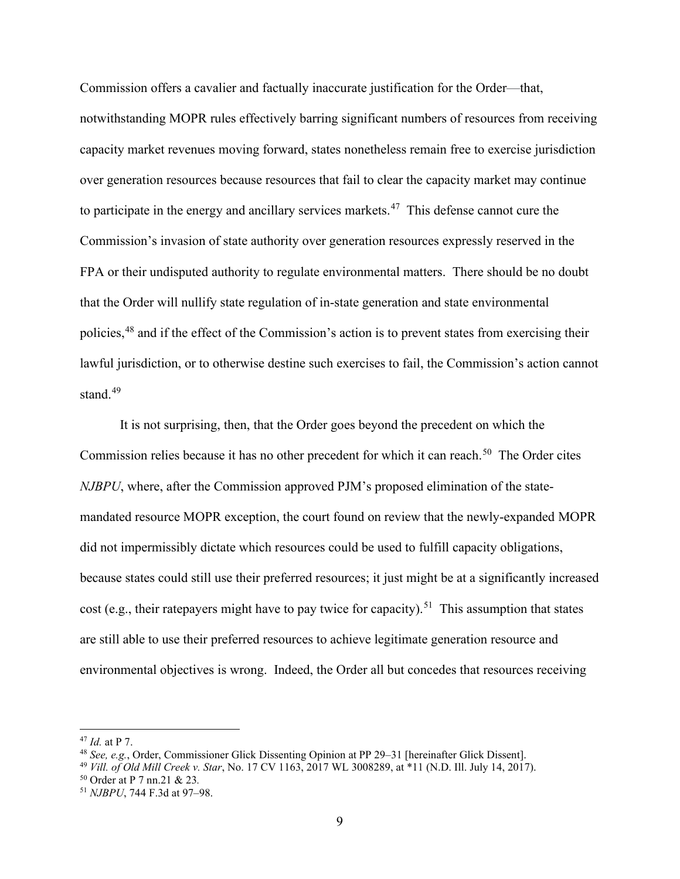Commission offers a cavalier and factually inaccurate justification for the Order—that, notwithstanding MOPR rules effectively barring significant numbers of resources from receiving capacity market revenues moving forward, states nonetheless remain free to exercise jurisdiction over generation resources because resources that fail to clear the capacity market may continue to participate in the energy and ancillary services markets.[47] This defense cannot cure the Commission's invasion of state authority over generation resources expressly reserved in the FPA or their undisputed authority to regulate environmental matters. There should be no doubt that the Order will nullify state regulation of in-state generation and state environmental policies,[48] and if the effect of the Commission's action is to prevent states from exercising their lawful jurisdiction, or to otherwise destine such exercises to fail, the Commission's action cannot stand.[49]

It is not surprising, then, that the Order goes beyond the precedent on which the Commission relies because it has no other precedent for which it can reach.[50] The Order cites *NJBPU*, where, after the Commission approved PJM's proposed elimination of the state-mandated resource MOPR exception, the court found on review that the newly-expanded MOPR did not impermissibly dictate which resources could be used to fulfill capacity obligations, because states could still use their preferred resources; it just might be at a significantly increased cost (e.g., their ratepayers might have to pay twice for capacity).[51] This assumption that states are still able to use their preferred resources to achieve legitimate generation resource and environmental objectives is wrong. Indeed, the Order all but concedes that resources receiving

---

[47] *Id.* at P 7.

[48] *See, e.g.*, Order, Commissioner Glick Dissenting Opinion at PP 29–31 [hereinafter Glick Dissent].

[49] *Vill. of Old Mill Creek v. Star*, No. 17 CV 1163, 2017 WL 3008289, at *11 (N.D. Ill. July 14, 2017).

[50] Order at P 7 nn.21 & 23.

[51] *NJBPU*, 744 F.3d at 97–98.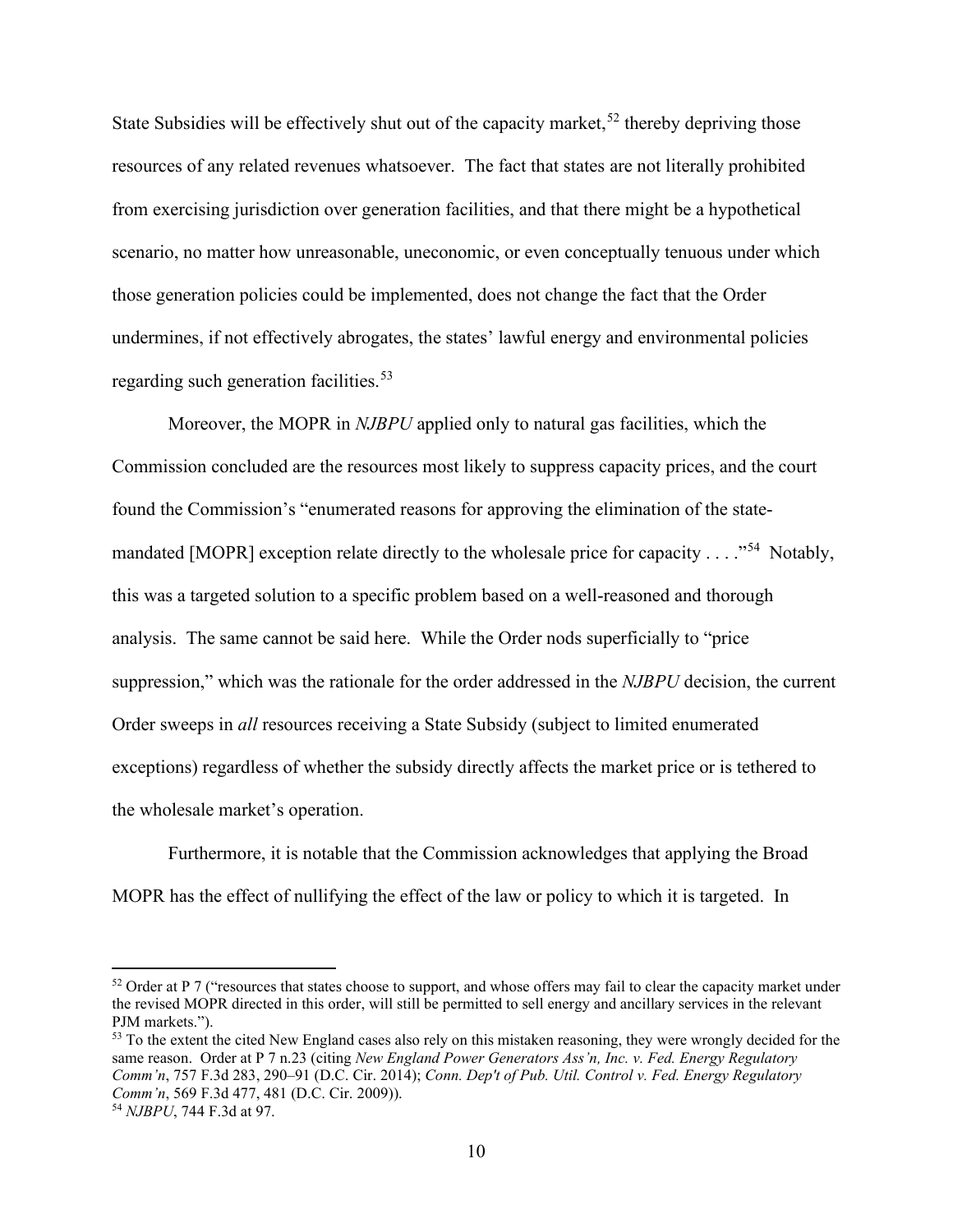State Subsidies will be effectively shut out of the capacity market,[52] thereby depriving those resources of any related revenues whatsoever. The fact that states are not literally prohibited from exercising jurisdiction over generation facilities, and that there might be a hypothetical scenario, no matter how unreasonable, uneconomic, or even conceptually tenuous under which those generation policies could be implemented, does not change the fact that the Order undermines, if not effectively abrogates, the states' lawful energy and environmental policies regarding such generation facilities.[53]

Moreover, the MOPR in *NJBPU* applied only to natural gas facilities, which the Commission concluded are the resources most likely to suppress capacity prices, and the court found the Commission's "enumerated reasons for approving the elimination of the state-mandated [MOPR] exception relate directly to the wholesale price for capacity . . . ."[54] Notably, this was a targeted solution to a specific problem based on a well-reasoned and thorough analysis. The same cannot be said here. While the Order nods superficially to "price suppression," which was the rationale for the order addressed in the *NJBPU* decision, the current Order sweeps in *all* resources receiving a State Subsidy (subject to limited enumerated exceptions) regardless of whether the subsidy directly affects the market price or is tethered to the wholesale market's operation.

Furthermore, it is notable that the Commission acknowledges that applying the Broad MOPR has the effect of nullifying the effect of the law or policy to which it is targeted. In

---

[52] Order at P 7 ("resources that states choose to support, and whose offers may fail to clear the capacity market under the revised MOPR directed in this order, will still be permitted to sell energy and ancillary services in the relevant PJM markets.").

[53] To the extent the cited New England cases also rely on this mistaken reasoning, they were wrongly decided for the same reason. Order at P 7 n.23 (citing *New England Power Generators Ass'n, Inc. v. Fed. Energy Regulatory Comm'n*, 757 F.3d 283, 290–91 (D.C. Cir. 2014); *Conn. Dep't of Pub. Util. Control v. Fed. Energy Regulatory Comm'n*, 569 F.3d 477, 481 (D.C. Cir. 2009)).

[54] *NJBPU*, 744 F.3d at 97.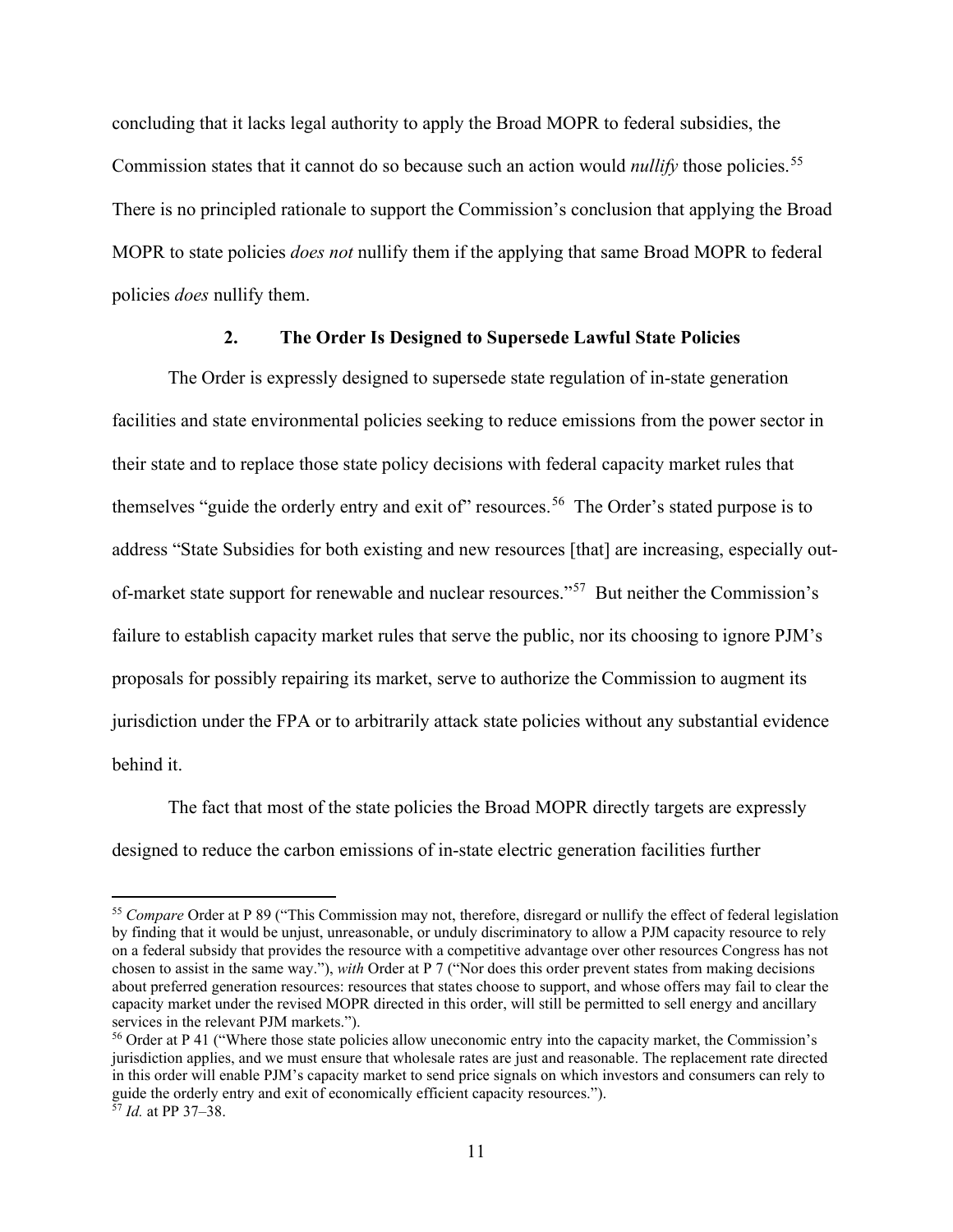concluding that it lacks legal authority to apply the Broad MOPR to federal subsidies, the Commission states that it cannot do so because such an action would *nullify* those policies.[55] There is no principled rationale to support the Commission's conclusion that applying the Broad MOPR to state policies *does not* nullify them if the applying that same Broad MOPR to federal policies *does* nullify them.

### 2. The Order Is Designed to Supersede Lawful State Policies

The Order is expressly designed to supersede state regulation of in-state generation facilities and state environmental policies seeking to reduce emissions from the power sector in their state and to replace those state policy decisions with federal capacity market rules that themselves "guide the orderly entry and exit of" resources.[56] The Order's stated purpose is to address "State Subsidies for both existing and new resources [that] are increasing, especially out-of-market state support for renewable and nuclear resources."[57] But neither the Commission's failure to establish capacity market rules that serve the public, nor its choosing to ignore PJM's proposals for possibly repairing its market, serve to authorize the Commission to augment its jurisdiction under the FPA or to arbitrarily attack state policies without any substantial evidence behind it.

The fact that most of the state policies the Broad MOPR directly targets are expressly designed to reduce the carbon emissions of in-state electric generation facilities further

---

[55] *Compare* Order at P 89 ("This Commission may not, therefore, disregard or nullify the effect of federal legislation by finding that it would be unjust, unreasonable, or unduly discriminatory to allow a PJM capacity resource to rely on a federal subsidy that provides the resource with a competitive advantage over other resources Congress has not chosen to assist in the same way."), *with* Order at P 7 ("Nor does this order prevent states from making decisions about preferred generation resources: resources that states choose to support, and whose offers may fail to clear the capacity market under the revised MOPR directed in this order, will still be permitted to sell energy and ancillary services in the relevant PJM markets.").

[56] Order at P 41 ("Where those state policies allow uneconomic entry into the capacity market, the Commission's jurisdiction applies, and we must ensure that wholesale rates are just and reasonable. The replacement rate directed in this order will enable PJM's capacity market to send price signals on which investors and consumers can rely to guide the orderly entry and exit of economically efficient capacity resources.").

[57] *Id.* at PP 37–38.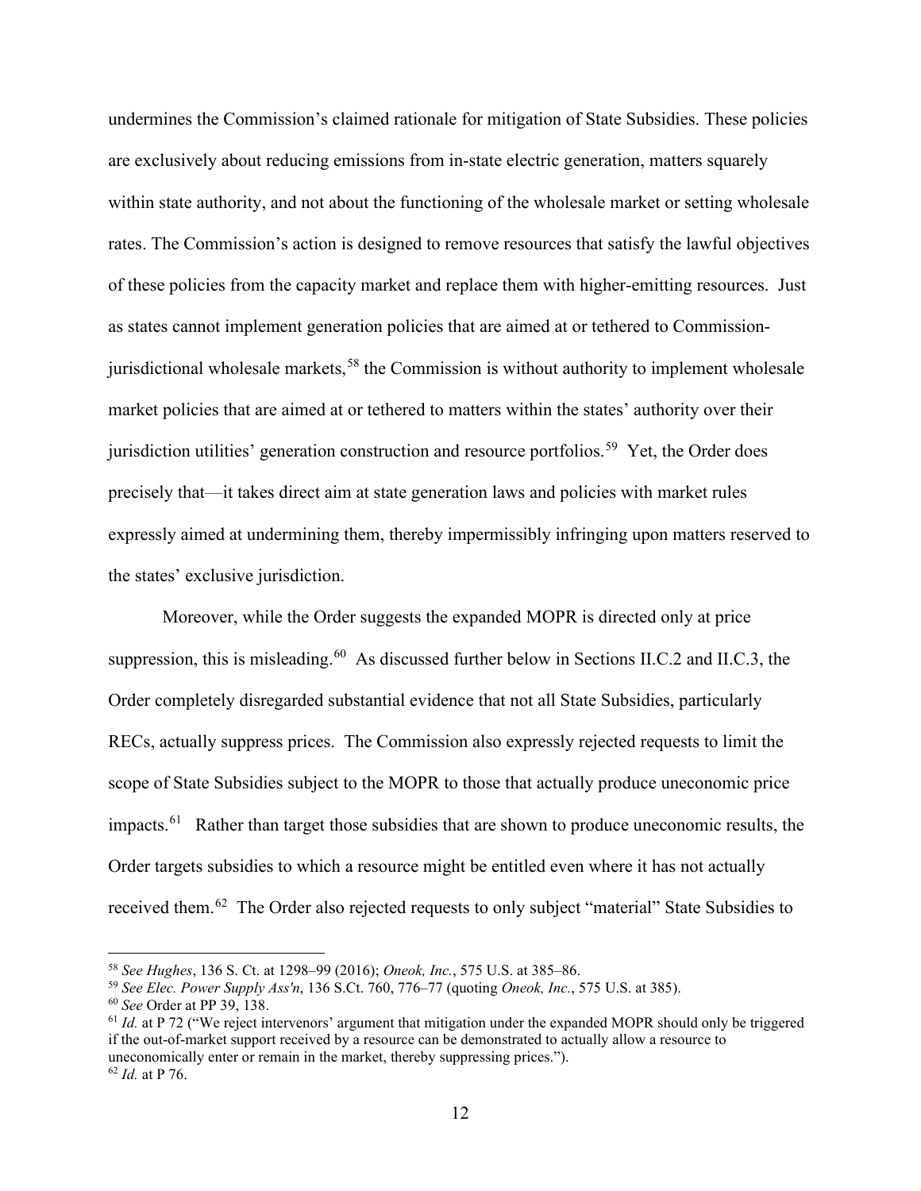undermines the Commission's claimed rationale for mitigation of State Subsidies. These policies are exclusively about reducing emissions from in-state electric generation, matters squarely within state authority, and not about the functioning of the wholesale market or setting wholesale rates. The Commission's action is designed to remove resources that satisfy the lawful objectives of these policies from the capacity market and replace them with higher-emitting resources. Just as states cannot implement generation policies that are aimed at or tethered to Commission-jurisdictional wholesale markets,[58] the Commission is without authority to implement wholesale market policies that are aimed at or tethered to matters within the states' authority over their jurisdiction utilities' generation construction and resource portfolios.[59] Yet, the Order does precisely that—it takes direct aim at state generation laws and policies with market rules expressly aimed at undermining them, thereby impermissibly infringing upon matters reserved to the states' exclusive jurisdiction.

Moreover, while the Order suggests the expanded MOPR is directed only at price suppression, this is misleading.[60] As discussed further below in Sections II.C.2 and II.C.3, the Order completely disregarded substantial evidence that not all State Subsidies, particularly RECs, actually suppress prices. The Commission also expressly rejected requests to limit the scope of State Subsidies subject to the MOPR to those that actually produce uneconomic price impacts.[61] Rather than target those subsidies that are shown to produce uneconomic results, the Order targets subsidies to which a resource might be entitled even where it has not actually received them.[62] The Order also rejected requests to only subject "material" State Subsidies to

---

[58] *See Hughes*, 136 S. Ct. at 1298–99 (2016); *Oneok, Inc.*, 575 U.S. at 385–86.

[59] *See Elec. Power Supply Ass'n*, 136 S.Ct. 760, 776–77 (quoting *Oneok, Inc.*, 575 U.S. at 385).

[60] *See* Order at PP 39, 138.

[61] *Id.* at P 72 ("We reject intervenors' argument that mitigation under the expanded MOPR should only be triggered if the out-of-market support received by a resource can be demonstrated to actually allow a resource to uneconomically enter or remain in the market, thereby suppressing prices.").

[62] *Id.* at P 76.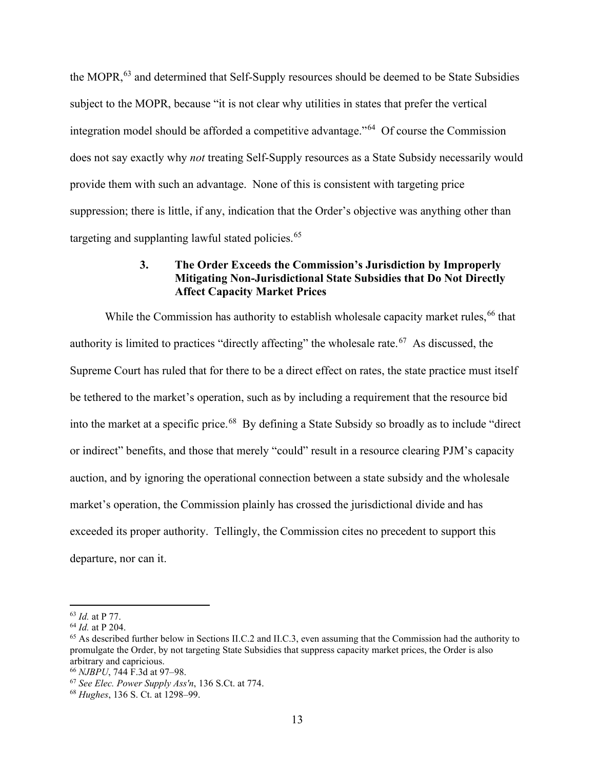the MOPR,[63] and determined that Self-Supply resources should be deemed to be State Subsidies subject to the MOPR, because "it is not clear why utilities in states that prefer the vertical integration model should be afforded a competitive advantage."[64] Of course the Commission does not say exactly why *not* treating Self-Supply resources as a State Subsidy necessarily would provide them with such an advantage. None of this is consistent with targeting price suppression; there is little, if any, indication that the Order's objective was anything other than targeting and supplanting lawful stated policies.[65]

### 3. The Order Exceeds the Commission's Jurisdiction by Improperly Mitigating Non-Jurisdictional State Subsidies that Do Not Directly Affect Capacity Market Prices

While the Commission has authority to establish wholesale capacity market rules,[66] that authority is limited to practices "directly affecting" the wholesale rate.[67] As discussed, the Supreme Court has ruled that for there to be a direct effect on rates, the state practice must itself be tethered to the market's operation, such as by including a requirement that the resource bid into the market at a specific price.[68] By defining a State Subsidy so broadly as to include "direct or indirect" benefits, and those that merely "could" result in a resource clearing PJM's capacity auction, and by ignoring the operational connection between a state subsidy and the wholesale market's operation, the Commission plainly has crossed the jurisdictional divide and has exceeded its proper authority. Tellingly, the Commission cites no precedent to support this departure, nor can it.

---

[63] *Id.* at P 77.

[64] *Id.* at P 204.

[65] As described further below in Sections II.C.2 and II.C.3, even assuming that the Commission had the authority to promulgate the Order, by not targeting State Subsidies that suppress capacity market prices, the Order is also arbitrary and capricious.

[66] *NJBPU*, 744 F.3d at 97–98.

[67] *See Elec. Power Supply Ass'n*, 136 S.Ct. at 774.

[68] *Hughes*, 136 S. Ct. at 1298–99.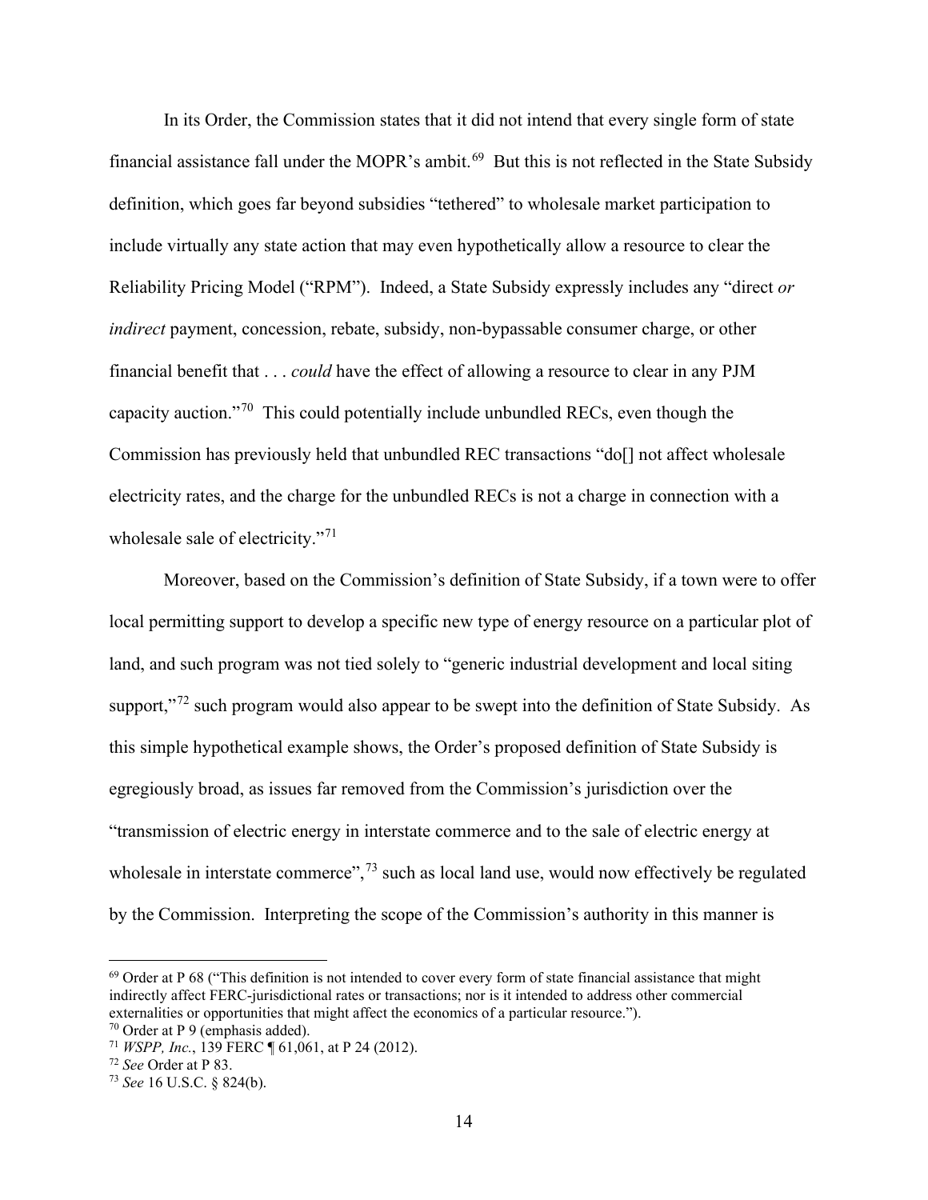In its Order, the Commission states that it did not intend that every single form of state financial assistance fall under the MOPR's ambit.[69] But this is not reflected in the State Subsidy definition, which goes far beyond subsidies "tethered" to wholesale market participation to include virtually any state action that may even hypothetically allow a resource to clear the Reliability Pricing Model ("RPM"). Indeed, a State Subsidy expressly includes any "direct *or indirect* payment, concession, rebate, subsidy, non-bypassable consumer charge, or other financial benefit that . . . *could* have the effect of allowing a resource to clear in any PJM capacity auction."[70] This could potentially include unbundled RECs, even though the Commission has previously held that unbundled REC transactions "do[] not affect wholesale electricity rates, and the charge for the unbundled RECs is not a charge in connection with a wholesale sale of electricity."[71]

Moreover, based on the Commission's definition of State Subsidy, if a town were to offer local permitting support to develop a specific new type of energy resource on a particular plot of land, and such program was not tied solely to "generic industrial development and local siting support,"[72] such program would also appear to be swept into the definition of State Subsidy. As this simple hypothetical example shows, the Order's proposed definition of State Subsidy is egregiously broad, as issues far removed from the Commission's jurisdiction over the "transmission of electric energy in interstate commerce and to the sale of electric energy at wholesale in interstate commerce",[73] such as local land use, would now effectively be regulated by the Commission. Interpreting the scope of the Commission's authority in this manner is

---

[69] Order at P 68 ("This definition is not intended to cover every form of state financial assistance that might indirectly affect FERC-jurisdictional rates or transactions; nor is it intended to address other commercial externalities or opportunities that might affect the economics of a particular resource.").

[70] Order at P 9 (emphasis added).

[71] *WSPP, Inc.*, 139 FERC ¶ 61,061, at P 24 (2012).

[72] *See* Order at P 83.

[73] *See* 16 U.S.C. § 824(b).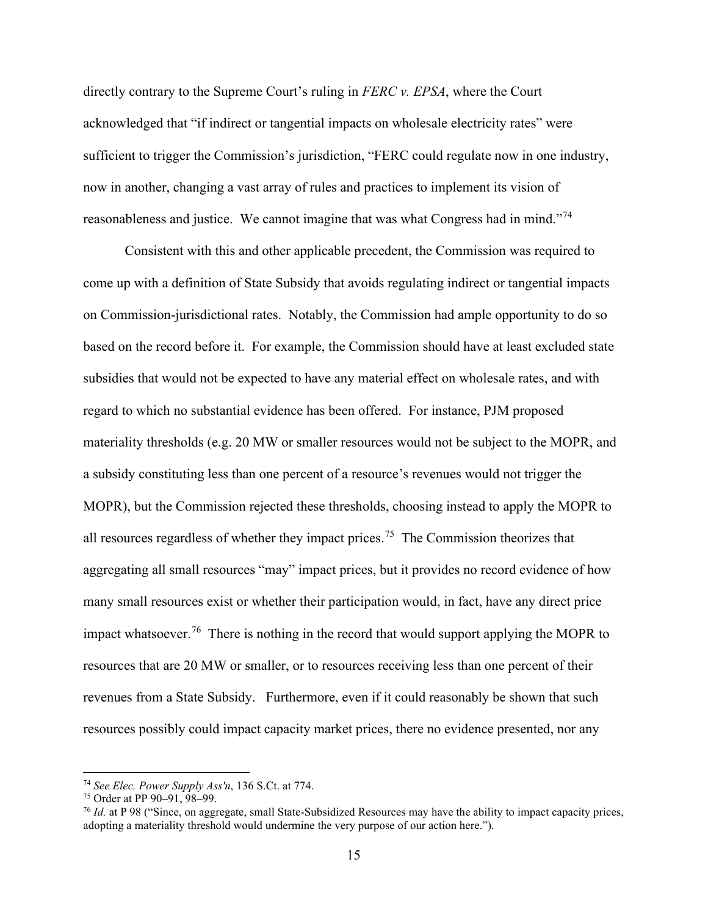directly contrary to the Supreme Court's ruling in *FERC v. EPSA*, where the Court acknowledged that "if indirect or tangential impacts on wholesale electricity rates" were sufficient to trigger the Commission's jurisdiction, "FERC could regulate now in one industry, now in another, changing a vast array of rules and practices to implement its vision of reasonableness and justice. We cannot imagine that was what Congress had in mind."[74]

Consistent with this and other applicable precedent, the Commission was required to come up with a definition of State Subsidy that avoids regulating indirect or tangential impacts on Commission-jurisdictional rates. Notably, the Commission had ample opportunity to do so based on the record before it. For example, the Commission should have at least excluded state subsidies that would not be expected to have any material effect on wholesale rates, and with regard to which no substantial evidence has been offered. For instance, PJM proposed materiality thresholds (e.g. 20 MW or smaller resources would not be subject to the MOPR, and a subsidy constituting less than one percent of a resource's revenues would not trigger the MOPR), but the Commission rejected these thresholds, choosing instead to apply the MOPR to all resources regardless of whether they impact prices.[75] The Commission theorizes that aggregating all small resources "may" impact prices, but it provides no record evidence of how many small resources exist or whether their participation would, in fact, have any direct price impact whatsoever.[76] There is nothing in the record that would support applying the MOPR to resources that are 20 MW or smaller, or to resources receiving less than one percent of their revenues from a State Subsidy. Furthermore, even if it could reasonably be shown that such resources possibly could impact capacity market prices, there no evidence presented, nor any

---

[74] *See Elec. Power Supply Ass'n*, 136 S.Ct. at 774.

[75] Order at PP 90–91, 98–99.

[76] *Id.* at P 98 ("Since, on aggregate, small State-Subsidized Resources may have the ability to impact capacity prices, adopting a materiality threshold would undermine the very purpose of our action here.").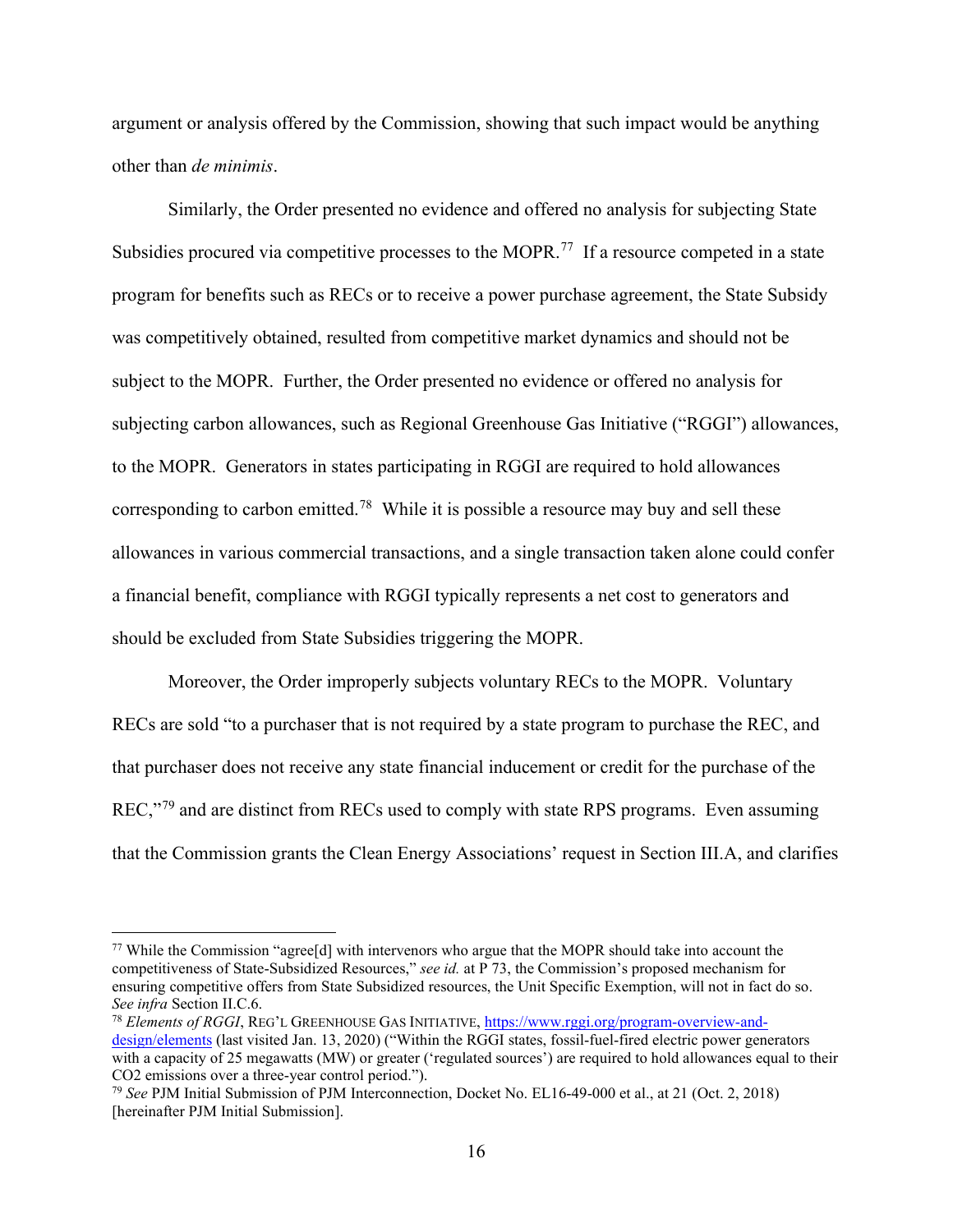argument or analysis offered by the Commission, showing that such impact would be anything other than *de minimis*.

Similarly, the Order presented no evidence and offered no analysis for subjecting State Subsidies procured via competitive processes to the MOPR.[77] If a resource competed in a state program for benefits such as RECs or to receive a power purchase agreement, the State Subsidy was competitively obtained, resulted from competitive market dynamics and should not be subject to the MOPR. Further, the Order presented no evidence or offered no analysis for subjecting carbon allowances, such as Regional Greenhouse Gas Initiative ("RGGI") allowances, to the MOPR. Generators in states participating in RGGI are required to hold allowances corresponding to carbon emitted.[78] While it is possible a resource may buy and sell these allowances in various commercial transactions, and a single transaction taken alone could confer a financial benefit, compliance with RGGI typically represents a net cost to generators and should be excluded from State Subsidies triggering the MOPR.

Moreover, the Order improperly subjects voluntary RECs to the MOPR. Voluntary RECs are sold "to a purchaser that is not required by a state program to purchase the REC, and that purchaser does not receive any state financial inducement or credit for the purchase of the REC,"[79] and are distinct from RECs used to comply with state RPS programs. Even assuming that the Commission grants the Clean Energy Associations' request in Section III.A, and clarifies

---

[77] While the Commission "agree[d] with intervenors who argue that the MOPR should take into account the competitiveness of State-Subsidized Resources," *see id.* at P 73, the Commission's proposed mechanism for ensuring competitive offers from State Subsidized resources, the Unit Specific Exemption, will not in fact do so. *See infra* Section II.C.6.

[78] *Elements of RGGI*, REG'L GREENHOUSE GAS INITIATIVE, https://www.rggi.org/program-overview-and-design/elements (last visited Jan. 13, 2020) ("Within the RGGI states, fossil-fuel-fired electric power generators with a capacity of 25 megawatts (MW) or greater ('regulated sources') are required to hold allowances equal to their $CO_2$ emissions over a three-year control period.").

[79] *See* PJM Initial Submission of PJM Interconnection, Docket No. EL16-49-000 et al., at 21 (Oct. 2, 2018) [hereinafter PJM Initial Submission].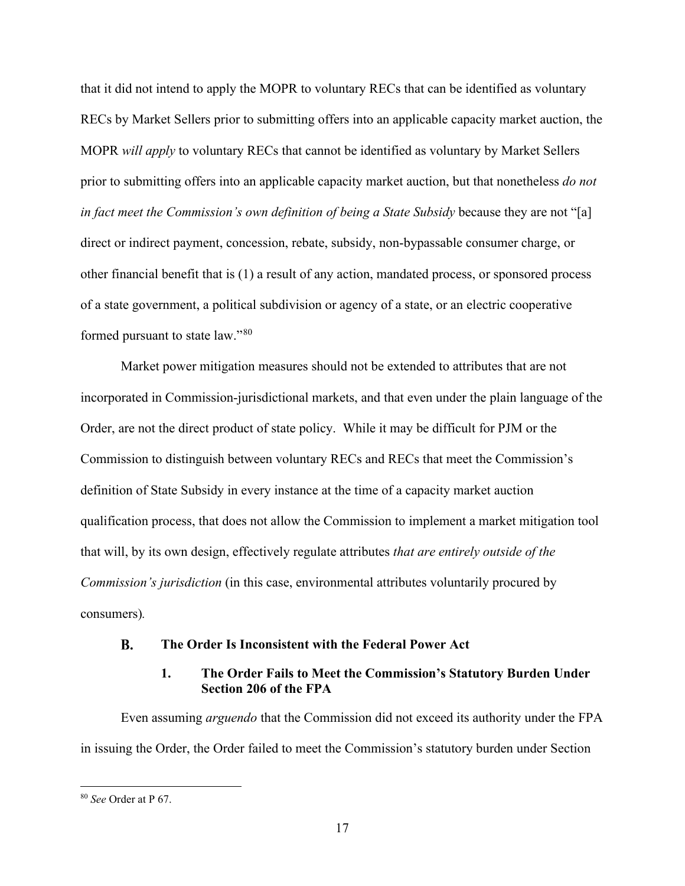that it did not intend to apply the MOPR to voluntary RECs that can be identified as voluntary RECs by Market Sellers prior to submitting offers into an applicable capacity market auction, the MOPR *will apply* to voluntary RECs that cannot be identified as voluntary by Market Sellers prior to submitting offers into an applicable capacity market auction, but that nonetheless *do not in fact meet the Commission's own definition of being a State Subsidy* because they are not "[a] direct or indirect payment, concession, rebate, subsidy, non-bypassable consumer charge, or other financial benefit that is (1) a result of any action, mandated process, or sponsored process of a state government, a political subdivision or agency of a state, or an electric cooperative formed pursuant to state law."[80]

Market power mitigation measures should not be extended to attributes that are not incorporated in Commission-jurisdictional markets, and that even under the plain language of the Order, are not the direct product of state policy. While it may be difficult for PJM or the Commission to distinguish between voluntary RECs and RECs that meet the Commission's definition of State Subsidy in every instance at the time of a capacity market auction qualification process, that does not allow the Commission to implement a market mitigation tool that will, by its own design, effectively regulate attributes *that are entirely outside of the Commission's jurisdiction* (in this case, environmental attributes voluntarily procured by consumers).

### B. The Order Is Inconsistent with the Federal Power Act

#### 1. The Order Fails to Meet the Commission's Statutory Burden Under Section 206 of the FPA

Even assuming *arguendo* that the Commission did not exceed its authority under the FPA in issuing the Order, the Order failed to meet the Commission's statutory burden under Section

---

[80] *See* Order at P 67.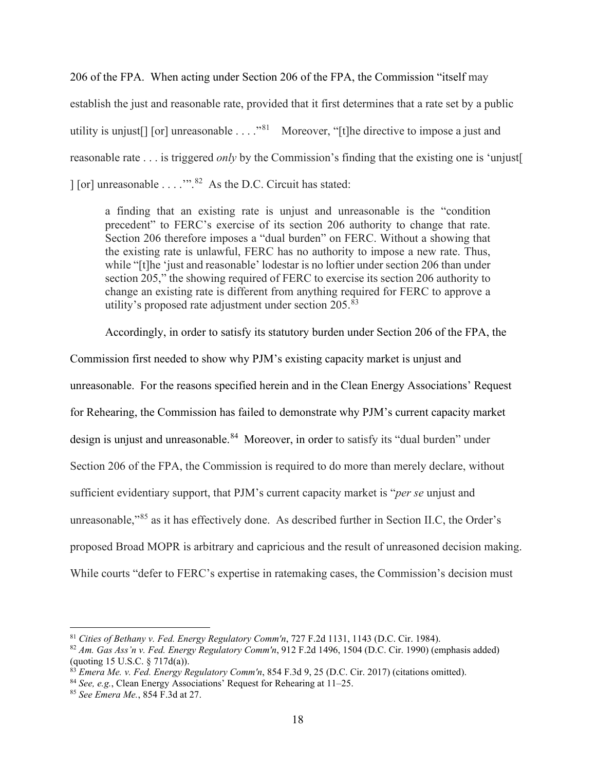206 of the FPA. When acting under Section 206 of the FPA, the Commission "itself may establish the just and reasonable rate, provided that it first determines that a rate set by a public utility is unjust[] [or] unreasonable . . . ."[81] Moreover, "[t]he directive to impose a just and reasonable rate . . . is triggered *only* by the Commission's finding that the existing one is 'unjust[ ] [or] unreasonable . . . .'".[82] As the D.C. Circuit has stated:

> a finding that an existing rate is unjust and unreasonable is the "condition precedent" to FERC's exercise of its section 206 authority to change that rate. Section 206 therefore imposes a "dual burden" on FERC. Without a showing that the existing rate is unlawful, FERC has no authority to impose a new rate. Thus, while "[t]he 'just and reasonable' lodestar is no loftier under section 206 than under section 205," the showing required of FERC to exercise its section 206 authority to change an existing rate is different from anything required for FERC to approve a utility's proposed rate adjustment under section 205.[83]

Accordingly, in order to satisfy its statutory burden under Section 206 of the FPA, the Commission first needed to show why PJM's existing capacity market is unjust and unreasonable. For the reasons specified herein and in the Clean Energy Associations' Request for Rehearing, the Commission has failed to demonstrate why PJM's current capacity market design is unjust and unreasonable.[84] Moreover, in order to satisfy its "dual burden" under Section 206 of the FPA, the Commission is required to do more than merely declare, without sufficient evidentiary support, that PJM's current capacity market is "*per se* unjust and unreasonable,"[85] as it has effectively done. As described further in Section II.C, the Order's proposed Broad MOPR is arbitrary and capricious and the result of unreasoned decision making. While courts "defer to FERC's expertise in ratemaking cases, the Commission's decision must

---

[81] *Cities of Bethany v. Fed. Energy Regulatory Comm'n*, 727 F.2d 1131, 1143 (D.C. Cir. 1984).

[82] *Am. Gas Ass'n v. Fed. Energy Regulatory Comm'n*, 912 F.2d 1496, 1504 (D.C. Cir. 1990) (emphasis added) (quoting 15 U.S.C. § 717d(a)).

[83] *Emera Me. v. Fed. Energy Regulatory Comm'n*, 854 F.3d 9, 25 (D.C. Cir. 2017) (citations omitted).

[84] *See, e.g.*, Clean Energy Associations' Request for Rehearing at 11–25.

[85] *See Emera Me.*, 854 F.3d at 27.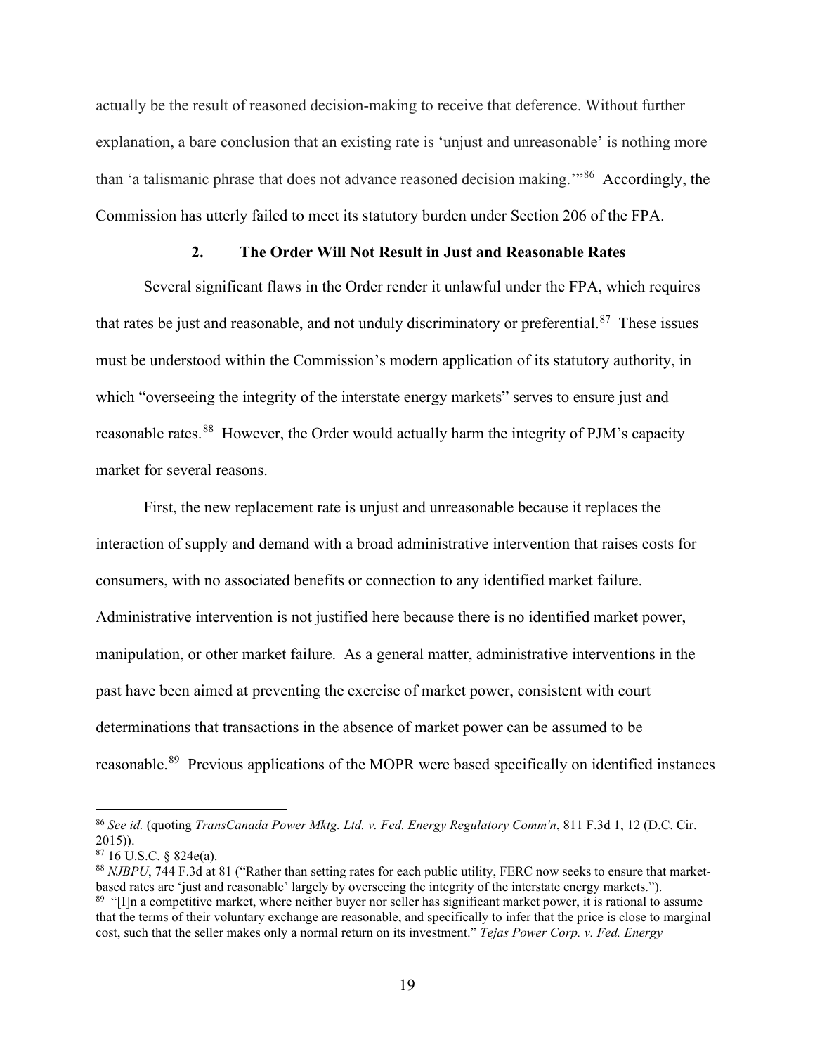actually be the result of reasoned decision-making to receive that deference. Without further explanation, a bare conclusion that an existing rate is 'unjust and unreasonable' is nothing more than 'a talismanic phrase that does not advance reasoned decision making.'"[86] Accordingly, the Commission has utterly failed to meet its statutory burden under Section 206 of the FPA.

### 2. The Order Will Not Result in Just and Reasonable Rates

Several significant flaws in the Order render it unlawful under the FPA, which requires that rates be just and reasonable, and not unduly discriminatory or preferential.[87] These issues must be understood within the Commission's modern application of its statutory authority, in which "overseeing the integrity of the interstate energy markets" serves to ensure just and reasonable rates.[88] However, the Order would actually harm the integrity of PJM's capacity market for several reasons.

First, the new replacement rate is unjust and unreasonable because it replaces the interaction of supply and demand with a broad administrative intervention that raises costs for consumers, with no associated benefits or connection to any identified market failure. Administrative intervention is not justified here because there is no identified market power, manipulation, or other market failure. As a general matter, administrative interventions in the past have been aimed at preventing the exercise of market power, consistent with court determinations that transactions in the absence of market power can be assumed to be reasonable.[89] Previous applications of the MOPR were based specifically on identified instances

---

[86] *See id.* (quoting *TransCanada Power Mktg. Ltd. v. Fed. Energy Regulatory Comm'n*, 811 F.3d 1, 12 (D.C. Cir. 2015)).

[87] 16 U.S.C. § 824e(a).

[88] *NJBPU*, 744 F.3d at 81 ("Rather than setting rates for each public utility, FERC now seeks to ensure that market-based rates are 'just and reasonable' largely by overseeing the integrity of the interstate energy markets.").

[89] "[I]n a competitive market, where neither buyer nor seller has significant market power, it is rational to assume that the terms of their voluntary exchange are reasonable, and specifically to infer that the price is close to marginal cost, such that the seller makes only a normal return on its investment." *Tejas Power Corp. v. Fed. Energy*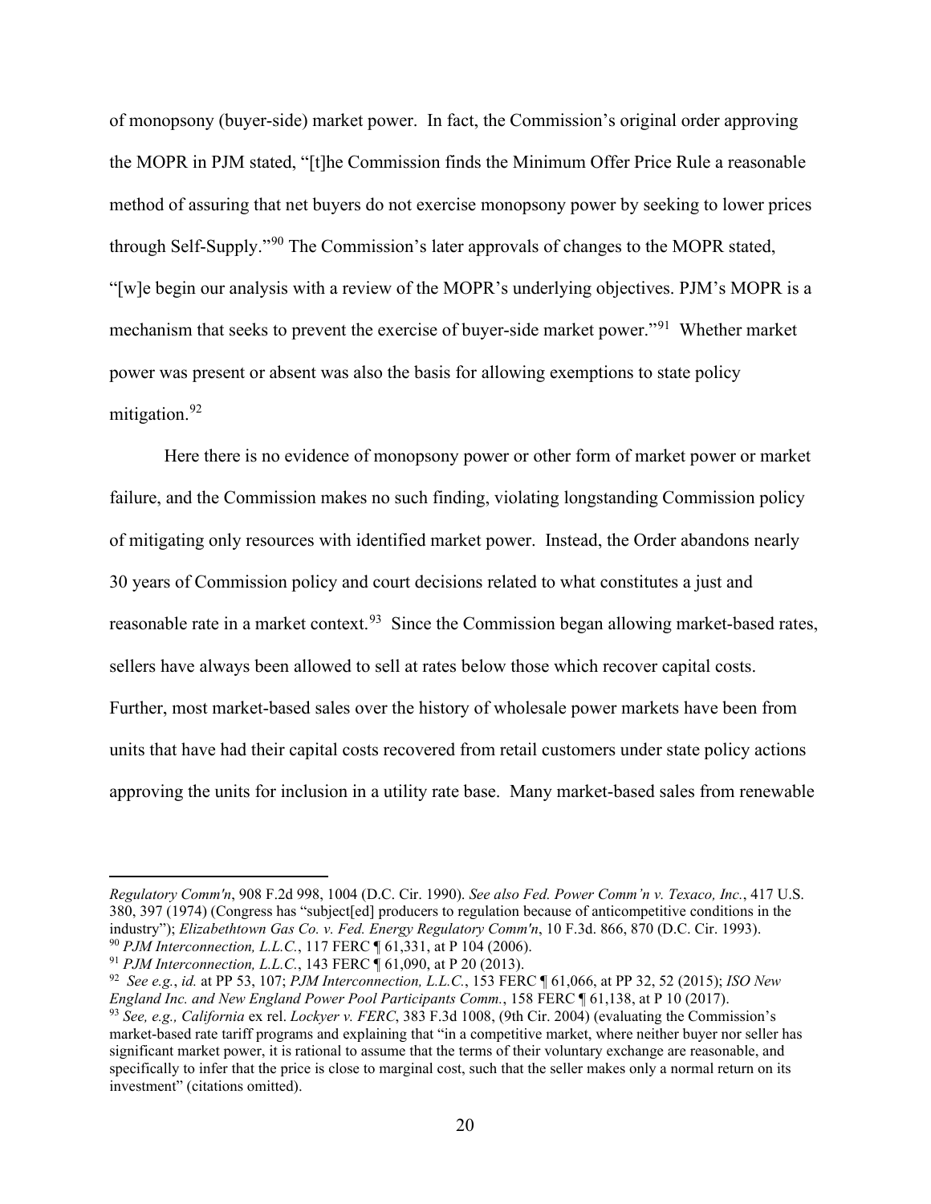of monopsony (buyer-side) market power. In fact, the Commission's original order approving the MOPR in PJM stated, "[t]he Commission finds the Minimum Offer Price Rule a reasonable method of assuring that net buyers do not exercise monopsony power by seeking to lower prices through Self-Supply."[90] The Commission's later approvals of changes to the MOPR stated, "[w]e begin our analysis with a review of the MOPR's underlying objectives. PJM's MOPR is a mechanism that seeks to prevent the exercise of buyer-side market power."[91] Whether market power was present or absent was also the basis for allowing exemptions to state policy mitigation.[92]

Here there is no evidence of monopsony power or other form of market power or market failure, and the Commission makes no such finding, violating longstanding Commission policy of mitigating only resources with identified market power. Instead, the Order abandons nearly 30 years of Commission policy and court decisions related to what constitutes a just and reasonable rate in a market context.[93] Since the Commission began allowing market-based rates, sellers have always been allowed to sell at rates below those which recover capital costs. Further, most market-based sales over the history of wholesale power markets have been from units that have had their capital costs recovered from retail customers under state policy actions approving the units for inclusion in a utility rate base. Many market-based sales from renewable

---

*Regulatory Comm'n*, 908 F.2d 998, 1004 (D.C. Cir. 1990). *See also Fed. Power Comm'n v. Texaco, Inc.*, 417 U.S. 380, 397 (1974) (Congress has "subject[ed] producers to regulation because of anticompetitive conditions in the industry"); *Elizabethtown Gas Co. v. Fed. Energy Regulatory Comm'n*, 10 F.3d. 866, 870 (D.C. Cir. 1993).

[90] *PJM Interconnection, L.L.C.*, 117 FERC ¶ 61,331, at P 104 (2006).

[91] *PJM Interconnection, L.L.C.*, 143 FERC ¶ 61,090, at P 20 (2013).

[92] *See e.g.*, *id.* at PP 53, 107; *PJM Interconnection, L.L.C.*, 153 FERC ¶ 61,066, at PP 32, 52 (2015); *ISO New England Inc. and New England Power Pool Participants Comm.*, 158 FERC ¶ 61,138, at P 10 (2017).

[93] *See, e.g., California* ex rel. *Lockyer v. FERC*, 383 F.3d 1008, (9th Cir. 2004) (evaluating the Commission's market-based rate tariff programs and explaining that "in a competitive market, where neither buyer nor seller has significant market power, it is rational to assume that the terms of their voluntary exchange are reasonable, and specifically to infer that the price is close to marginal cost, such that the seller makes only a normal return on its investment" (citations omitted).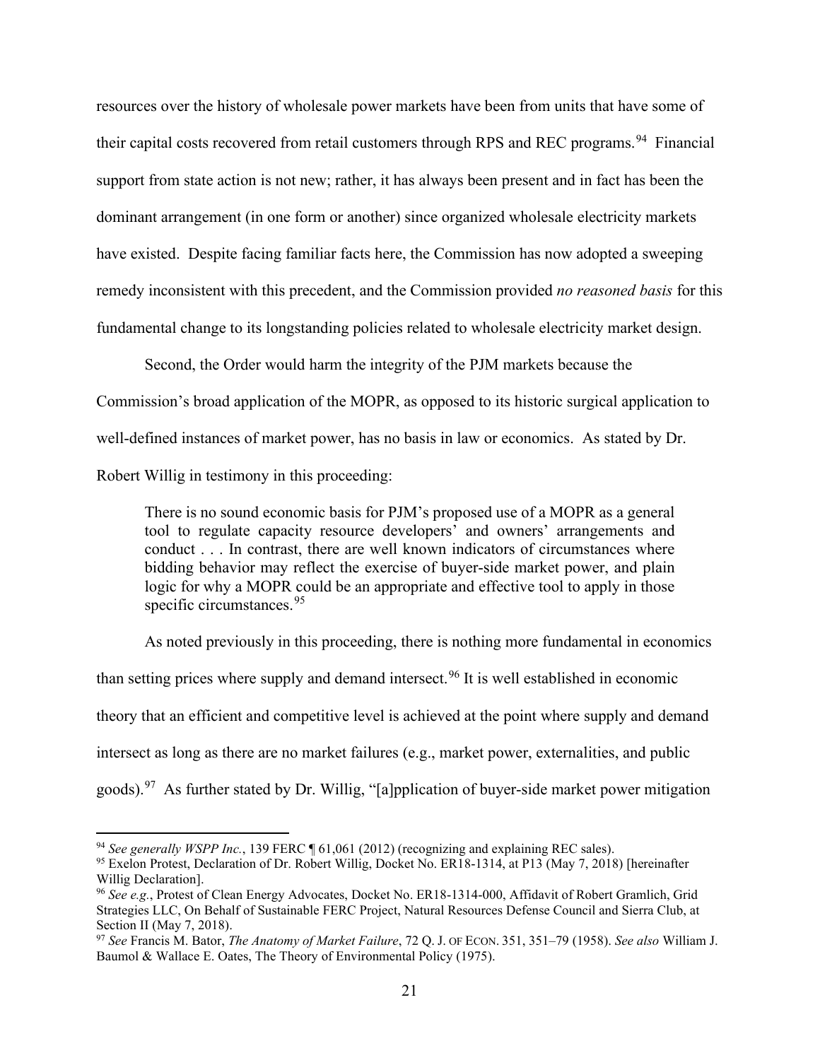resources over the history of wholesale power markets have been from units that have some of their capital costs recovered from retail customers through RPS and REC programs.[94] Financial support from state action is not new; rather, it has always been present and in fact has been the dominant arrangement (in one form or another) since organized wholesale electricity markets have existed. Despite facing familiar facts here, the Commission has now adopted a sweeping remedy inconsistent with this precedent, and the Commission provided *no reasoned basis* for this fundamental change to its longstanding policies related to wholesale electricity market design.

Second, the Order would harm the integrity of the PJM markets because the Commission's broad application of the MOPR, as opposed to its historic surgical application to well-defined instances of market power, has no basis in law or economics. As stated by Dr. Robert Willig in testimony in this proceeding:

> There is no sound economic basis for PJM's proposed use of a MOPR as a general tool to regulate capacity resource developers' and owners' arrangements and conduct . . . In contrast, there are well known indicators of circumstances where bidding behavior may reflect the exercise of buyer-side market power, and plain logic for why a MOPR could be an appropriate and effective tool to apply in those specific circumstances.[95]

As noted previously in this proceeding, there is nothing more fundamental in economics than setting prices where supply and demand intersect.[96] It is well established in economic theory that an efficient and competitive level is achieved at the point where supply and demand intersect as long as there are no market failures (e.g., market power, externalities, and public goods).[97] As further stated by Dr. Willig, "[a]pplication of buyer-side market power mitigation

---

[94] *See generally WSPP Inc.*, 139 FERC ¶ 61,061 (2012) (recognizing and explaining REC sales).

[95] Exelon Protest, Declaration of Dr. Robert Willig, Docket No. ER18-1314, at P13 (May 7, 2018) [hereinafter Willig Declaration].

[96] *See e.g.*, Protest of Clean Energy Advocates, Docket No. ER18-1314-000, Affidavit of Robert Gramlich, Grid Strategies LLC, On Behalf of Sustainable FERC Project, Natural Resources Defense Council and Sierra Club, at Section II (May 7, 2018).

[97] *See* Francis M. Bator, *The Anatomy of Market Failure*, 72 Q. J. OF ECON. 351, 351–79 (1958). *See also* William J. Baumol & Wallace E. Oates, The Theory of Environmental Policy (1975).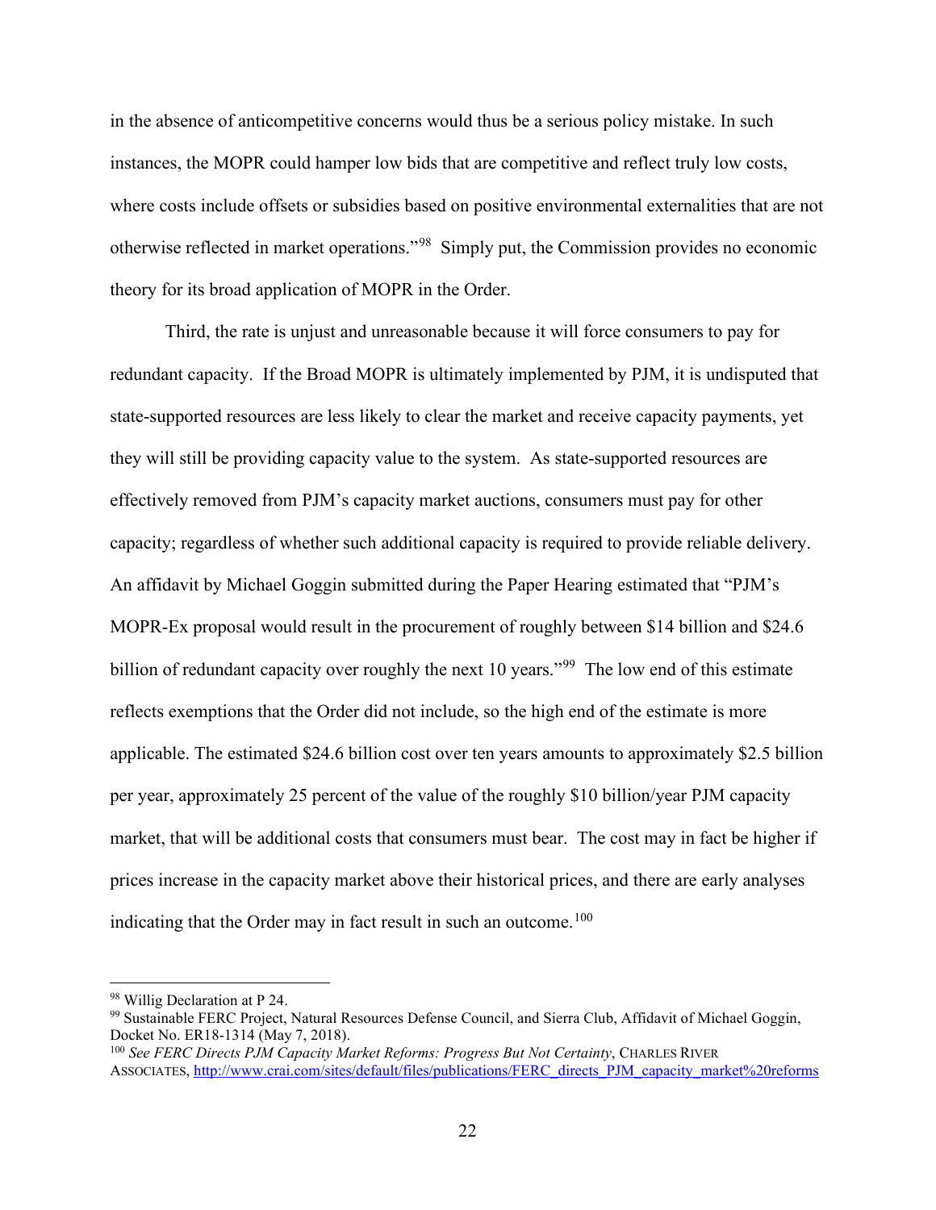in the absence of anticompetitive concerns would thus be a serious policy mistake. In such instances, the MOPR could hamper low bids that are competitive and reflect truly low costs, where costs include offsets or subsidies based on positive environmental externalities that are not otherwise reflected in market operations."[98] Simply put, the Commission provides no economic theory for its broad application of MOPR in the Order.

Third, the rate is unjust and unreasonable because it will force consumers to pay for redundant capacity. If the Broad MOPR is ultimately implemented by PJM, it is undisputed that state-supported resources are less likely to clear the market and receive capacity payments, yet they will still be providing capacity value to the system. As state-supported resources are effectively removed from PJM's capacity market auctions, consumers must pay for other capacity; regardless of whether such additional capacity is required to provide reliable delivery. An affidavit by Michael Goggin submitted during the Paper Hearing estimated that "PJM's MOPR-Ex proposal would result in the procurement of roughly between $14 billion and $24.6 billion of redundant capacity over roughly the next 10 years."[99] The low end of this estimate reflects exemptions that the Order did not include, so the high end of the estimate is more applicable. The estimated $24.6 billion cost over ten years amounts to approximately $2.5 billion per year, approximately 25 percent of the value of the roughly $10 billion/year PJM capacity market, that will be additional costs that consumers must bear. The cost may in fact be higher if prices increase in the capacity market above their historical prices, and there are early analyses indicating that the Order may in fact result in such an outcome.[100]

---

[98] Willig Declaration at P 24.

[99] Sustainable FERC Project, Natural Resources Defense Council, and Sierra Club, Affidavit of Michael Goggin, Docket No. ER18-1314 (May 7, 2018).

[100] *See FERC Directs PJM Capacity Market Reforms: Progress But Not Certainty*, CHARLES RIVER ASSOCIATES, http://www.crai.com/sites/default/files/publications/FERC_directs_PJM_capacity_market%20reforms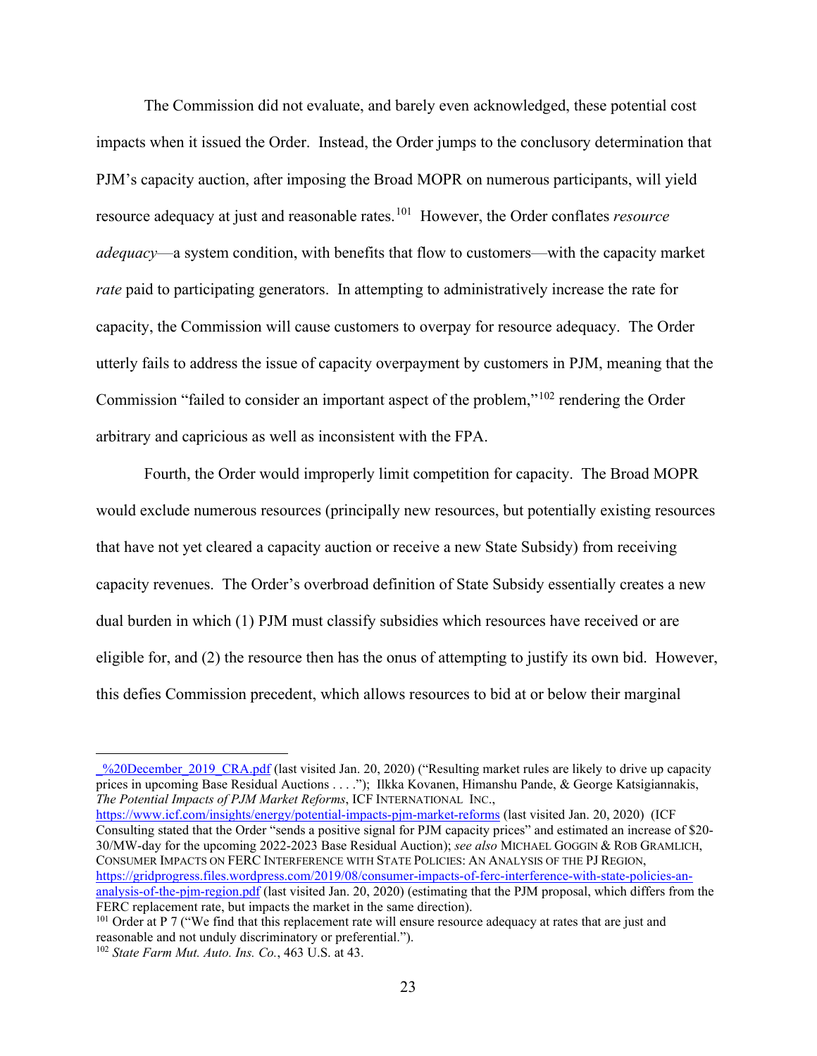The Commission did not evaluate, and barely even acknowledged, these potential cost impacts when it issued the Order. Instead, the Order jumps to the conclusory determination that PJM's capacity auction, after imposing the Broad MOPR on numerous participants, will yield resource adequacy at just and reasonable rates.[101] However, the Order conflates *resource adequacy*—a system condition, with benefits that flow to customers—with the capacity market *rate* paid to participating generators. In attempting to administratively increase the rate for capacity, the Commission will cause customers to overpay for resource adequacy. The Order utterly fails to address the issue of capacity overpayment by customers in PJM, meaning that the Commission "failed to consider an important aspect of the problem,"[102] rendering the Order arbitrary and capricious as well as inconsistent with the FPA.

Fourth, the Order would improperly limit competition for capacity. The Broad MOPR would exclude numerous resources (principally new resources, but potentially existing resources that have not yet cleared a capacity auction or receive a new State Subsidy) from receiving capacity revenues. The Order's overbroad definition of State Subsidy essentially creates a new dual burden in which (1) PJM must classify subsidies which resources have received or are eligible for, and (2) the resource then has the onus of attempting to justify its own bid. However, this defies Commission precedent, which allows resources to bid at or below their marginal

---

_%20December_2019_CRA.pdf (last visited Jan. 20, 2020) ("Resulting market rules are likely to drive up capacity prices in upcoming Base Residual Auctions . . . ."); Ilkka Kovanen, Himanshu Pande, & George Katsigiannakis, *The Potential Impacts of PJM Market Reforms*, ICF INTERNATIONAL INC., https://www.icf.com/insights/energy/potential-impacts-pjm-market-reforms (last visited Jan. 20, 2020) (ICF Consulting stated that the Order "sends a positive signal for PJM capacity prices" and estimated an increase of $20-30/MW-day for the upcoming 2022-2023 Base Residual Auction); *see also* MICHAEL GOGGIN & ROB GRAMLICH, CONSUMER IMPACTS ON FERC INTERFERENCE WITH STATE POLICIES: AN ANALYSIS OF THE PJ REGION, https://gridprogress.files.wordpress.com/2019/08/consumer-impacts-of-ferc-interference-with-state-policies-an-analysis-of-the-pjm-region.pdf (last visited Jan. 20, 2020) (estimating that the PJM proposal, which differs from the FERC replacement rate, but impacts the market in the same direction).

[101] Order at P 7 ("We find that this replacement rate will ensure resource adequacy at rates that are just and reasonable and not unduly discriminatory or preferential.").

[102] *State Farm Mut. Auto. Ins. Co.*, 463 U.S. at 43.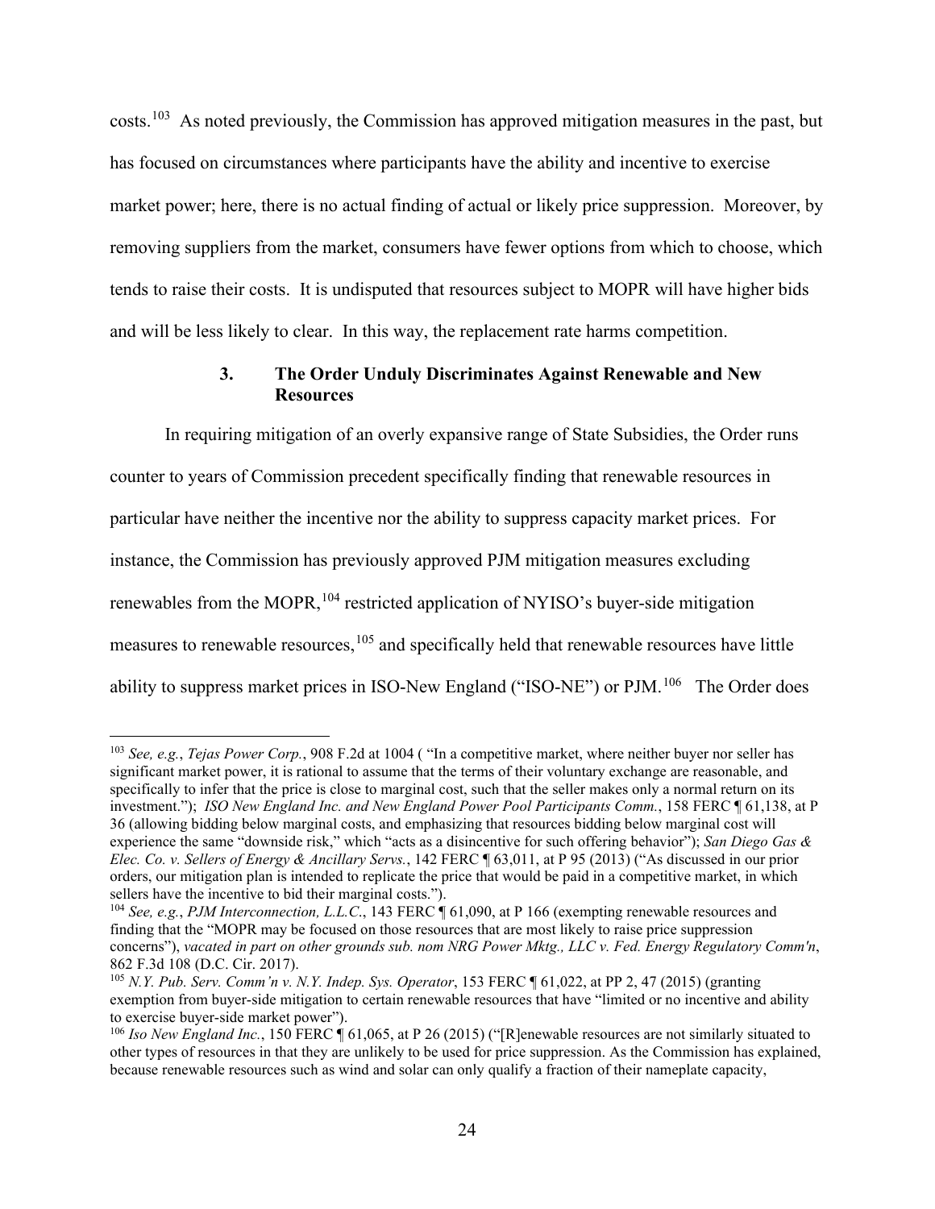costs.[103] As noted previously, the Commission has approved mitigation measures in the past, but has focused on circumstances where participants have the ability and incentive to exercise market power; here, there is no actual finding of actual or likely price suppression. Moreover, by removing suppliers from the market, consumers have fewer options from which to choose, which tends to raise their costs. It is undisputed that resources subject to MOPR will have higher bids and will be less likely to clear. In this way, the replacement rate harms competition.

### 3. The Order Unduly Discriminates Against Renewable and New Resources

In requiring mitigation of an overly expansive range of State Subsidies, the Order runs counter to years of Commission precedent specifically finding that renewable resources in particular have neither the incentive nor the ability to suppress capacity market prices. For instance, the Commission has previously approved PJM mitigation measures excluding renewables from the MOPR,[104] restricted application of NYISO's buyer-side mitigation measures to renewable resources,[105] and specifically held that renewable resources have little ability to suppress market prices in ISO-New England ("ISO-NE") or PJM.[106] The Order does

---

[103] *See, e.g.*, *Tejas Power Corp.*, 908 F.2d at 1004 ( "In a competitive market, where neither buyer nor seller has significant market power, it is rational to assume that the terms of their voluntary exchange are reasonable, and specifically to infer that the price is close to marginal cost, such that the seller makes only a normal return on its investment."); *ISO New England Inc. and New England Power Pool Participants Comm.*, 158 FERC ¶ 61,138, at P 36 (allowing bidding below marginal costs, and emphasizing that resources bidding below marginal cost will experience the same "downside risk," which "acts as a disincentive for such offering behavior"); *San Diego Gas & Elec. Co. v. Sellers of Energy & Ancillary Servs.*, 142 FERC ¶ 63,011, at P 95 (2013) ("As discussed in our prior orders, our mitigation plan is intended to replicate the price that would be paid in a competitive market, in which sellers have the incentive to bid their marginal costs.").

[104] *See, e.g.*, *PJM Interconnection, L.L.C.*, 143 FERC ¶ 61,090, at P 166 (exempting renewable resources and finding that the "MOPR may be focused on those resources that are most likely to raise price suppression concerns"), *vacated in part on other grounds sub. nom NRG Power Mktg., LLC v. Fed. Energy Regulatory Comm'n*, 862 F.3d 108 (D.C. Cir. 2017).

[105] *N.Y. Pub. Serv. Comm'n v. N.Y. Indep. Sys. Operator*, 153 FERC ¶ 61,022, at PP 2, 47 (2015) (granting exemption from buyer-side mitigation to certain renewable resources that have "limited or no incentive and ability to exercise buyer-side market power").

[106] *Iso New England Inc.*, 150 FERC ¶ 61,065, at P 26 (2015) ("[R]enewable resources are not similarly situated to other types of resources in that they are unlikely to be used for price suppression. As the Commission has explained, because renewable resources such as wind and solar can only qualify a fraction of their nameplate capacity,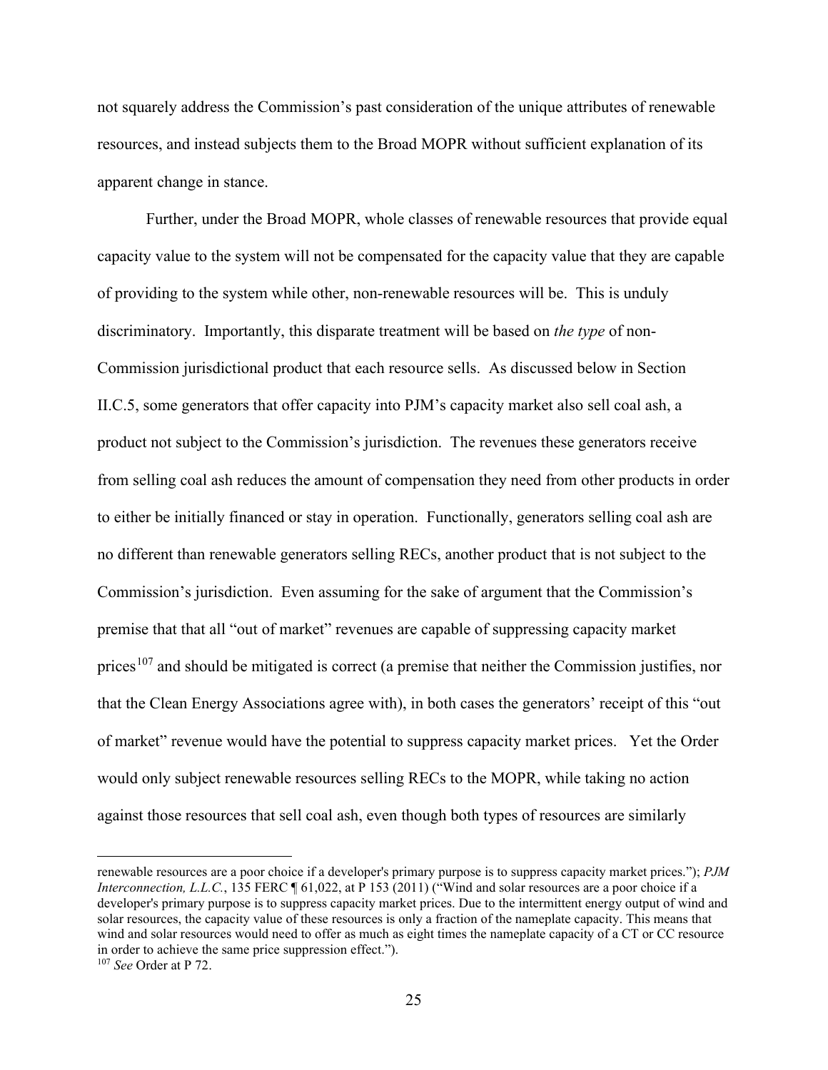not squarely address the Commission's past consideration of the unique attributes of renewable resources, and instead subjects them to the Broad MOPR without sufficient explanation of its apparent change in stance.

Further, under the Broad MOPR, whole classes of renewable resources that provide equal capacity value to the system will not be compensated for the capacity value that they are capable of providing to the system while other, non-renewable resources will be. This is unduly discriminatory. Importantly, this disparate treatment will be based on *the type* of non-Commission jurisdictional product that each resource sells. As discussed below in Section II.C.5, some generators that offer capacity into PJM's capacity market also sell coal ash, a product not subject to the Commission's jurisdiction. The revenues these generators receive from selling coal ash reduces the amount of compensation they need from other products in order to either be initially financed or stay in operation. Functionally, generators selling coal ash are no different than renewable generators selling RECs, another product that is not subject to the Commission's jurisdiction. Even assuming for the sake of argument that the Commission's premise that that all "out of market" revenues are capable of suppressing capacity market prices[107] and should be mitigated is correct (a premise that neither the Commission justifies, nor that the Clean Energy Associations agree with), in both cases the generators' receipt of this "out of market" revenue would have the potential to suppress capacity market prices. Yet the Order would only subject renewable resources selling RECs to the MOPR, while taking no action against those resources that sell coal ash, even though both types of resources are similarly

---

renewable resources are a poor choice if a developer's primary purpose is to suppress capacity market prices."); *PJM Interconnection, L.L.C.*, 135 FERC ¶ 61,022, at P 153 (2011) ("Wind and solar resources are a poor choice if a developer's primary purpose is to suppress capacity market prices. Due to the intermittent energy output of wind and solar resources, the capacity value of these resources is only a fraction of the nameplate capacity. This means that wind and solar resources would need to offer as much as eight times the nameplate capacity of a CT or CC resource in order to achieve the same price suppression effect.").

[107] *See* Order at P 72.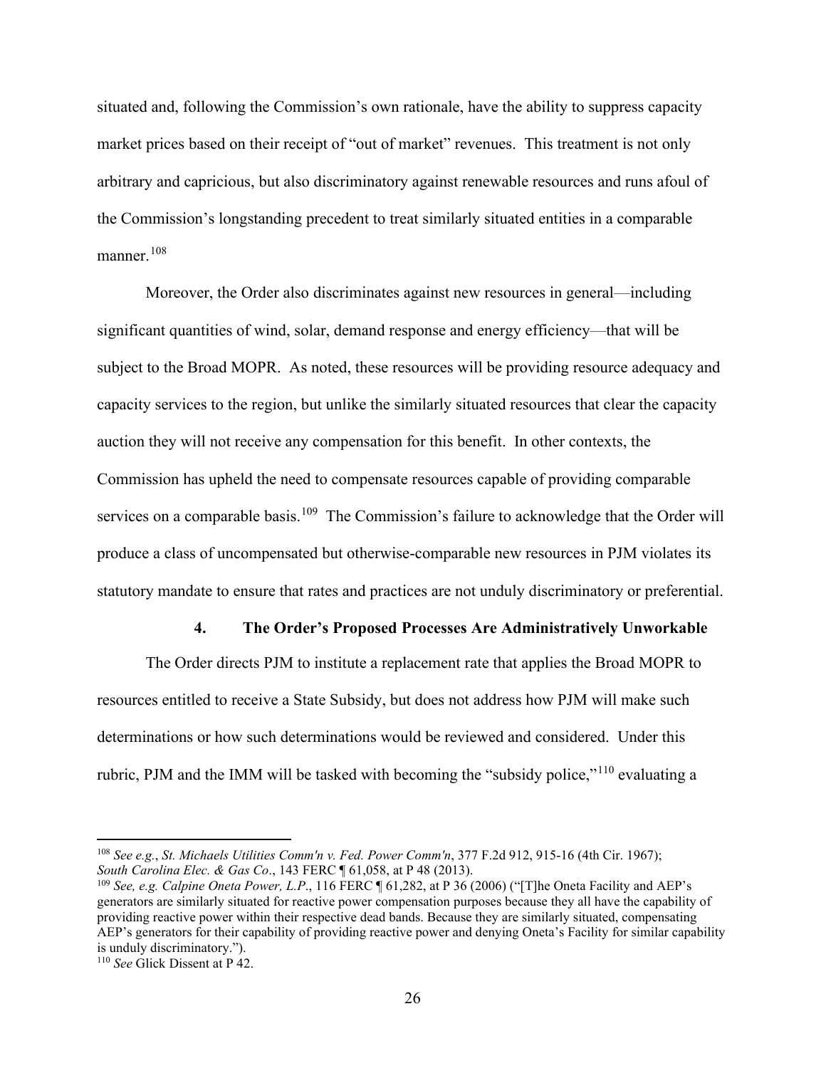situated and, following the Commission's own rationale, have the ability to suppress capacity market prices based on their receipt of "out of market" revenues. This treatment is not only arbitrary and capricious, but also discriminatory against renewable resources and runs afoul of the Commission's longstanding precedent to treat similarly situated entities in a comparable manner.[108]

Moreover, the Order also discriminates against new resources in general—including significant quantities of wind, solar, demand response and energy efficiency—that will be subject to the Broad MOPR. As noted, these resources will be providing resource adequacy and capacity services to the region, but unlike the similarly situated resources that clear the capacity auction they will not receive any compensation for this benefit. In other contexts, the Commission has upheld the need to compensate resources capable of providing comparable services on a comparable basis.[109] The Commission's failure to acknowledge that the Order will produce a class of uncompensated but otherwise-comparable new resources in PJM violates its statutory mandate to ensure that rates and practices are not unduly discriminatory or preferential.

#### 4. The Order's Proposed Processes Are Administratively Unworkable

The Order directs PJM to institute a replacement rate that applies the Broad MOPR to resources entitled to receive a State Subsidy, but does not address how PJM will make such determinations or how such determinations would be reviewed and considered. Under this rubric, PJM and the IMM will be tasked with becoming the "subsidy police,"[110] evaluating a

---

[108] *See e.g.*, *St. Michaels Utilities Comm'n v. Fed. Power Comm'n*, 377 F.2d 912, 915-16 (4th Cir. 1967); *South Carolina Elec. & Gas Co*., 143 FERC ¶ 61,058, at P 48 (2013).

[109] *See, e.g. Calpine Oneta Power, L.P*., 116 FERC ¶ 61,282, at P 36 (2006) ("[T]he Oneta Facility and AEP's generators are similarly situated for reactive power compensation purposes because they all have the capability of providing reactive power within their respective dead bands. Because they are similarly situated, compensating AEP's generators for their capability of providing reactive power and denying Oneta's Facility for similar capability is unduly discriminatory.").

[110] *See* Glick Dissent at P 42.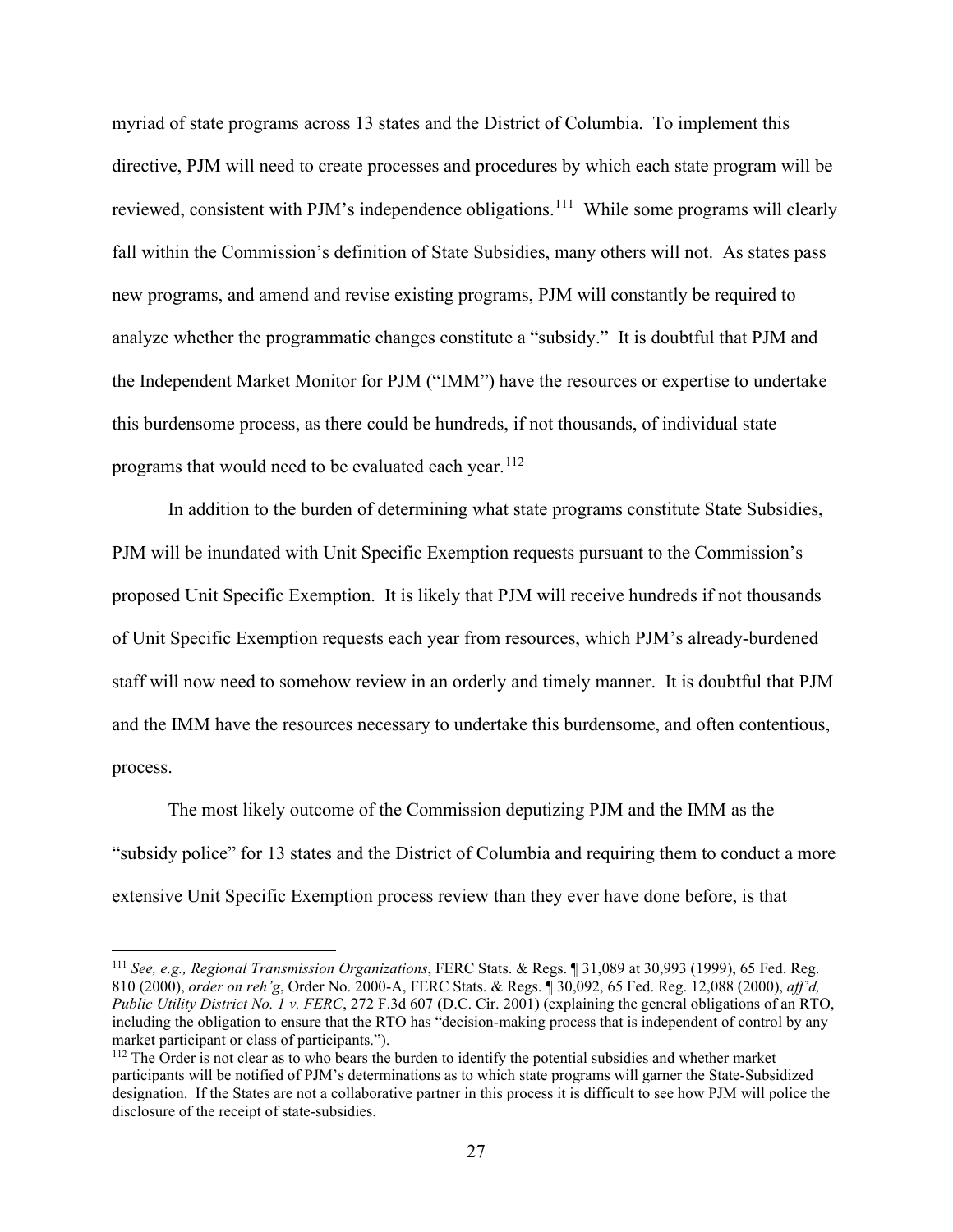myriad of state programs across 13 states and the District of Columbia. To implement this directive, PJM will need to create processes and procedures by which each state program will be reviewed, consistent with PJM's independence obligations.[111] While some programs will clearly fall within the Commission's definition of State Subsidies, many others will not. As states pass new programs, and amend and revise existing programs, PJM will constantly be required to analyze whether the programmatic changes constitute a "subsidy." It is doubtful that PJM and the Independent Market Monitor for PJM ("IMM") have the resources or expertise to undertake this burdensome process, as there could be hundreds, if not thousands, of individual state programs that would need to be evaluated each year.[112]

In addition to the burden of determining what state programs constitute State Subsidies, PJM will be inundated with Unit Specific Exemption requests pursuant to the Commission's proposed Unit Specific Exemption. It is likely that PJM will receive hundreds if not thousands of Unit Specific Exemption requests each year from resources, which PJM's already-burdened staff will now need to somehow review in an orderly and timely manner. It is doubtful that PJM and the IMM have the resources necessary to undertake this burdensome, and often contentious, process.

The most likely outcome of the Commission deputizing PJM and the IMM as the "subsidy police" for 13 states and the District of Columbia and requiring them to conduct a more extensive Unit Specific Exemption process review than they ever have done before, is that

---

[111] *See, e.g., Regional Transmission Organizations*, FERC Stats. & Regs. ¶ 31,089 at 30,993 (1999), 65 Fed. Reg. 810 (2000), *order on reh'g*, Order No. 2000-A, FERC Stats. & Regs. ¶ 30,092, 65 Fed. Reg. 12,088 (2000), *aff'd, Public Utility District No. 1 v. FERC*, 272 F.3d 607 (D.C. Cir. 2001) (explaining the general obligations of an RTO, including the obligation to ensure that the RTO has "decision-making process that is independent of control by any market participant or class of participants.").

[112] The Order is not clear as to who bears the burden to identify the potential subsidies and whether market participants will be notified of PJM's determinations as to which state programs will garner the State-Subsidized designation. If the States are not a collaborative partner in this process it is difficult to see how PJM will police the disclosure of the receipt of state-subsidies.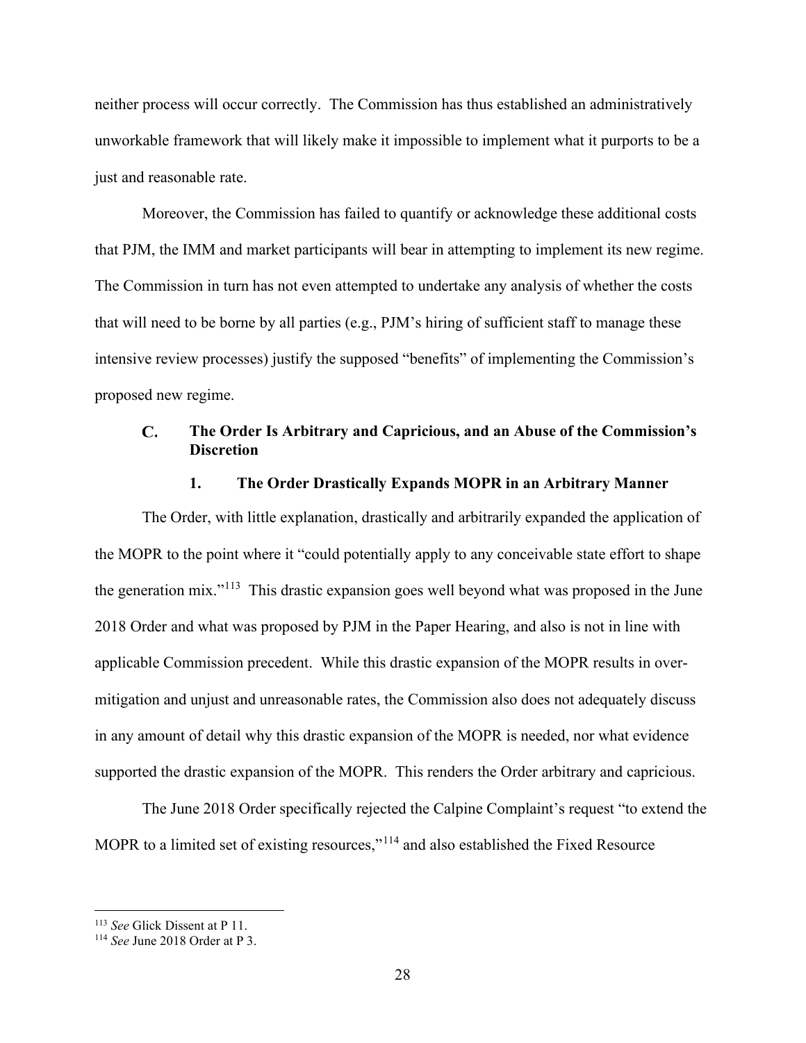neither process will occur correctly. The Commission has thus established an administratively unworkable framework that will likely make it impossible to implement what it purports to be a just and reasonable rate.

Moreover, the Commission has failed to quantify or acknowledge these additional costs that PJM, the IMM and market participants will bear in attempting to implement its new regime. The Commission in turn has not even attempted to undertake any analysis of whether the costs that will need to be borne by all parties (e.g., PJM's hiring of sufficient staff to manage these intensive review processes) justify the supposed "benefits" of implementing the Commission's proposed new regime.

### C. The Order Is Arbitrary and Capricious, and an Abuse of the Commission's Discretion

#### 1. The Order Drastically Expands MOPR in an Arbitrary Manner

The Order, with little explanation, drastically and arbitrarily expanded the application of the MOPR to the point where it "could potentially apply to any conceivable state effort to shape the generation mix."[113] This drastic expansion goes well beyond what was proposed in the June 2018 Order and what was proposed by PJM in the Paper Hearing, and also is not in line with applicable Commission precedent. While this drastic expansion of the MOPR results in over-mitigation and unjust and unreasonable rates, the Commission also does not adequately discuss in any amount of detail why this drastic expansion of the MOPR is needed, nor what evidence supported the drastic expansion of the MOPR. This renders the Order arbitrary and capricious.

The June 2018 Order specifically rejected the Calpine Complaint's request "to extend the MOPR to a limited set of existing resources,"[114] and also established the Fixed Resource

---

[113] *See* Glick Dissent at P 11.

[114] *See* June 2018 Order at P 3.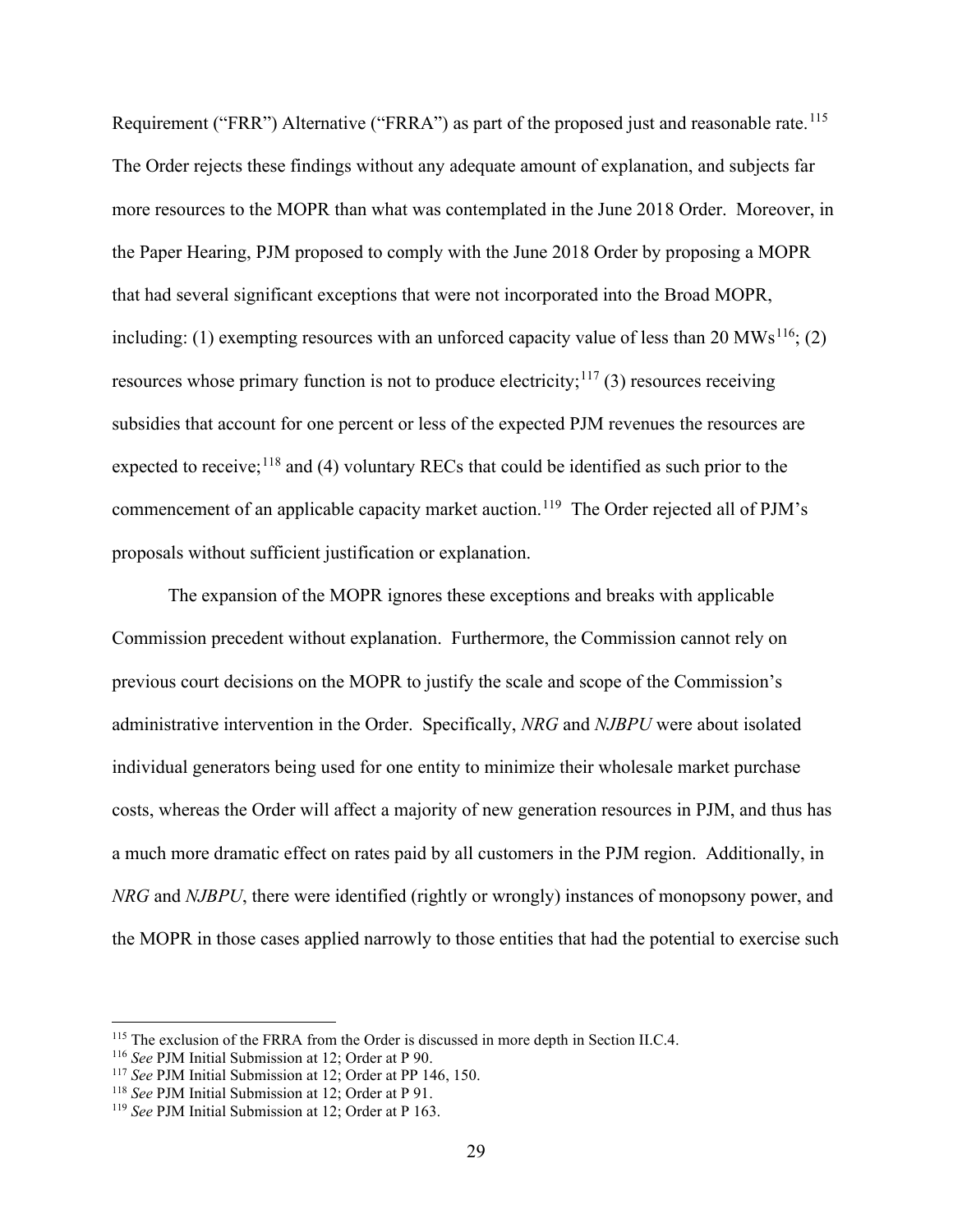Requirement ("FRR") Alternative ("FRRA") as part of the proposed just and reasonable rate.[115] The Order rejects these findings without any adequate amount of explanation, and subjects far more resources to the MOPR than what was contemplated in the June 2018 Order. Moreover, in the Paper Hearing, PJM proposed to comply with the June 2018 Order by proposing a MOPR that had several significant exceptions that were not incorporated into the Broad MOPR, including: (1) exempting resources with an unforced capacity value of less than 20 MWs[116]; (2) resources whose primary function is not to produce electricity;[117] (3) resources receiving subsidies that account for one percent or less of the expected PJM revenues the resources are expected to receive;[118] and (4) voluntary RECs that could be identified as such prior to the commencement of an applicable capacity market auction.[119] The Order rejected all of PJM's proposals without sufficient justification or explanation.

The expansion of the MOPR ignores these exceptions and breaks with applicable Commission precedent without explanation. Furthermore, the Commission cannot rely on previous court decisions on the MOPR to justify the scale and scope of the Commission's administrative intervention in the Order. Specifically, *NRG* and *NJBPU* were about isolated individual generators being used for one entity to minimize their wholesale market purchase costs, whereas the Order will affect a majority of new generation resources in PJM, and thus has a much more dramatic effect on rates paid by all customers in the PJM region. Additionally, in *NRG* and *NJBPU*, there were identified (rightly or wrongly) instances of monopsony power, and the MOPR in those cases applied narrowly to those entities that had the potential to exercise such

---

[115] The exclusion of the FRRA from the Order is discussed in more depth in Section II.C.4.

[116] *See* PJM Initial Submission at 12; Order at P 90.

[117] *See* PJM Initial Submission at 12; Order at PP 146, 150.

[118] *See* PJM Initial Submission at 12; Order at P 91.

[119] *See* PJM Initial Submission at 12; Order at P 163.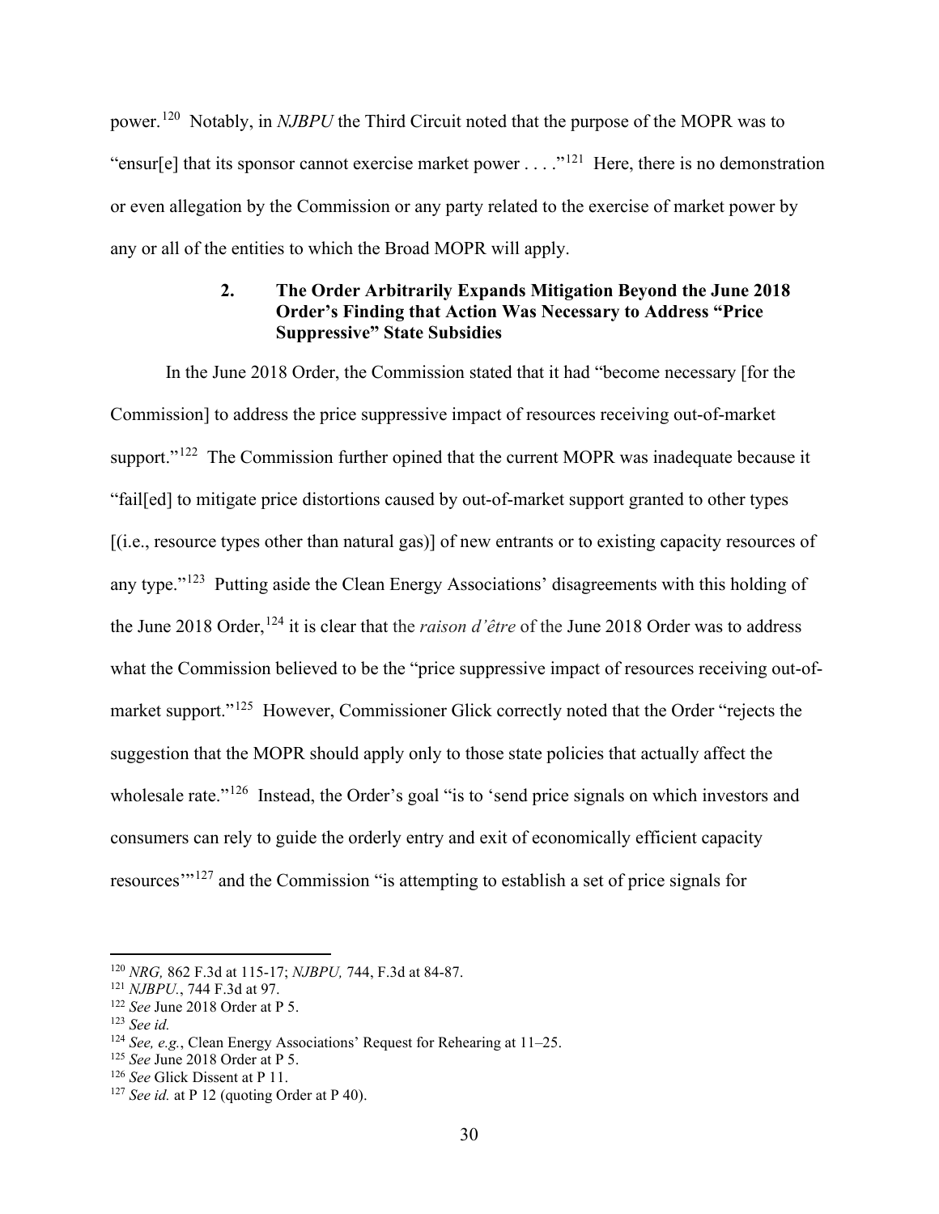power.[120] Notably, in *NJBPU* the Third Circuit noted that the purpose of the MOPR was to "ensur[e] that its sponsor cannot exercise market power . . . ."[121] Here, there is no demonstration or even allegation by the Commission or any party related to the exercise of market power by any or all of the entities to which the Broad MOPR will apply.

### 2. The Order Arbitrarily Expands Mitigation Beyond the June 2018 Order's Finding that Action Was Necessary to Address "Price Suppressive" State Subsidies

In the June 2018 Order, the Commission stated that it had "become necessary [for the Commission] to address the price suppressive impact of resources receiving out-of-market support."[122] The Commission further opined that the current MOPR was inadequate because it "fail[ed] to mitigate price distortions caused by out-of-market support granted to other types [(i.e., resource types other than natural gas)] of new entrants or to existing capacity resources of any type."[123] Putting aside the Clean Energy Associations' disagreements with this holding of the June 2018 Order,[124] it is clear that the *raison d'être* of the June 2018 Order was to address what the Commission believed to be the "price suppressive impact of resources receiving out-of-market support."[125] However, Commissioner Glick correctly noted that the Order "rejects the suggestion that the MOPR should apply only to those state policies that actually affect the wholesale rate."[126] Instead, the Order's goal "is to 'send price signals on which investors and consumers can rely to guide the orderly entry and exit of economically efficient capacity resources'"[127] and the Commission "is attempting to establish a set of price signals for

---

[120] *NRG,* 862 F.3d at 115-17; *NJBPU,* 744, F.3d at 84-87.

[121] *NJBPU.*, 744 F.3d at 97.

[122] *See* June 2018 Order at P 5.

[123] *See id.*

[124] *See, e.g.*, Clean Energy Associations' Request for Rehearing at 11–25.

[125] *See* June 2018 Order at P 5.

[126] *See* Glick Dissent at P 11.

[127] *See id.* at P 12 (quoting Order at P 40).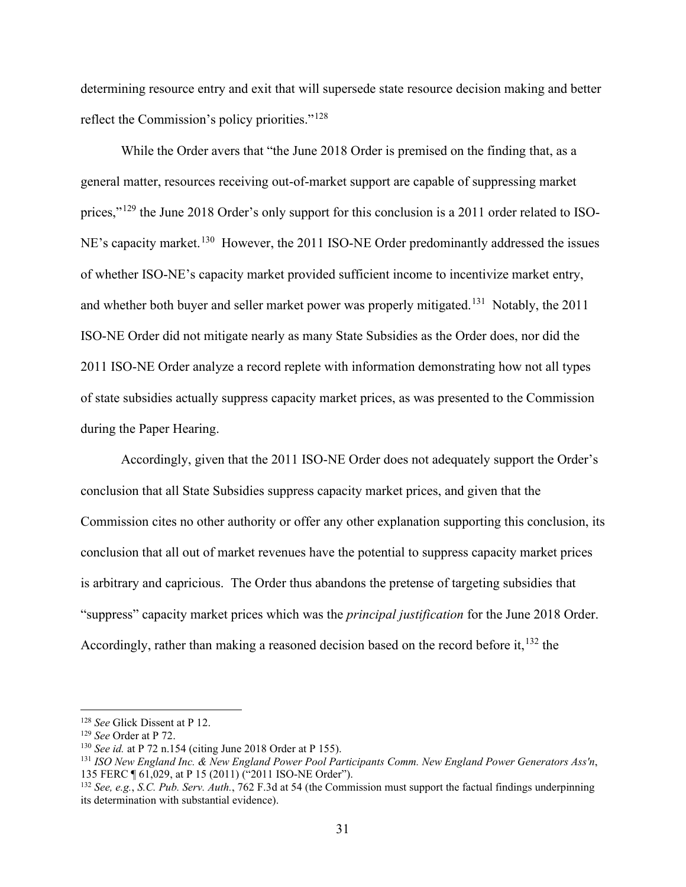determining resource entry and exit that will supersede state resource decision making and better reflect the Commission's policy priorities."[128]

While the Order avers that "the June 2018 Order is premised on the finding that, as a general matter, resources receiving out-of-market support are capable of suppressing market prices,"[129] the June 2018 Order's only support for this conclusion is a 2011 order related to ISO-NE's capacity market.[130] However, the 2011 ISO-NE Order predominantly addressed the issues of whether ISO-NE's capacity market provided sufficient income to incentivize market entry, and whether both buyer and seller market power was properly mitigated.[131] Notably, the 2011 ISO-NE Order did not mitigate nearly as many State Subsidies as the Order does, nor did the 2011 ISO-NE Order analyze a record replete with information demonstrating how not all types of state subsidies actually suppress capacity market prices, as was presented to the Commission during the Paper Hearing.

Accordingly, given that the 2011 ISO-NE Order does not adequately support the Order's conclusion that all State Subsidies suppress capacity market prices, and given that the Commission cites no other authority or offer any other explanation supporting this conclusion, its conclusion that all out of market revenues have the potential to suppress capacity market prices is arbitrary and capricious. The Order thus abandons the pretense of targeting subsidies that "suppress" capacity market prices which was the *principal justification* for the June 2018 Order. Accordingly, rather than making a reasoned decision based on the record before it,[132] the

---

[128] *See* Glick Dissent at P 12.

[129] *See* Order at P 72.

[130] *See id.* at P 72 n.154 (citing June 2018 Order at P 155).

[131] *ISO New England Inc. & New England Power Pool Participants Comm. New England Power Generators Ass'n*, 135 FERC ¶ 61,029, at P 15 (2011) ("2011 ISO-NE Order").

[132] *See, e.g.*, *S.C. Pub. Serv. Auth.*, 762 F.3d at 54 (the Commission must support the factual findings underpinning its determination with substantial evidence).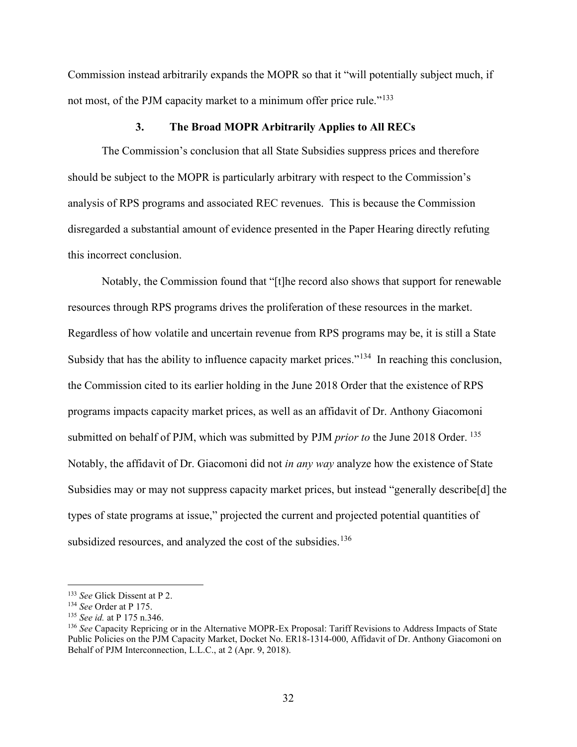Commission instead arbitrarily expands the MOPR so that it "will potentially subject much, if not most, of the PJM capacity market to a minimum offer price rule."[133]

### 3. The Broad MOPR Arbitrarily Applies to All RECs

The Commission's conclusion that all State Subsidies suppress prices and therefore should be subject to the MOPR is particularly arbitrary with respect to the Commission's analysis of RPS programs and associated REC revenues. This is because the Commission disregarded a substantial amount of evidence presented in the Paper Hearing directly refuting this incorrect conclusion.

Notably, the Commission found that "[t]he record also shows that support for renewable resources through RPS programs drives the proliferation of these resources in the market. Regardless of how volatile and uncertain revenue from RPS programs may be, it is still a State Subsidy that has the ability to influence capacity market prices."[134] In reaching this conclusion, the Commission cited to its earlier holding in the June 2018 Order that the existence of RPS programs impacts capacity market prices, as well as an affidavit of Dr. Anthony Giacomoni submitted on behalf of PJM, which was submitted by PJM *prior to* the June 2018 Order. [135] Notably, the affidavit of Dr. Giacomoni did not *in any way* analyze how the existence of State Subsidies may or may not suppress capacity market prices, but instead "generally describe[d] the types of state programs at issue," projected the current and projected potential quantities of subsidized resources, and analyzed the cost of the subsidies.[136]

---

[133] *See* Glick Dissent at P 2.

[134] *See* Order at P 175.

[135] *See id.* at P 175 n.346.

[136] *See* Capacity Repricing or in the Alternative MOPR-Ex Proposal: Tariff Revisions to Address Impacts of State Public Policies on the PJM Capacity Market, Docket No. ER18-1314-000, Affidavit of Dr. Anthony Giacomoni on Behalf of PJM Interconnection, L.L.C., at 2 (Apr. 9, 2018).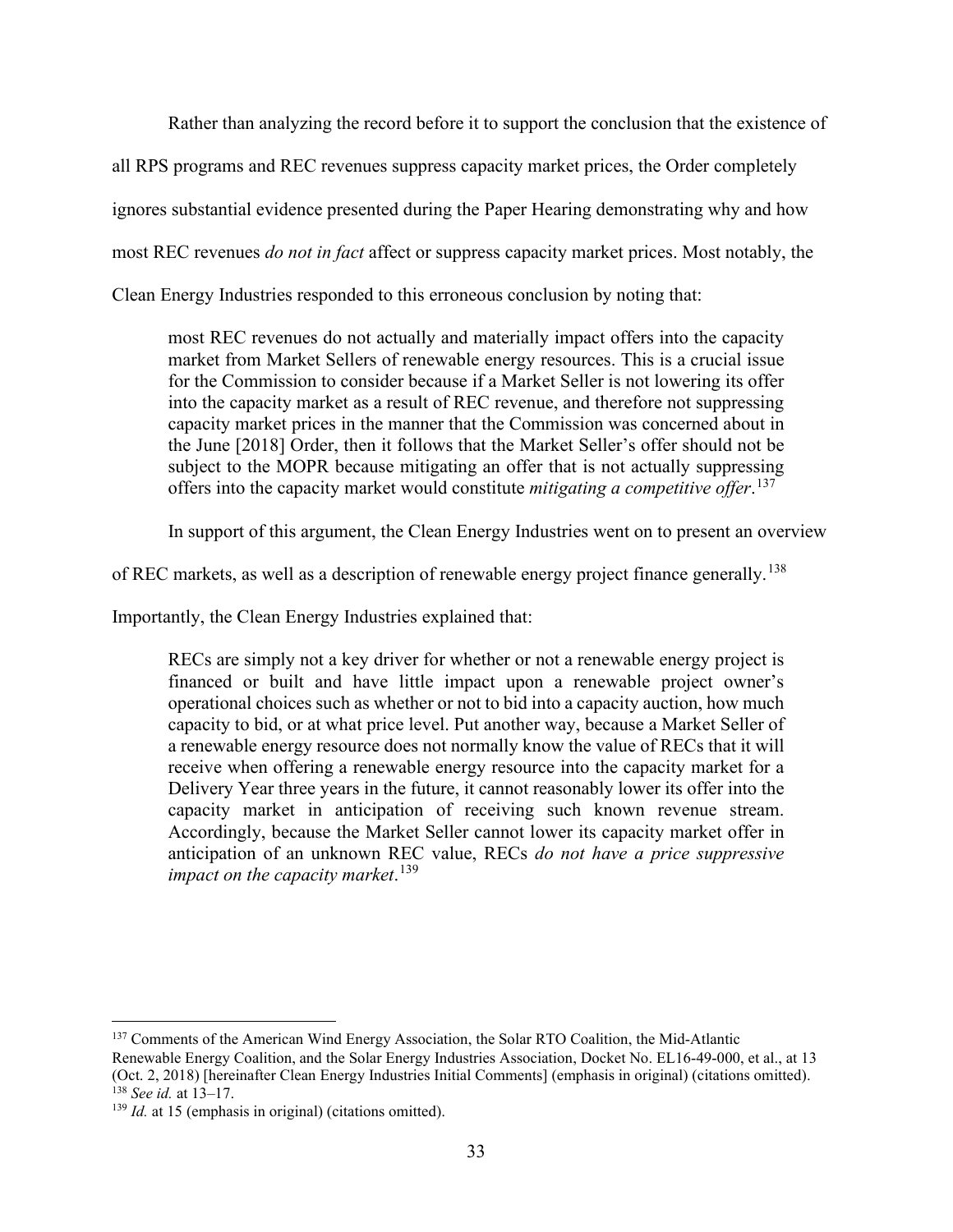Rather than analyzing the record before it to support the conclusion that the existence of all RPS programs and REC revenues suppress capacity market prices, the Order completely ignores substantial evidence presented during the Paper Hearing demonstrating why and how most REC revenues *do not in fact* affect or suppress capacity market prices. Most notably, the Clean Energy Industries responded to this erroneous conclusion by noting that:

> most REC revenues do not actually and materially impact offers into the capacity market from Market Sellers of renewable energy resources. This is a crucial issue for the Commission to consider because if a Market Seller is not lowering its offer into the capacity market as a result of REC revenue, and therefore not suppressing capacity market prices in the manner that the Commission was concerned about in the June [2018] Order, then it follows that the Market Seller's offer should not be subject to the MOPR because mitigating an offer that is not actually suppressing offers into the capacity market would constitute *mitigating a competitive offer*.[137]

In support of this argument, the Clean Energy Industries went on to present an overview of REC markets, as well as a description of renewable energy project finance generally.[138] Importantly, the Clean Energy Industries explained that:

> RECs are simply not a key driver for whether or not a renewable energy project is financed or built and have little impact upon a renewable project owner's operational choices such as whether or not to bid into a capacity auction, how much capacity to bid, or at what price level. Put another way, because a Market Seller of a renewable energy resource does not normally know the value of RECs that it will receive when offering a renewable energy resource into the capacity market for a Delivery Year three years in the future, it cannot reasonably lower its offer into the capacity market in anticipation of receiving such known revenue stream. Accordingly, because the Market Seller cannot lower its capacity market offer in anticipation of an unknown REC value, RECs *do not have a price suppressive impact on the capacity market*.[139]

---

[137] Comments of the American Wind Energy Association, the Solar RTO Coalition, the Mid-Atlantic Renewable Energy Coalition, and the Solar Energy Industries Association, Docket No. EL16-49-000, et al., at 13 (Oct. 2, 2018) [hereinafter Clean Energy Industries Initial Comments] (emphasis in original) (citations omitted).

[138] *See id.* at 13–17.

[139] *Id.* at 15 (emphasis in original) (citations omitted).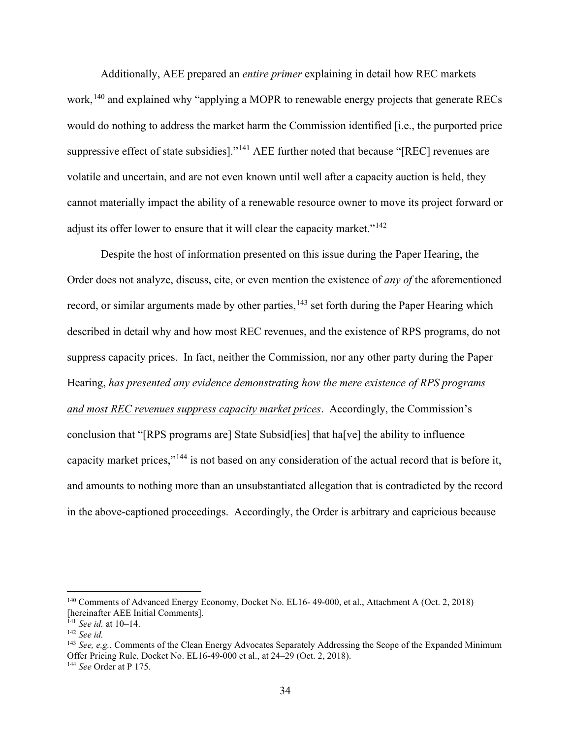Additionally, AEE prepared an *entire primer* explaining in detail how REC markets work,[140] and explained why "applying a MOPR to renewable energy projects that generate RECs would do nothing to address the market harm the Commission identified [i.e., the purported price suppressive effect of state subsidies]."[141] AEE further noted that because "[REC] revenues are volatile and uncertain, and are not even known until well after a capacity auction is held, they cannot materially impact the ability of a renewable resource owner to move its project forward or adjust its offer lower to ensure that it will clear the capacity market."[142]

Despite the host of information presented on this issue during the Paper Hearing, the Order does not analyze, discuss, cite, or even mention the existence of *any of* the aforementioned record, or similar arguments made by other parties,[143] set forth during the Paper Hearing which described in detail why and how most REC revenues, and the existence of RPS programs, do not suppress capacity prices. In fact, neither the Commission, nor any other party during the Paper Hearing, ***has presented any evidence demonstrating how the mere existence of RPS programs and most REC revenues suppress capacity market prices***. Accordingly, the Commission's conclusion that "[RPS programs are] State Subsid[ies] that ha[ve] the ability to influence capacity market prices,"[144] is not based on any consideration of the actual record that is before it, and amounts to nothing more than an unsubstantiated allegation that is contradicted by the record in the above-captioned proceedings. Accordingly, the Order is arbitrary and capricious because

---

[140] Comments of Advanced Energy Economy, Docket No. EL16- 49-000, et al., Attachment A (Oct. 2, 2018) [hereinafter AEE Initial Comments].

[141] *See id.* at 10–14.

[142] *See id.*

[143] *See, e.g.*, Comments of the Clean Energy Advocates Separately Addressing the Scope of the Expanded Minimum Offer Pricing Rule, Docket No. EL16-49-000 et al., at 24–29 (Oct. 2, 2018).

[144] *See* Order at P 175.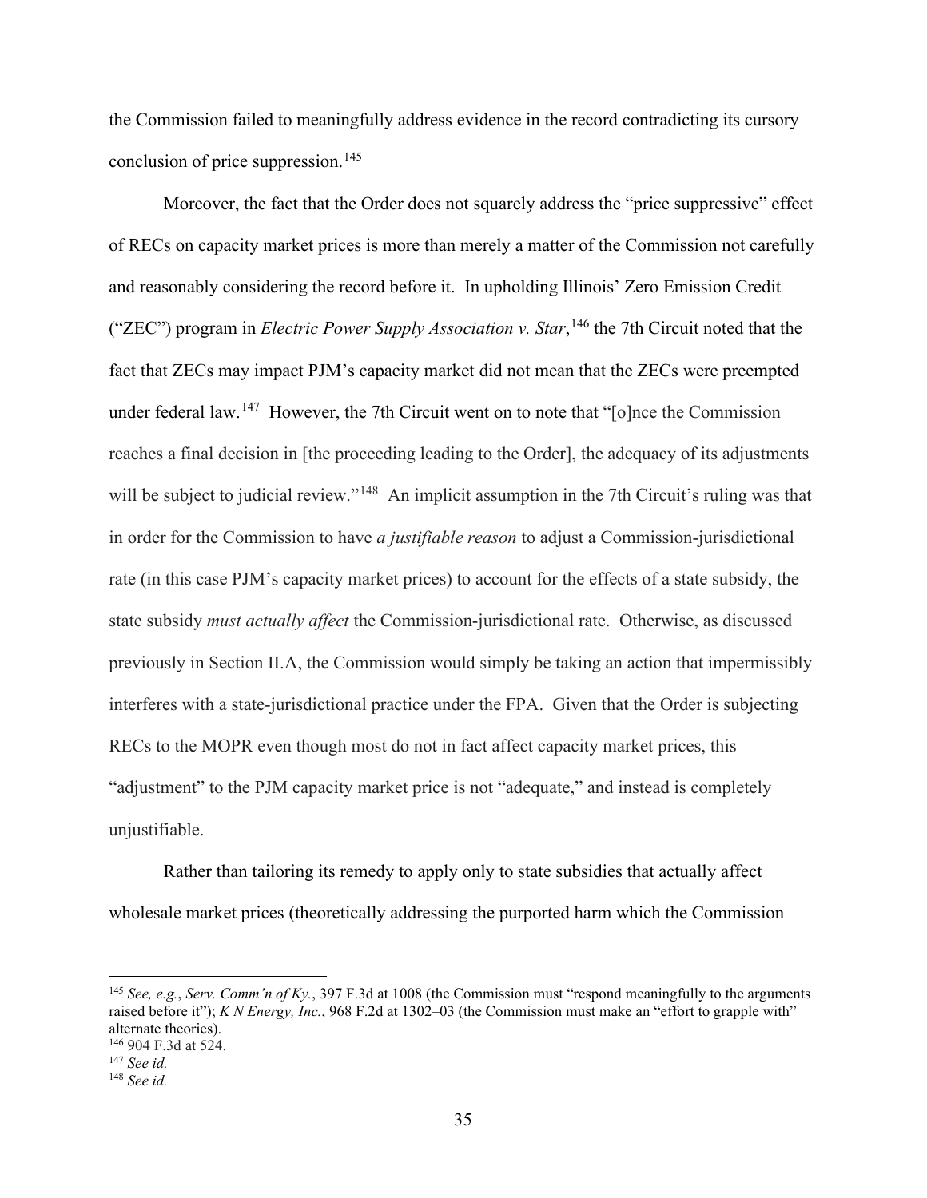the Commission failed to meaningfully address evidence in the record contradicting its cursory conclusion of price suppression.[145]

Moreover, the fact that the Order does not squarely address the "price suppressive" effect of RECs on capacity market prices is more than merely a matter of the Commission not carefully and reasonably considering the record before it. In upholding Illinois' Zero Emission Credit ("ZEC") program in *Electric Power Supply Association v. Star*,[146] the 7th Circuit noted that the fact that ZECs may impact PJM's capacity market did not mean that the ZECs were preempted under federal law.[147] However, the 7th Circuit went on to note that "[o]nce the Commission reaches a final decision in [the proceeding leading to the Order], the adequacy of its adjustments will be subject to judicial review."[148] An implicit assumption in the 7th Circuit's ruling was that in order for the Commission to have *a justifiable reason* to adjust a Commission-jurisdictional rate (in this case PJM's capacity market prices) to account for the effects of a state subsidy, the state subsidy *must actually affect* the Commission-jurisdictional rate. Otherwise, as discussed previously in Section II.A, the Commission would simply be taking an action that impermissibly interferes with a state-jurisdictional practice under the FPA. Given that the Order is subjecting RECs to the MOPR even though most do not in fact affect capacity market prices, this "adjustment" to the PJM capacity market price is not "adequate," and instead is completely unjustifiable.

Rather than tailoring its remedy to apply only to state subsidies that actually affect wholesale market prices (theoretically addressing the purported harm which the Commission

---

[145] *See, e.g.*, *Serv. Comm'n of Ky.*, 397 F.3d at 1008 (the Commission must "respond meaningfully to the arguments raised before it"); *K N Energy, Inc.*, 968 F.2d at 1302–03 (the Commission must make an "effort to grapple with" alternate theories).

[146] 904 F.3d at 524.

[147] *See id.*

[148] *See id.*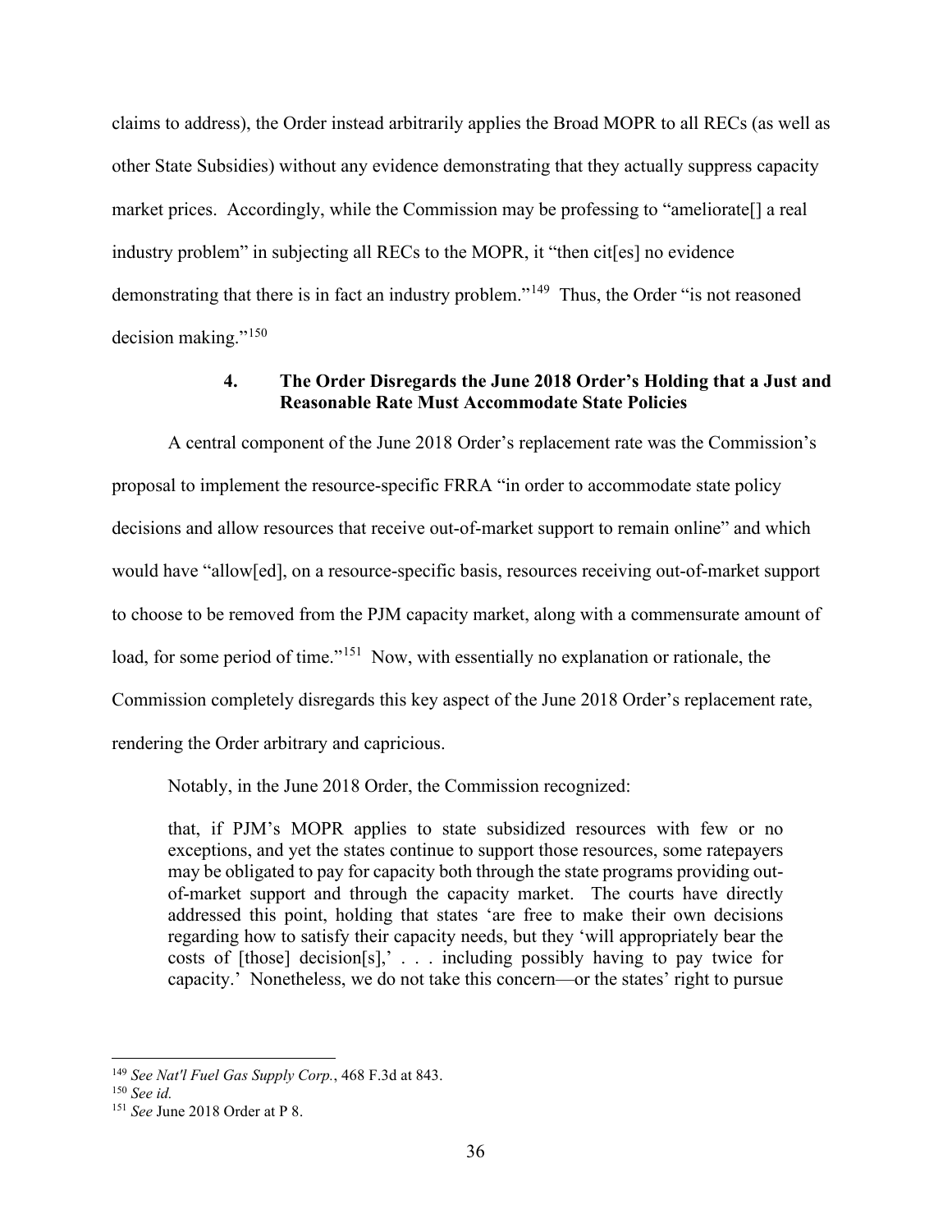claims to address), the Order instead arbitrarily applies the Broad MOPR to all RECs (as well as other State Subsidies) without any evidence demonstrating that they actually suppress capacity market prices. Accordingly, while the Commission may be professing to "ameliorate[] a real industry problem" in subjecting all RECs to the MOPR, it "then cit[es] no evidence demonstrating that there is in fact an industry problem."[149] Thus, the Order "is not reasoned decision making."[150]

#### 4. The Order Disregards the June 2018 Order's Holding that a Just and Reasonable Rate Must Accommodate State Policies

A central component of the June 2018 Order's replacement rate was the Commission's proposal to implement the resource-specific FRRA "in order to accommodate state policy decisions and allow resources that receive out-of-market support to remain online" and which would have "allow[ed], on a resource-specific basis, resources receiving out-of-market support to choose to be removed from the PJM capacity market, along with a commensurate amount of load, for some period of time."[151] Now, with essentially no explanation or rationale, the Commission completely disregards this key aspect of the June 2018 Order's replacement rate, rendering the Order arbitrary and capricious.

Notably, in the June 2018 Order, the Commission recognized:

> that, if PJM's MOPR applies to state subsidized resources with few or no exceptions, and yet the states continue to support those resources, some ratepayers may be obligated to pay for capacity both through the state programs providing out-of-market support and through the capacity market. The courts have directly addressed this point, holding that states 'are free to make their own decisions regarding how to satisfy their capacity needs, but they 'will appropriately bear the costs of [those] decision[s],' . . . including possibly having to pay twice for capacity.' Nonetheless, we do not take this concern—or the states' right to pursue

---

[149] *See Nat'l Fuel Gas Supply Corp.*, 468 F.3d at 843.

[150] *See id.*

[151] *See* June 2018 Order at P 8.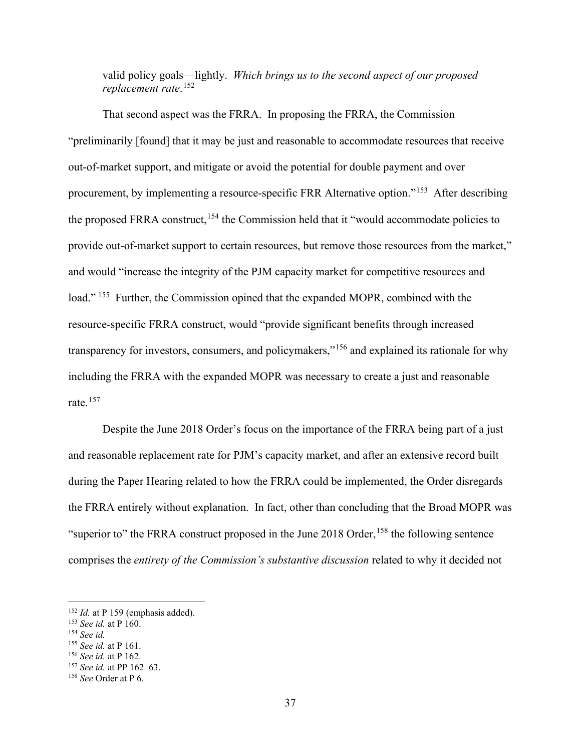> valid policy goals—lightly. *Which brings us to the second aspect of our proposed replacement rate*.[152]

That second aspect was the FRRA. In proposing the FRRA, the Commission "preliminarily [found] that it may be just and reasonable to accommodate resources that receive out-of-market support, and mitigate or avoid the potential for double payment and over procurement, by implementing a resource-specific FRR Alternative option."[153] After describing the proposed FRRA construct,[154] the Commission held that it "would accommodate policies to provide out-of-market support to certain resources, but remove those resources from the market," and would "increase the integrity of the PJM capacity market for competitive resources and load."[155] Further, the Commission opined that the expanded MOPR, combined with the resource-specific FRRA construct, would "provide significant benefits through increased transparency for investors, consumers, and policymakers,"[156] and explained its rationale for why including the FRRA with the expanded MOPR was necessary to create a just and reasonable rate.[157]

Despite the June 2018 Order's focus on the importance of the FRRA being part of a just and reasonable replacement rate for PJM's capacity market, and after an extensive record built during the Paper Hearing related to how the FRRA could be implemented, the Order disregards the FRRA entirely without explanation. In fact, other than concluding that the Broad MOPR was "superior to" the FRRA construct proposed in the June 2018 Order,[158] the following sentence comprises the *entirety of the Commission's substantive discussion* related to why it decided not

---

[152] *Id.* at P 159 (emphasis added).

[153] *See id.* at P 160.

[154] *See id.*

[155] *See id.* at P 161.

[156] *See id.* at P 162.

[157] *See id.* at PP 162–63.

[158] *See* Order at P 6.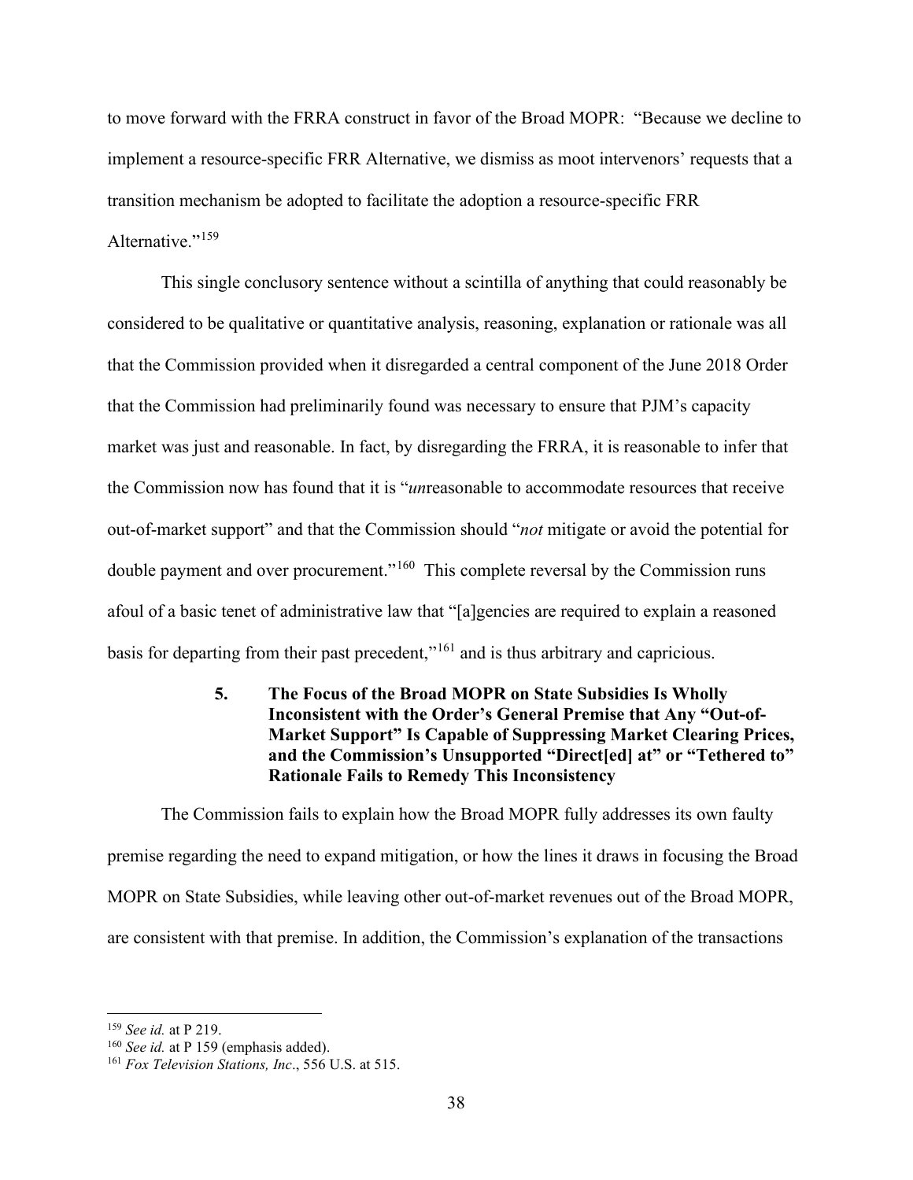to move forward with the FRRA construct in favor of the Broad MOPR: "Because we decline to implement a resource-specific FRR Alternative, we dismiss as moot intervenors' requests that a transition mechanism be adopted to facilitate the adoption a resource-specific FRR Alternative."[159]

This single conclusory sentence without a scintilla of anything that could reasonably be considered to be qualitative or quantitative analysis, reasoning, explanation or rationale was all that the Commission provided when it disregarded a central component of the June 2018 Order that the Commission had preliminarily found was necessary to ensure that PJM's capacity market was just and reasonable. In fact, by disregarding the FRRA, it is reasonable to infer that the Commission now has found that it is "*un*reasonable to accommodate resources that receive out-of-market support" and that the Commission should "*not* mitigate or avoid the potential for double payment and over procurement."[160] This complete reversal by the Commission runs afoul of a basic tenet of administrative law that "[a]gencies are required to explain a reasoned basis for departing from their past precedent,"[161] and is thus arbitrary and capricious.

#### 5. The Focus of the Broad MOPR on State Subsidies Is Wholly Inconsistent with the Order's General Premise that Any "Out-of-Market Support" Is Capable of Suppressing Market Clearing Prices, and the Commission's Unsupported "Direct[ed] at" or "Tethered to" Rationale Fails to Remedy This Inconsistency

The Commission fails to explain how the Broad MOPR fully addresses its own faulty premise regarding the need to expand mitigation, or how the lines it draws in focusing the Broad MOPR on State Subsidies, while leaving other out-of-market revenues out of the Broad MOPR, are consistent with that premise. In addition, the Commission's explanation of the transactions

---

[159] *See id.* at P 219.

[160] *See id.* at P 159 (emphasis added).

[161] *Fox Television Stations, Inc*., 556 U.S. at 515.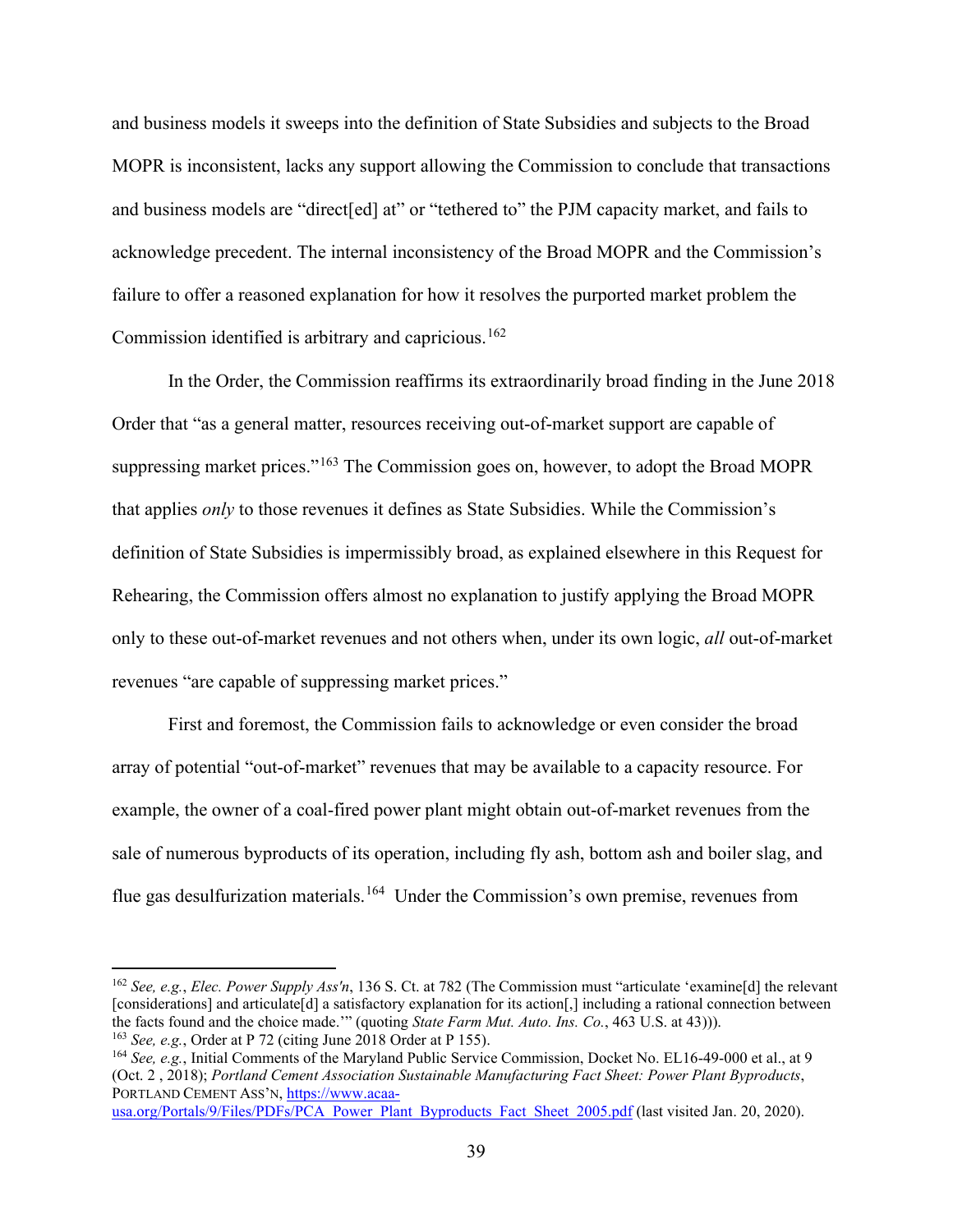and business models it sweeps into the definition of State Subsidies and subjects to the Broad MOPR is inconsistent, lacks any support allowing the Commission to conclude that transactions and business models are "direct[ed] at" or "tethered to" the PJM capacity market, and fails to acknowledge precedent. The internal inconsistency of the Broad MOPR and the Commission's failure to offer a reasoned explanation for how it resolves the purported market problem the Commission identified is arbitrary and capricious.[162]

In the Order, the Commission reaffirms its extraordinarily broad finding in the June 2018 Order that "as a general matter, resources receiving out-of-market support are capable of suppressing market prices."[163] The Commission goes on, however, to adopt the Broad MOPR that applies *only* to those revenues it defines as State Subsidies. While the Commission's definition of State Subsidies is impermissibly broad, as explained elsewhere in this Request for Rehearing, the Commission offers almost no explanation to justify applying the Broad MOPR only to these out-of-market revenues and not others when, under its own logic, *all* out-of-market revenues "are capable of suppressing market prices."

First and foremost, the Commission fails to acknowledge or even consider the broad array of potential "out-of-market" revenues that may be available to a capacity resource. For example, the owner of a coal-fired power plant might obtain out-of-market revenues from the sale of numerous byproducts of its operation, including fly ash, bottom ash and boiler slag, and flue gas desulfurization materials.[164] Under the Commission's own premise, revenues from

---

[162] *See, e.g.*, *Elec. Power Supply Ass'n*, 136 S. Ct. at 782 (The Commission must "articulate 'examine[d] the relevant [considerations] and articulate[d] a satisfactory explanation for its action[,] including a rational connection between the facts found and the choice made.'" (quoting *State Farm Mut. Auto. Ins. Co.*, 463 U.S. at 43))).

[163] *See, e.g.*, Order at P 72 (citing June 2018 Order at P 155).

[164] *See, e.g.*, Initial Comments of the Maryland Public Service Commission, Docket No. EL16-49-000 et al., at 9 (Oct. 2 , 2018); *Portland Cement Association Sustainable Manufacturing Fact Sheet: Power Plant Byproducts*, PORTLAND CEMENT ASS'N, https://www.acaa-usa.org/Portals/9/Files/PDFs/PCA_Power_Plant_Byproducts_Fact_Sheet_2005.pdf (last visited Jan. 20, 2020).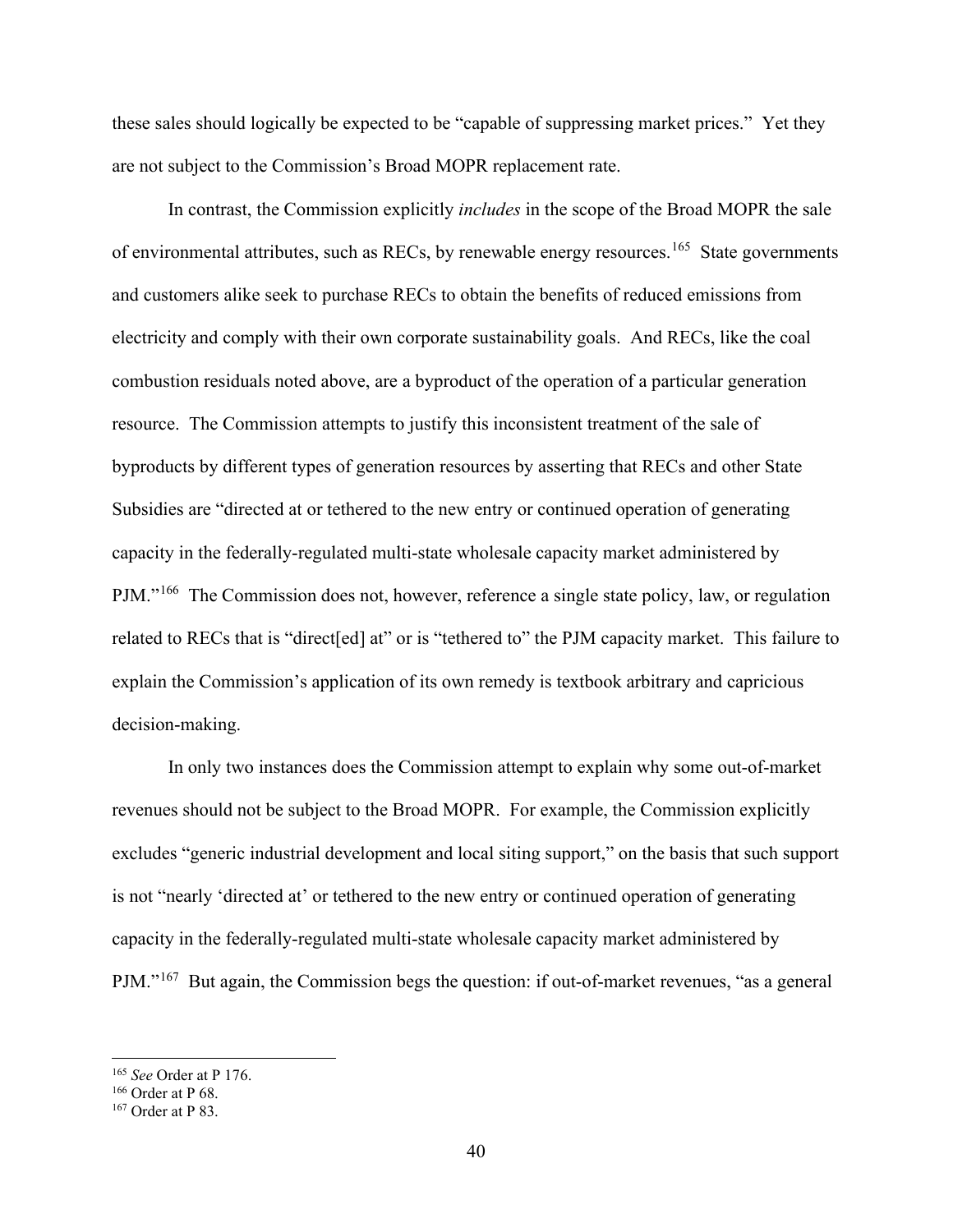these sales should logically be expected to be "capable of suppressing market prices." Yet they are not subject to the Commission's Broad MOPR replacement rate.

In contrast, the Commission explicitly *includes* in the scope of the Broad MOPR the sale of environmental attributes, such as RECs, by renewable energy resources.[165] State governments and customers alike seek to purchase RECs to obtain the benefits of reduced emissions from electricity and comply with their own corporate sustainability goals. And RECs, like the coal combustion residuals noted above, are a byproduct of the operation of a particular generation resource. The Commission attempts to justify this inconsistent treatment of the sale of byproducts by different types of generation resources by asserting that RECs and other State Subsidies are "directed at or tethered to the new entry or continued operation of generating capacity in the federally-regulated multi-state wholesale capacity market administered by PJM."[166] The Commission does not, however, reference a single state policy, law, or regulation related to RECs that is "direct[ed] at" or is "tethered to" the PJM capacity market. This failure to explain the Commission's application of its own remedy is textbook arbitrary and capricious decision-making.

In only two instances does the Commission attempt to explain why some out-of-market revenues should not be subject to the Broad MOPR. For example, the Commission explicitly excludes "generic industrial development and local siting support," on the basis that such support is not "nearly 'directed at' or tethered to the new entry or continued operation of generating capacity in the federally-regulated multi-state wholesale capacity market administered by PJM."[167] But again, the Commission begs the question: if out-of-market revenues, "as a general

---

[165] *See* Order at P 176.

[166] Order at P 68.

[167] Order at P 83.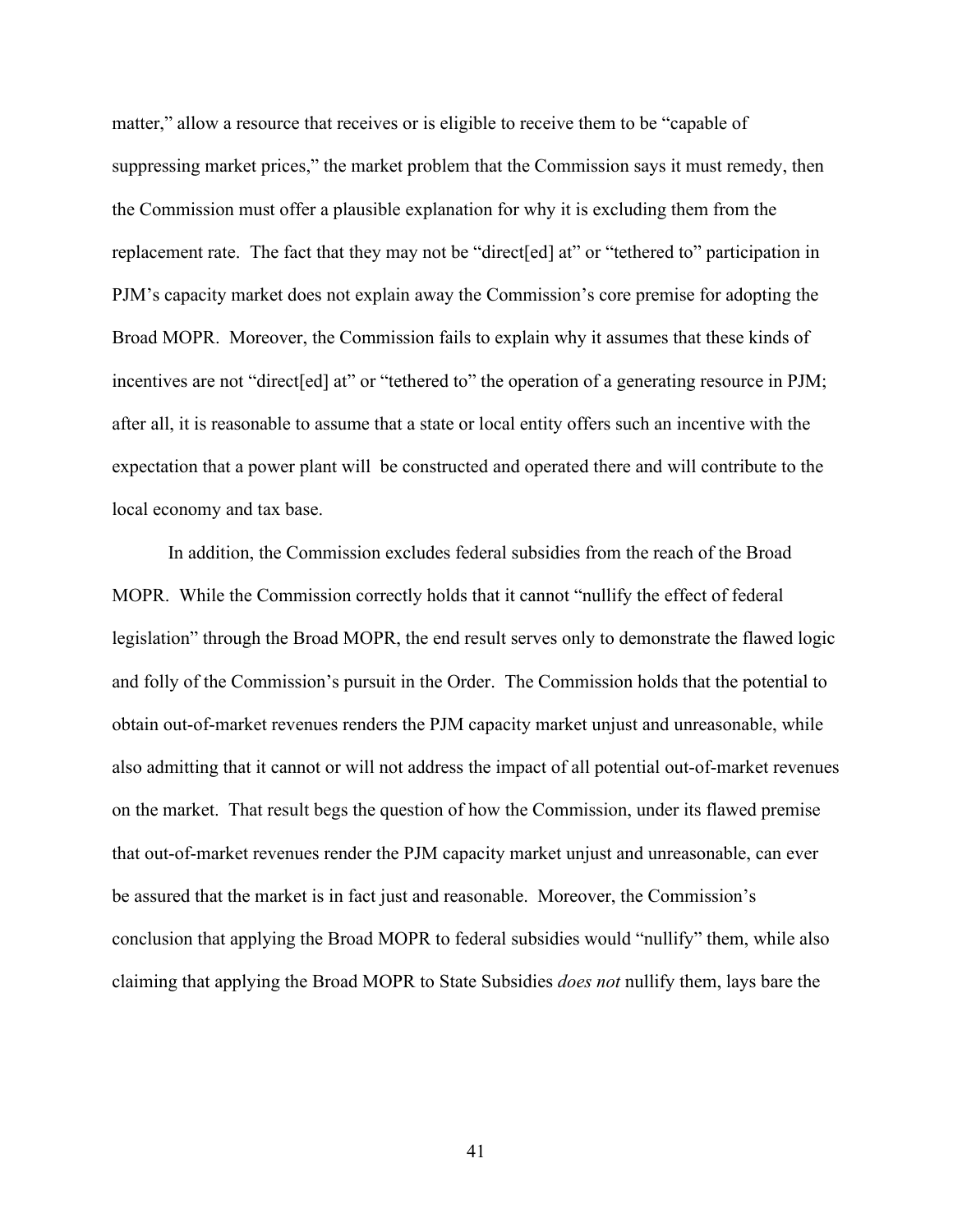matter," allow a resource that receives or is eligible to receive them to be "capable of suppressing market prices," the market problem that the Commission says it must remedy, then the Commission must offer a plausible explanation for why it is excluding them from the replacement rate. The fact that they may not be "direct[ed] at" or "tethered to" participation in PJM's capacity market does not explain away the Commission's core premise for adopting the Broad MOPR. Moreover, the Commission fails to explain why it assumes that these kinds of incentives are not "direct[ed] at" or "tethered to" the operation of a generating resource in PJM; after all, it is reasonable to assume that a state or local entity offers such an incentive with the expectation that a power plant will be constructed and operated there and will contribute to the local economy and tax base.

In addition, the Commission excludes federal subsidies from the reach of the Broad MOPR. While the Commission correctly holds that it cannot "nullify the effect of federal legislation" through the Broad MOPR, the end result serves only to demonstrate the flawed logic and folly of the Commission's pursuit in the Order. The Commission holds that the potential to obtain out-of-market revenues renders the PJM capacity market unjust and unreasonable, while also admitting that it cannot or will not address the impact of all potential out-of-market revenues on the market. That result begs the question of how the Commission, under its flawed premise that out-of-market revenues render the PJM capacity market unjust and unreasonable, can ever be assured that the market is in fact just and reasonable. Moreover, the Commission's conclusion that applying the Broad MOPR to federal subsidies would "nullify" them, while also claiming that applying the Broad MOPR to State Subsidies *does not* nullify them, lays bare the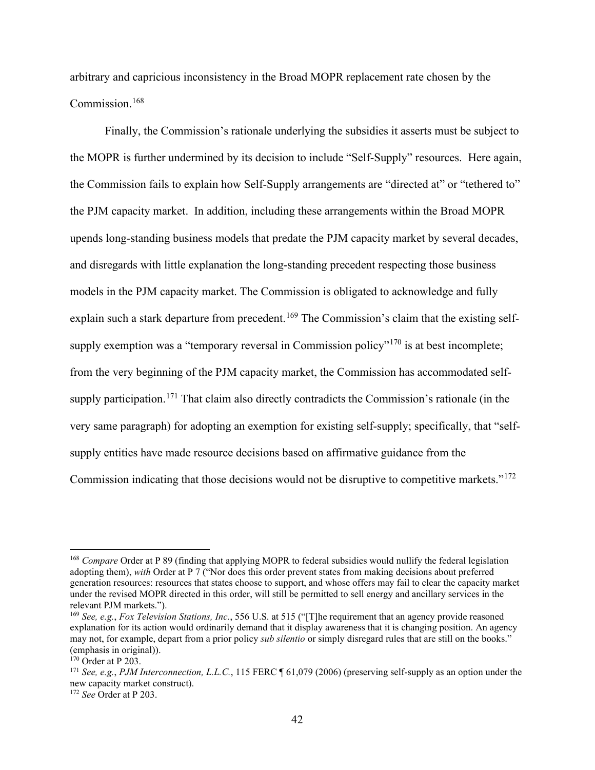arbitrary and capricious inconsistency in the Broad MOPR replacement rate chosen by the Commission.[168]

Finally, the Commission's rationale underlying the subsidies it asserts must be subject to the MOPR is further undermined by its decision to include "Self-Supply" resources. Here again, the Commission fails to explain how Self-Supply arrangements are "directed at" or "tethered to" the PJM capacity market. In addition, including these arrangements within the Broad MOPR upends long-standing business models that predate the PJM capacity market by several decades, and disregards with little explanation the long-standing precedent respecting those business models in the PJM capacity market. The Commission is obligated to acknowledge and fully explain such a stark departure from precedent.[169] The Commission's claim that the existing self-supply exemption was a "temporary reversal in Commission policy"[170] is at best incomplete; from the very beginning of the PJM capacity market, the Commission has accommodated self-supply participation.[171] That claim also directly contradicts the Commission's rationale (in the very same paragraph) for adopting an exemption for existing self-supply; specifically, that "self-supply entities have made resource decisions based on affirmative guidance from the Commission indicating that those decisions would not be disruptive to competitive markets."[172]

---

[168] *Compare* Order at P 89 (finding that applying MOPR to federal subsidies would nullify the federal legislation adopting them), *with* Order at P 7 ("Nor does this order prevent states from making decisions about preferred generation resources: resources that states choose to support, and whose offers may fail to clear the capacity market under the revised MOPR directed in this order, will still be permitted to sell energy and ancillary services in the relevant PJM markets.").

[169] *See, e.g.*, *Fox Television Stations, Inc.*, 556 U.S. at 515 ("[T]he requirement that an agency provide reasoned explanation for its action would ordinarily demand that it display awareness that it is changing position. An agency may not, for example, depart from a prior policy *sub silentio* or simply disregard rules that are still on the books." (emphasis in original)).

[170] Order at P 203.

[171] *See, e.g.*, *PJM Interconnection, L.L.C.*, 115 FERC ¶ 61,079 (2006) (preserving self-supply as an option under the new capacity market construct).

[172] *See* Order at P 203.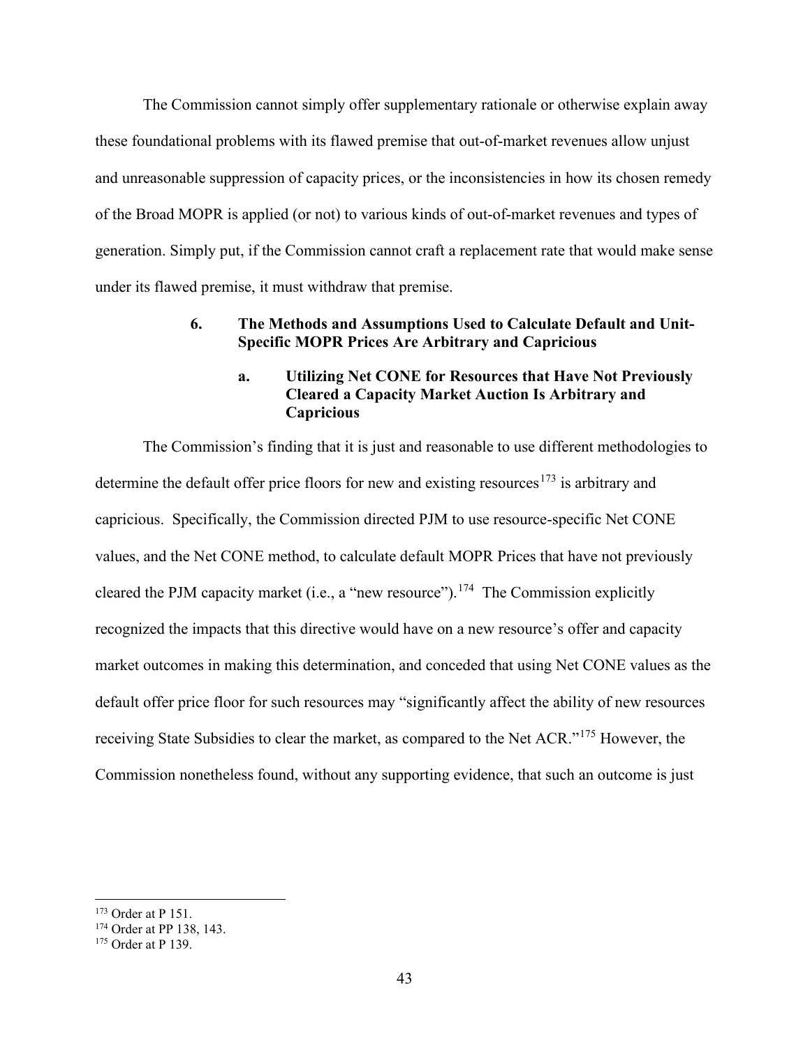The Commission cannot simply offer supplementary rationale or otherwise explain away these foundational problems with its flawed premise that out-of-market revenues allow unjust and unreasonable suppression of capacity prices, or the inconsistencies in how its chosen remedy of the Broad MOPR is applied (or not) to various kinds of out-of-market revenues and types of generation. Simply put, if the Commission cannot craft a replacement rate that would make sense under its flawed premise, it must withdraw that premise.

### 6. The Methods and Assumptions Used to Calculate Default and Unit-Specific MOPR Prices Are Arbitrary and Capricious

#### a. Utilizing Net CONE for Resources that Have Not Previously Cleared a Capacity Market Auction Is Arbitrary and Capricious

The Commission's finding that it is just and reasonable to use different methodologies to determine the default offer price floors for new and existing resources[173] is arbitrary and capricious. Specifically, the Commission directed PJM to use resource-specific Net CONE values, and the Net CONE method, to calculate default MOPR Prices that have not previously cleared the PJM capacity market (i.e., a "new resource").[174] The Commission explicitly recognized the impacts that this directive would have on a new resource's offer and capacity market outcomes in making this determination, and conceded that using Net CONE values as the default offer price floor for such resources may "significantly affect the ability of new resources receiving State Subsidies to clear the market, as compared to the Net ACR."[175] However, the Commission nonetheless found, without any supporting evidence, that such an outcome is just

[173] Order at P 151.
[174] Order at PP 138, 143.
[175] Order at P 139.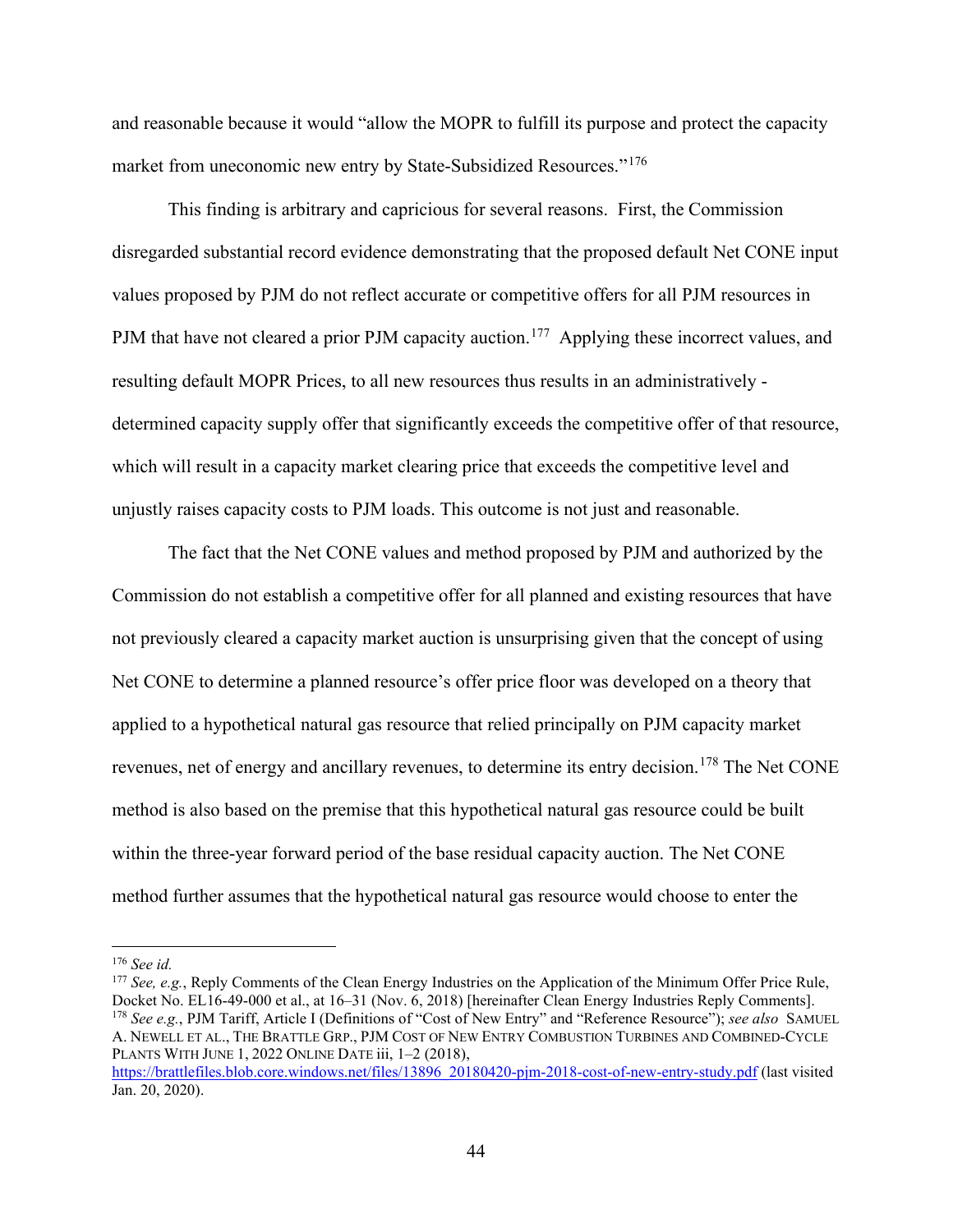and reasonable because it would "allow the MOPR to fulfill its purpose and protect the capacity market from uneconomic new entry by State-Subsidized Resources."[176]

This finding is arbitrary and capricious for several reasons. First, the Commission disregarded substantial record evidence demonstrating that the proposed default Net CONE input values proposed by PJM do not reflect accurate or competitive offers for all PJM resources in PJM that have not cleared a prior PJM capacity auction.[177] Applying these incorrect values, and resulting default MOPR Prices, to all new resources thus results in an administratively - determined capacity supply offer that significantly exceeds the competitive offer of that resource, which will result in a capacity market clearing price that exceeds the competitive level and unjustly raises capacity costs to PJM loads. This outcome is not just and reasonable.

The fact that the Net CONE values and method proposed by PJM and authorized by the Commission do not establish a competitive offer for all planned and existing resources that have not previously cleared a capacity market auction is unsurprising given that the concept of using Net CONE to determine a planned resource's offer price floor was developed on a theory that applied to a hypothetical natural gas resource that relied principally on PJM capacity market revenues, net of energy and ancillary revenues, to determine its entry decision.[178] The Net CONE method is also based on the premise that this hypothetical natural gas resource could be built within the three-year forward period of the base residual capacity auction. The Net CONE method further assumes that the hypothetical natural gas resource would choose to enter the

---

[176] *See id.*

[177] *See, e.g.*, Reply Comments of the Clean Energy Industries on the Application of the Minimum Offer Price Rule, Docket No. EL16-49-000 et al., at 16–31 (Nov. 6, 2018) [hereinafter Clean Energy Industries Reply Comments].

[178] *See e.g.*, PJM Tariff, Article I (Definitions of "Cost of New Entry" and "Reference Resource"); *see also* SAMUEL A. NEWELL ET AL., THE BRATTLE GRP., PJM COST OF NEW ENTRY COMBUSTION TURBINES AND COMBINED-CYCLE PLANTS WITH JUNE 1, 2022 ONLINE DATE iii, 1–2 (2018), https://brattlefiles.blob.core.windows.net/files/13896_20180420-pjm-2018-cost-of-new-entry-study.pdf (last visited Jan. 20, 2020).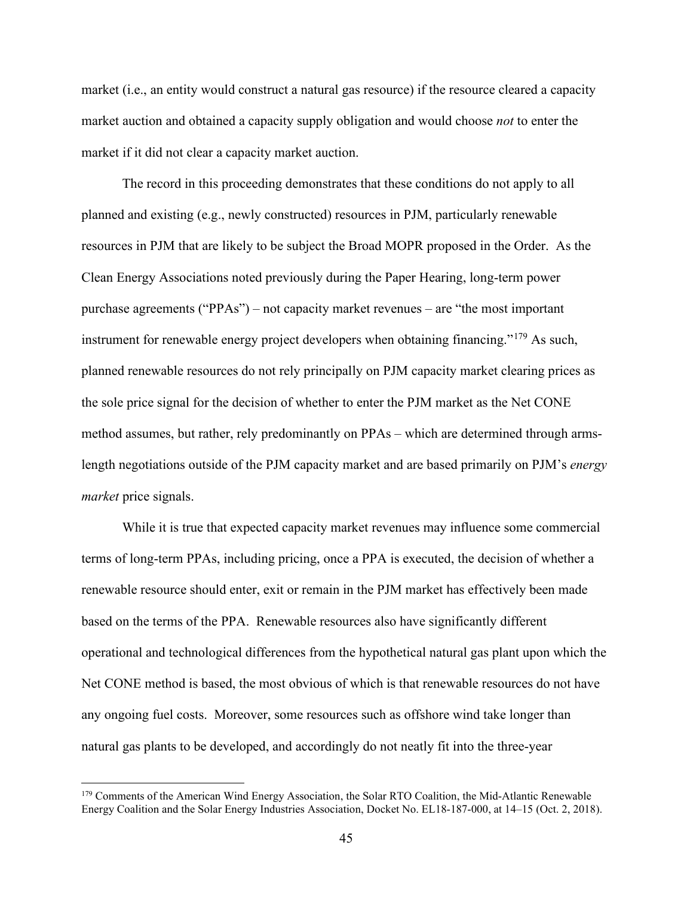market (i.e., an entity would construct a natural gas resource) if the resource cleared a capacity market auction and obtained a capacity supply obligation and would choose *not* to enter the market if it did not clear a capacity market auction.

The record in this proceeding demonstrates that these conditions do not apply to all planned and existing (e.g., newly constructed) resources in PJM, particularly renewable resources in PJM that are likely to be subject the Broad MOPR proposed in the Order. As the Clean Energy Associations noted previously during the Paper Hearing, long-term power purchase agreements ("PPAs") – not capacity market revenues – are "the most important instrument for renewable energy project developers when obtaining financing."[179] As such, planned renewable resources do not rely principally on PJM capacity market clearing prices as the sole price signal for the decision of whether to enter the PJM market as the Net CONE method assumes, but rather, rely predominantly on PPAs – which are determined through arms-length negotiations outside of the PJM capacity market and are based primarily on PJM's *energy market* price signals.

While it is true that expected capacity market revenues may influence some commercial terms of long-term PPAs, including pricing, once a PPA is executed, the decision of whether a renewable resource should enter, exit or remain in the PJM market has effectively been made based on the terms of the PPA. Renewable resources also have significantly different operational and technological differences from the hypothetical natural gas plant upon which the Net CONE method is based, the most obvious of which is that renewable resources do not have any ongoing fuel costs. Moreover, some resources such as offshore wind take longer than natural gas plants to be developed, and accordingly do not neatly fit into the three-year

---

[179] Comments of the American Wind Energy Association, the Solar RTO Coalition, the Mid-Atlantic Renewable Energy Coalition and the Solar Energy Industries Association, Docket No. EL18-187-000, at 14–15 (Oct. 2, 2018).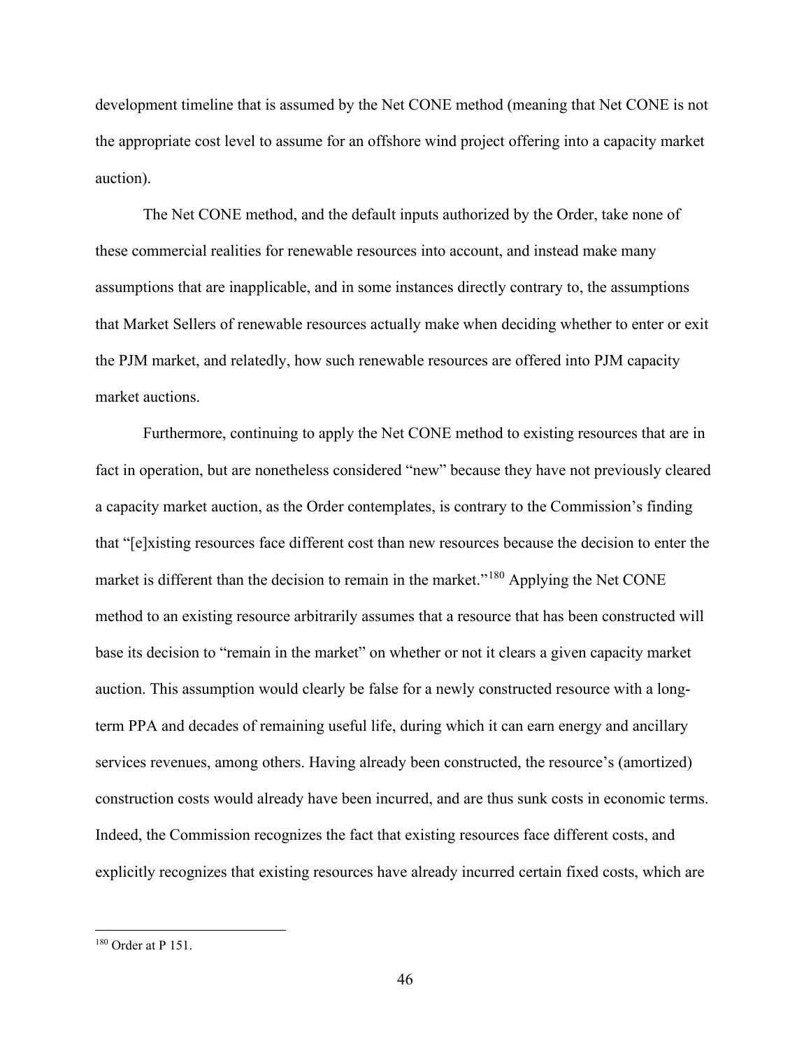development timeline that is assumed by the Net CONE method (meaning that Net CONE is not the appropriate cost level to assume for an offshore wind project offering into a capacity market auction).

The Net CONE method, and the default inputs authorized by the Order, take none of these commercial realities for renewable resources into account, and instead make many assumptions that are inapplicable, and in some instances directly contrary to, the assumptions that Market Sellers of renewable resources actually make when deciding whether to enter or exit the PJM market, and relatedly, how such renewable resources are offered into PJM capacity market auctions.

Furthermore, continuing to apply the Net CONE method to existing resources that are in fact in operation, but are nonetheless considered "new" because they have not previously cleared a capacity market auction, as the Order contemplates, is contrary to the Commission's finding that "[e]xisting resources face different cost than new resources because the decision to enter the market is different than the decision to remain in the market."[180] Applying the Net CONE method to an existing resource arbitrarily assumes that a resource that has been constructed will base its decision to "remain in the market" on whether or not it clears a given capacity market auction. This assumption would clearly be false for a newly constructed resource with a long-term PPA and decades of remaining useful life, during which it can earn energy and ancillary services revenues, among others. Having already been constructed, the resource's (amortized) construction costs would already have been incurred, and are thus sunk costs in economic terms. Indeed, the Commission recognizes the fact that existing resources face different costs, and explicitly recognizes that existing resources have already incurred certain fixed costs, which are

[180] Order at P 151.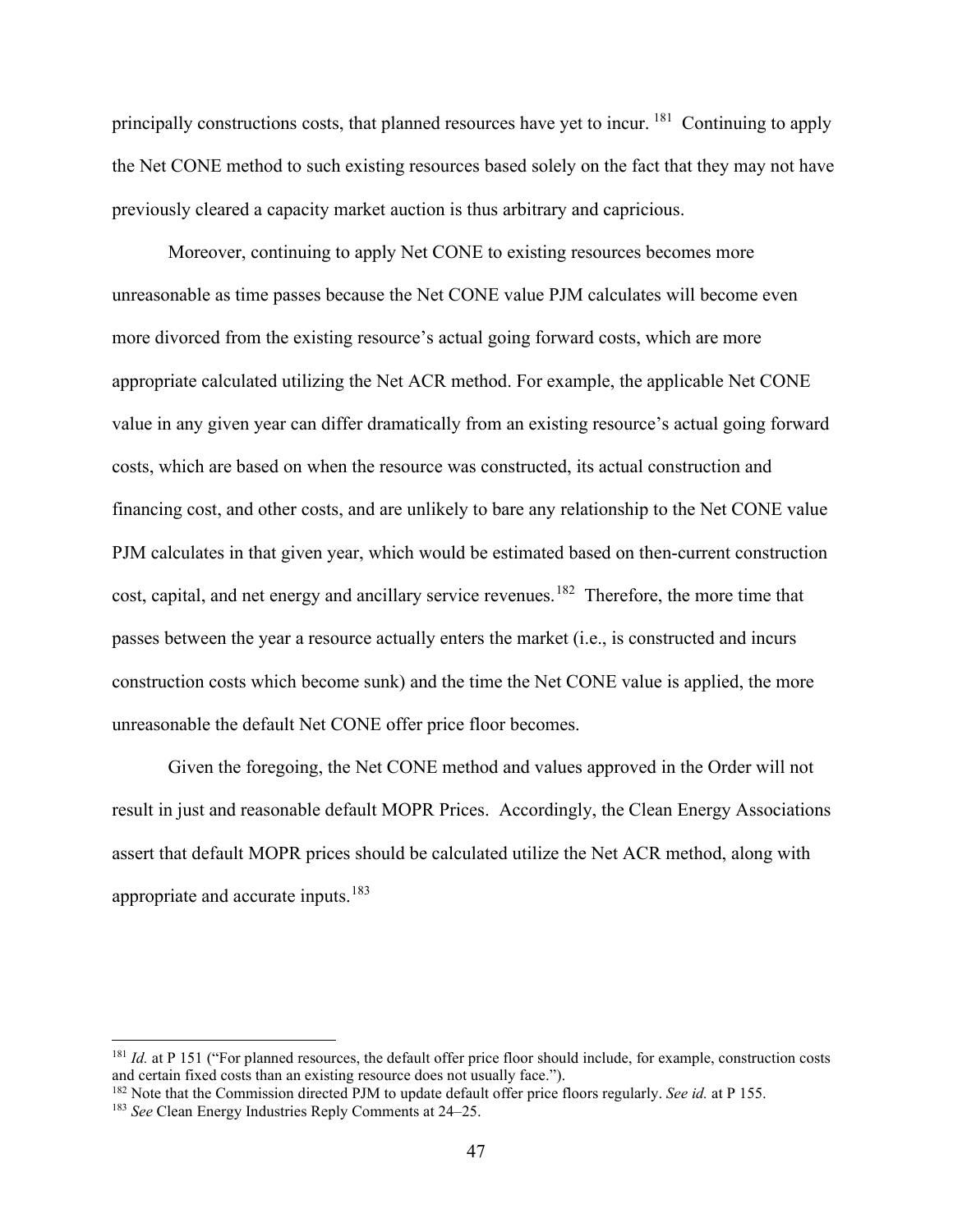principally constructions costs, that planned resources have yet to incur.[181] Continuing to apply the Net CONE method to such existing resources based solely on the fact that they may not have previously cleared a capacity market auction is thus arbitrary and capricious.

Moreover, continuing to apply Net CONE to existing resources becomes more unreasonable as time passes because the Net CONE value PJM calculates will become even more divorced from the existing resource's actual going forward costs, which are more appropriate calculated utilizing the Net ACR method. For example, the applicable Net CONE value in any given year can differ dramatically from an existing resource's actual going forward costs, which are based on when the resource was constructed, its actual construction and financing cost, and other costs, and are unlikely to bare any relationship to the Net CONE value PJM calculates in that given year, which would be estimated based on then-current construction cost, capital, and net energy and ancillary service revenues.[182] Therefore, the more time that passes between the year a resource actually enters the market (i.e., is constructed and incurs construction costs which become sunk) and the time the Net CONE value is applied, the more unreasonable the default Net CONE offer price floor becomes.

Given the foregoing, the Net CONE method and values approved in the Order will not result in just and reasonable default MOPR Prices. Accordingly, the Clean Energy Associations assert that default MOPR prices should be calculated utilize the Net ACR method, along with appropriate and accurate inputs.[183]

---

[181] *Id.* at P 151 ("For planned resources, the default offer price floor should include, for example, construction costs and certain fixed costs than an existing resource does not usually face.").

[182] Note that the Commission directed PJM to update default offer price floors regularly. *See id.* at P 155.

[183] *See* Clean Energy Industries Reply Comments at 24–25.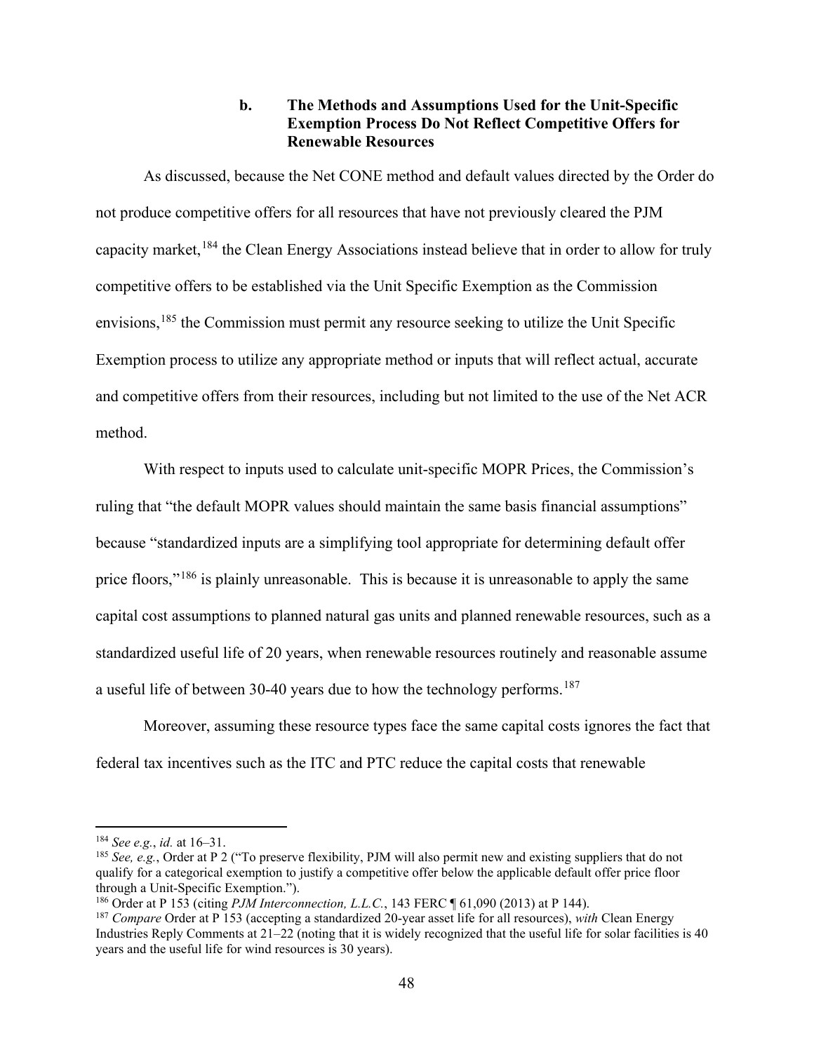#### b. The Methods and Assumptions Used for the Unit-Specific Exemption Process Do Not Reflect Competitive Offers for Renewable Resources

As discussed, because the Net CONE method and default values directed by the Order do not produce competitive offers for all resources that have not previously cleared the PJM capacity market,[184] the Clean Energy Associations instead believe that in order to allow for truly competitive offers to be established via the Unit Specific Exemption as the Commission envisions,[185] the Commission must permit any resource seeking to utilize the Unit Specific Exemption process to utilize any appropriate method or inputs that will reflect actual, accurate and competitive offers from their resources, including but not limited to the use of the Net ACR method.

With respect to inputs used to calculate unit-specific MOPR Prices, the Commission's ruling that "the default MOPR values should maintain the same basis financial assumptions" because "standardized inputs are a simplifying tool appropriate for determining default offer price floors,"[186] is plainly unreasonable. This is because it is unreasonable to apply the same capital cost assumptions to planned natural gas units and planned renewable resources, such as a standardized useful life of 20 years, when renewable resources routinely and reasonable assume a useful life of between 30-40 years due to how the technology performs.[187]

Moreover, assuming these resource types face the same capital costs ignores the fact that federal tax incentives such as the ITC and PTC reduce the capital costs that renewable

---

[184] *See e.g.*, *id.* at 16–31.

[185] *See, e.g.*, Order at P 2 ("To preserve flexibility, PJM will also permit new and existing suppliers that do not qualify for a categorical exemption to justify a competitive offer below the applicable default offer price floor through a Unit-Specific Exemption.").

[186] Order at P 153 (citing *PJM Interconnection, L.L.C.*, 143 FERC ¶ 61,090 (2013) at P 144).

[187] *Compare* Order at P 153 (accepting a standardized 20-year asset life for all resources), *with* Clean Energy Industries Reply Comments at 21–22 (noting that it is widely recognized that the useful life for solar facilities is 40 years and the useful life for wind resources is 30 years).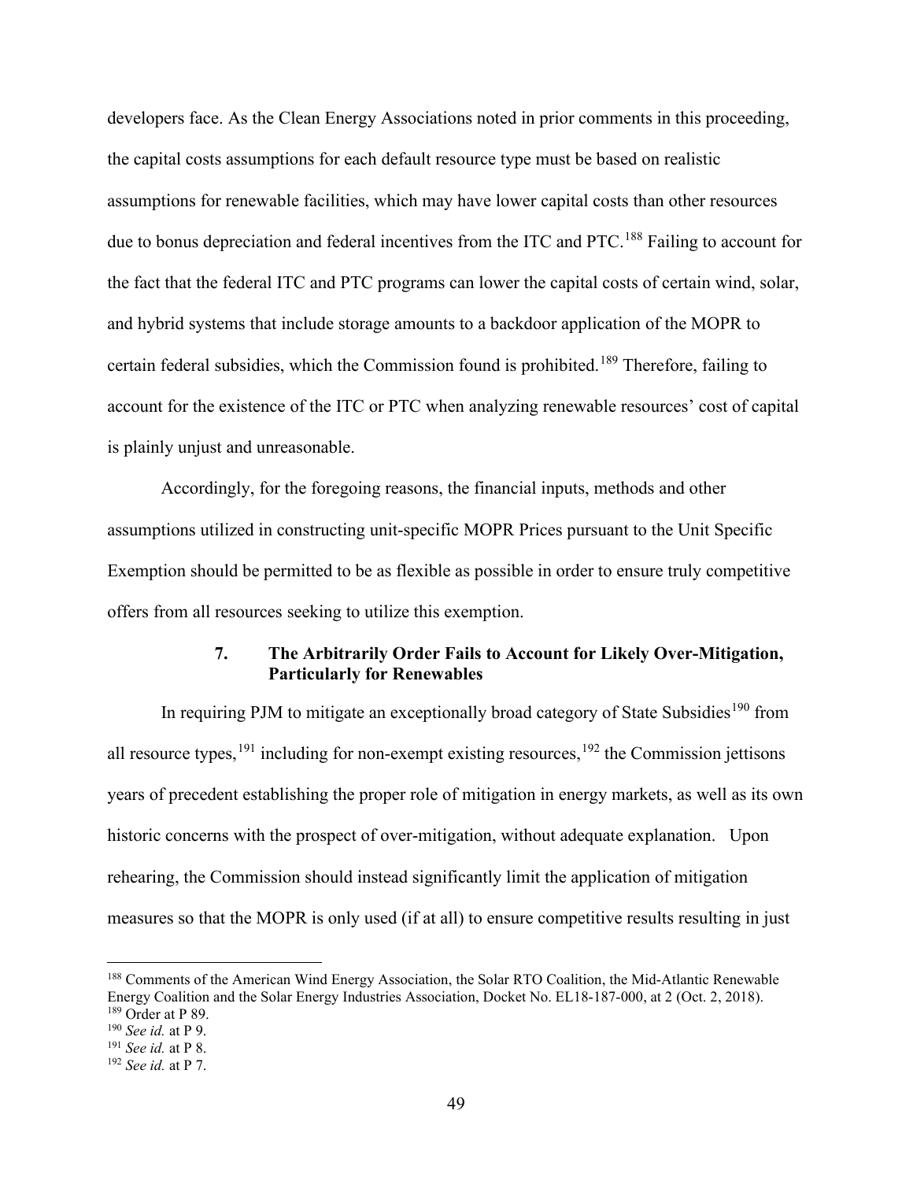developers face. As the Clean Energy Associations noted in prior comments in this proceeding, the capital costs assumptions for each default resource type must be based on realistic assumptions for renewable facilities, which may have lower capital costs than other resources due to bonus depreciation and federal incentives from the ITC and PTC.[188] Failing to account for the fact that the federal ITC and PTC programs can lower the capital costs of certain wind, solar, and hybrid systems that include storage amounts to a backdoor application of the MOPR to certain federal subsidies, which the Commission found is prohibited.[189] Therefore, failing to account for the existence of the ITC or PTC when analyzing renewable resources' cost of capital is plainly unjust and unreasonable.

Accordingly, for the foregoing reasons, the financial inputs, methods and other assumptions utilized in constructing unit-specific MOPR Prices pursuant to the Unit Specific Exemption should be permitted to be as flexible as possible in order to ensure truly competitive offers from all resources seeking to utilize this exemption.

#### 7. The Arbitrarily Order Fails to Account for Likely Over-Mitigation, Particularly for Renewables

In requiring PJM to mitigate an exceptionally broad category of State Subsidies[190] from all resource types,[191] including for non-exempt existing resources,[192] the Commission jettisons years of precedent establishing the proper role of mitigation in energy markets, as well as its own historic concerns with the prospect of over-mitigation, without adequate explanation. Upon rehearing, the Commission should instead significantly limit the application of mitigation measures so that the MOPR is only used (if at all) to ensure competitive results resulting in just

---

[188] Comments of the American Wind Energy Association, the Solar RTO Coalition, the Mid-Atlantic Renewable Energy Coalition and the Solar Energy Industries Association, Docket No. EL18-187-000, at 2 (Oct. 2, 2018).

[189] Order at P 89.

[190] *See id.* at P 9.

[191] *See id.* at P 8.

[192] *See id.* at P 7.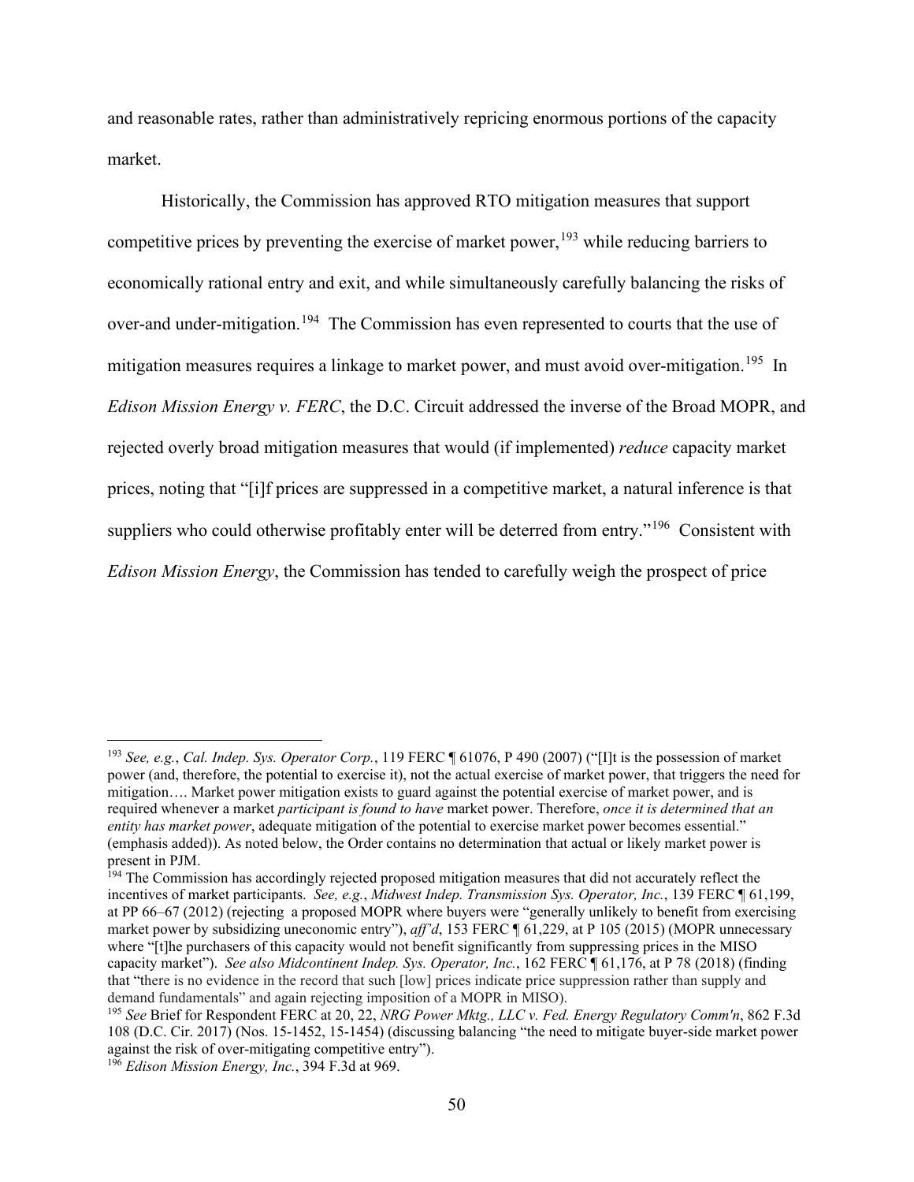and reasonable rates, rather than administratively repricing enormous portions of the capacity market.

Historically, the Commission has approved RTO mitigation measures that support competitive prices by preventing the exercise of market power,[193] while reducing barriers to economically rational entry and exit, and while simultaneously carefully balancing the risks of over-and under-mitigation.[194] The Commission has even represented to courts that the use of mitigation measures requires a linkage to market power, and must avoid over-mitigation.[195] In *Edison Mission Energy v. FERC*, the D.C. Circuit addressed the inverse of the Broad MOPR, and rejected overly broad mitigation measures that would (if implemented) *reduce* capacity market prices, noting that "[i]f prices are suppressed in a competitive market, a natural inference is that suppliers who could otherwise profitably enter will be deterred from entry."[196] Consistent with *Edison Mission Energy*, the Commission has tended to carefully weigh the prospect of price

---

[193] *See, e.g.*, *Cal. Indep. Sys. Operator Corp.*, 119 FERC ¶ 61076, P 490 (2007) ("[I]t is the possession of market power (and, therefore, the potential to exercise it), not the actual exercise of market power, that triggers the need for mitigation…. Market power mitigation exists to guard against the potential exercise of market power, and is required whenever a market *participant is found to have* market power. Therefore, *once it is determined that an entity has market power*, adequate mitigation of the potential to exercise market power becomes essential." (emphasis added)). As noted below, the Order contains no determination that actual or likely market power is present in PJM.

[194] The Commission has accordingly rejected proposed mitigation measures that did not accurately reflect the incentives of market participants. *See, e.g.*, *Midwest Indep. Transmission Sys. Operator, Inc.*, 139 FERC ¶ 61,199, at PP 66–67 (2012) (rejecting a proposed MOPR where buyers were "generally unlikely to benefit from exercising market power by subsidizing uneconomic entry"), *aff'd*, 153 FERC ¶ 61,229, at P 105 (2015) (MOPR unnecessary where "[t]he purchasers of this capacity would not benefit significantly from suppressing prices in the MISO capacity market"). *See also Midcontinent Indep. Sys. Operator, Inc.*, 162 FERC ¶ 61,176, at P 78 (2018) (finding that "there is no evidence in the record that such [low] prices indicate price suppression rather than supply and demand fundamentals" and again rejecting imposition of a MOPR in MISO).

[195] *See* Brief for Respondent FERC at 20, 22, *NRG Power Mktg., LLC v. Fed. Energy Regulatory Comm'n*, 862 F.3d 108 (D.C. Cir. 2017) (Nos. 15-1452, 15-1454) (discussing balancing "the need to mitigate buyer-side market power against the risk of over-mitigating competitive entry").

[196] *Edison Mission Energy, Inc.*, 394 F.3d at 969.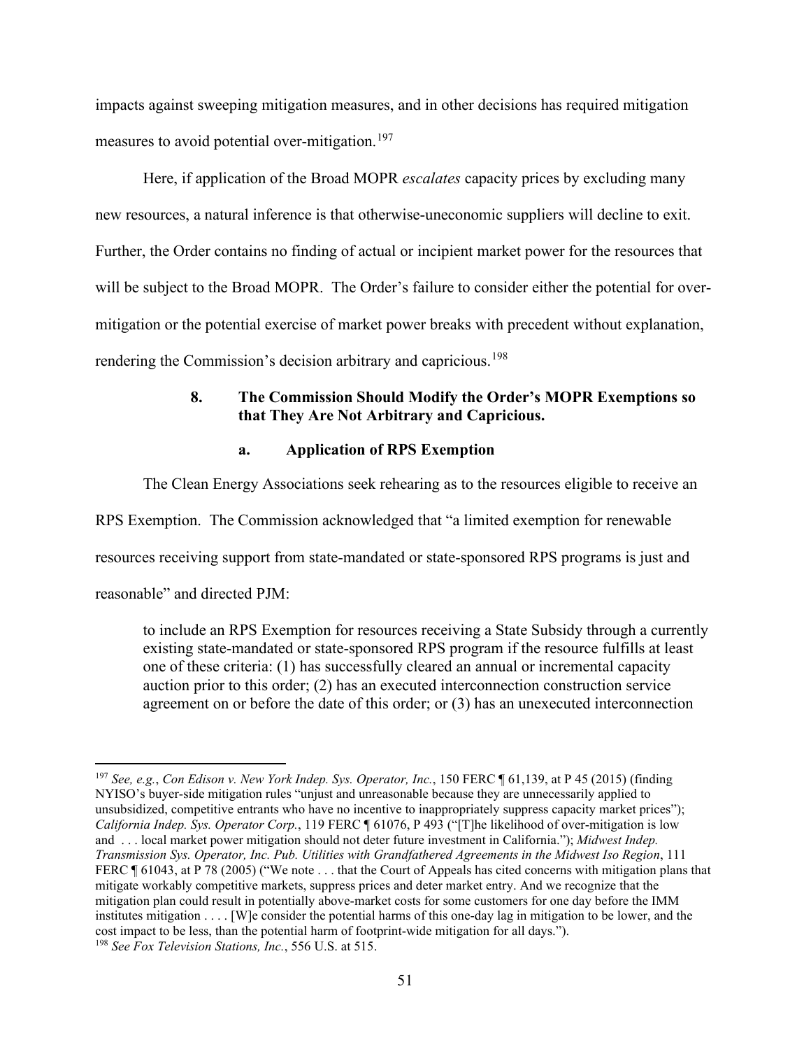impacts against sweeping mitigation measures, and in other decisions has required mitigation measures to avoid potential over-mitigation.[197]

Here, if application of the Broad MOPR *escalates* capacity prices by excluding many new resources, a natural inference is that otherwise-uneconomic suppliers will decline to exit. Further, the Order contains no finding of actual or incipient market power for the resources that will be subject to the Broad MOPR. The Order's failure to consider either the potential for over-mitigation or the potential exercise of market power breaks with precedent without explanation, rendering the Commission's decision arbitrary and capricious.[198]

#### 8. The Commission Should Modify the Order's MOPR Exemptions so that They Are Not Arbitrary and Capricious.

##### a. Application of RPS Exemption

The Clean Energy Associations seek rehearing as to the resources eligible to receive an RPS Exemption. The Commission acknowledged that "a limited exemption for renewable resources receiving support from state-mandated or state-sponsored RPS programs is just and reasonable" and directed PJM:

> to include an RPS Exemption for resources receiving a State Subsidy through a currently existing state-mandated or state-sponsored RPS program if the resource fulfills at least one of these criteria: (1) has successfully cleared an annual or incremental capacity auction prior to this order; (2) has an executed interconnection construction service agreement on or before the date of this order; or (3) has an unexecuted interconnection

---

[197] *See, e.g.*, *Con Edison v. New York Indep. Sys. Operator, Inc.*, 150 FERC ¶ 61,139, at P 45 (2015) (finding NYISO's buyer-side mitigation rules "unjust and unreasonable because they are unnecessarily applied to unsubsidized, competitive entrants who have no incentive to inappropriately suppress capacity market prices"); *California Indep. Sys. Operator Corp.*, 119 FERC ¶ 61076, P 493 ("[T]he likelihood of over-mitigation is low and . . . local market power mitigation should not deter future investment in California."); *Midwest Indep. Transmission Sys. Operator, Inc. Pub. Utilities with Grandfathered Agreements in the Midwest Iso Region*, 111 FERC ¶ 61043, at P 78 (2005) ("We note . . . that the Court of Appeals has cited concerns with mitigation plans that mitigate workably competitive markets, suppress prices and deter market entry. And we recognize that the mitigation plan could result in potentially above-market costs for some customers for one day before the IMM institutes mitigation . . . . [W]e consider the potential harms of this one-day lag in mitigation to be lower, and the cost impact to be less, than the potential harm of footprint-wide mitigation for all days.").

[198] *See Fox Television Stations, Inc.*, 556 U.S. at 515.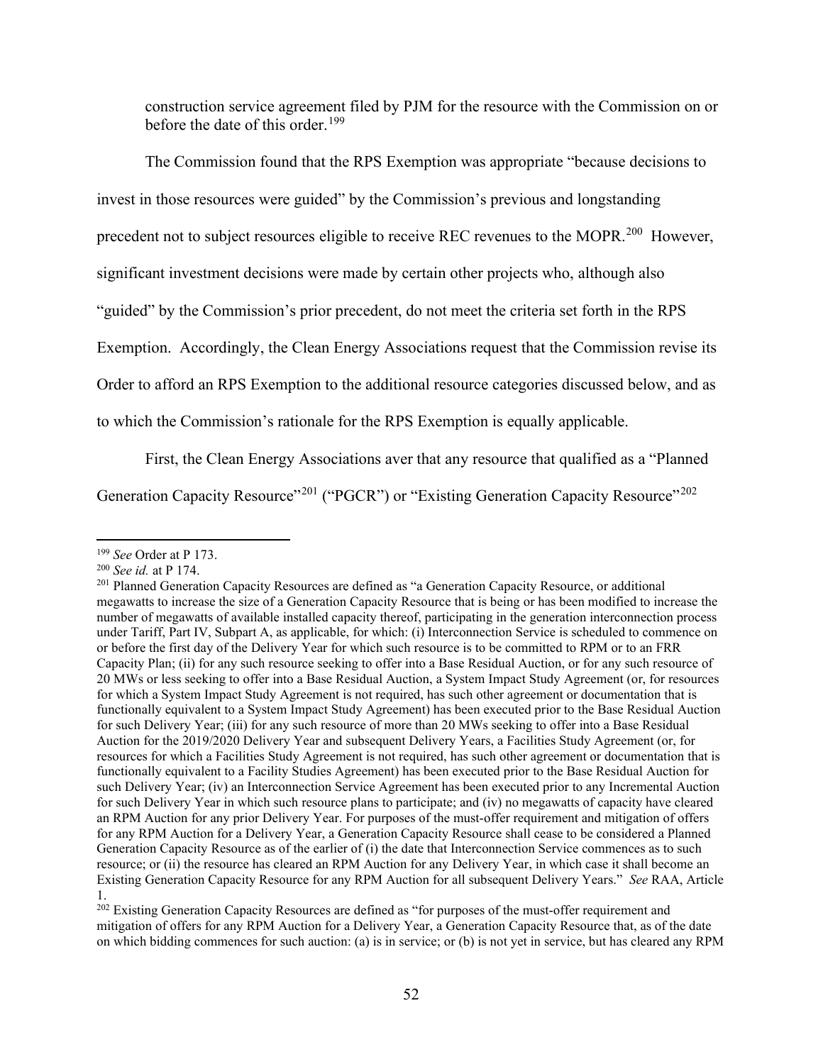construction service agreement filed by PJM for the resource with the Commission on or before the date of this order.[199]

The Commission found that the RPS Exemption was appropriate "because decisions to invest in those resources were guided" by the Commission's previous and longstanding precedent not to subject resources eligible to receive REC revenues to the MOPR.[200] However, significant investment decisions were made by certain other projects who, although also "guided" by the Commission's prior precedent, do not meet the criteria set forth in the RPS Exemption. Accordingly, the Clean Energy Associations request that the Commission revise its Order to afford an RPS Exemption to the additional resource categories discussed below, and as to which the Commission's rationale for the RPS Exemption is equally applicable.

First, the Clean Energy Associations aver that any resource that qualified as a "Planned Generation Capacity Resource"[201] ("PGCR") or "Existing Generation Capacity Resource"[202]

---

[199] *See* Order at P 173.

[200] *See id.* at P 174.

[201] Planned Generation Capacity Resources are defined as "a Generation Capacity Resource, or additional megawatts to increase the size of a Generation Capacity Resource that is being or has been modified to increase the number of megawatts of available installed capacity thereof, participating in the generation interconnection process under Tariff, Part IV, Subpart A, as applicable, for which: (i) Interconnection Service is scheduled to commence on or before the first day of the Delivery Year for which such resource is to be committed to RPM or to an FRR Capacity Plan; (ii) for any such resource seeking to offer into a Base Residual Auction, or for any such resource of 20 MWs or less seeking to offer into a Base Residual Auction, a System Impact Study Agreement (or, for resources for which a System Impact Study Agreement is not required, has such other agreement or documentation that is functionally equivalent to a System Impact Study Agreement) has been executed prior to the Base Residual Auction for such Delivery Year; (iii) for any such resource of more than 20 MWs seeking to offer into a Base Residual Auction for the 2019/2020 Delivery Year and subsequent Delivery Years, a Facilities Study Agreement (or, for resources for which a Facilities Study Agreement is not required, has such other agreement or documentation that is functionally equivalent to a Facility Studies Agreement) has been executed prior to the Base Residual Auction for such Delivery Year; (iv) an Interconnection Service Agreement has been executed prior to any Incremental Auction for such Delivery Year in which such resource plans to participate; and (iv) no megawatts of capacity have cleared an RPM Auction for any prior Delivery Year. For purposes of the must-offer requirement and mitigation of offers for any RPM Auction for a Delivery Year, a Generation Capacity Resource shall cease to be considered a Planned Generation Capacity Resource as of the earlier of (i) the date that Interconnection Service commences as to such resource; or (ii) the resource has cleared an RPM Auction for any Delivery Year, in which case it shall become an Existing Generation Capacity Resource for any RPM Auction for all subsequent Delivery Years." *See* RAA, Article 1.

[202] Existing Generation Capacity Resources are defined as "for purposes of the must-offer requirement and mitigation of offers for any RPM Auction for a Delivery Year, a Generation Capacity Resource that, as of the date on which bidding commences for such auction: (a) is in service; or (b) is not yet in service, but has cleared any RPM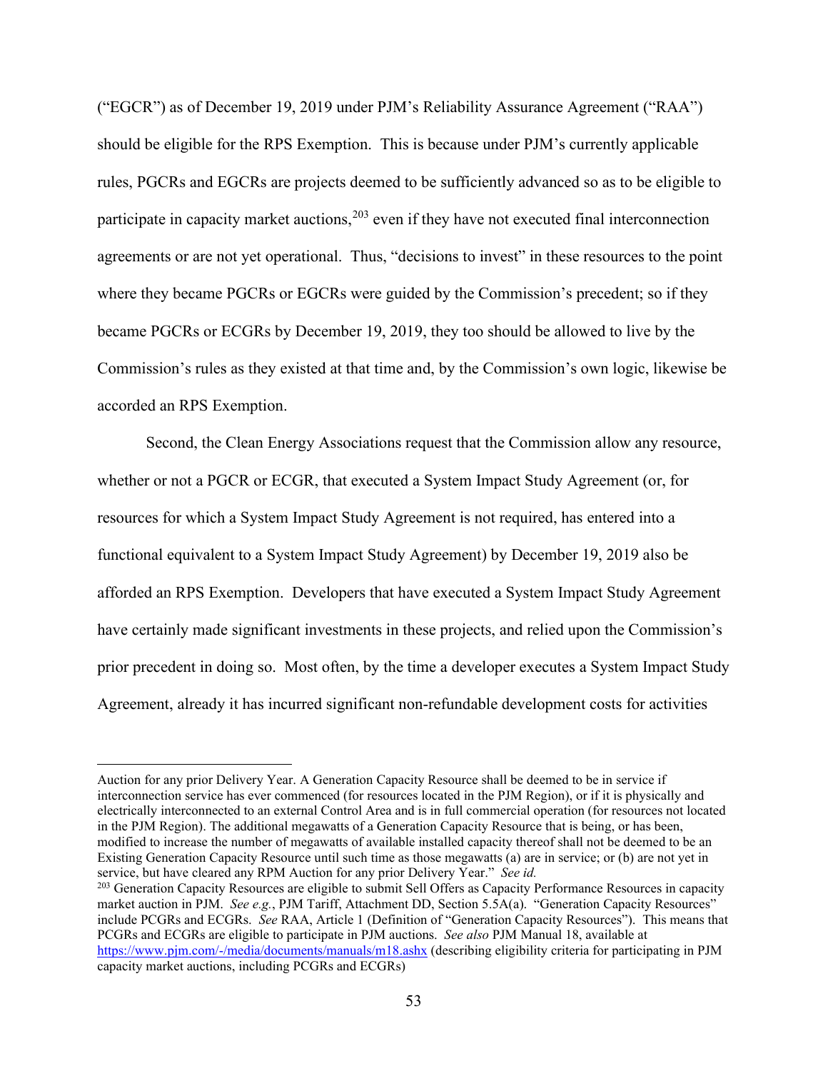("EGCR") as of December 19, 2019 under PJM's Reliability Assurance Agreement ("RAA") should be eligible for the RPS Exemption. This is because under PJM's currently applicable rules, PGCRs and EGCRs are projects deemed to be sufficiently advanced so as to be eligible to participate in capacity market auctions,[203] even if they have not executed final interconnection agreements or are not yet operational. Thus, "decisions to invest" in these resources to the point where they became PGCRs or EGCRs were guided by the Commission's precedent; so if they became PGCRs or ECGRs by December 19, 2019, they too should be allowed to live by the Commission's rules as they existed at that time and, by the Commission's own logic, likewise be accorded an RPS Exemption.

Second, the Clean Energy Associations request that the Commission allow any resource, whether or not a PGCR or ECGR, that executed a System Impact Study Agreement (or, for resources for which a System Impact Study Agreement is not required, has entered into a functional equivalent to a System Impact Study Agreement) by December 19, 2019 also be afforded an RPS Exemption. Developers that have executed a System Impact Study Agreement have certainly made significant investments in these projects, and relied upon the Commission's prior precedent in doing so. Most often, by the time a developer executes a System Impact Study Agreement, already it has incurred significant non-refundable development costs for activities

---

Auction for any prior Delivery Year. A Generation Capacity Resource shall be deemed to be in service if interconnection service has ever commenced (for resources located in the PJM Region), or if it is physically and electrically interconnected to an external Control Area and is in full commercial operation (for resources not located in the PJM Region). The additional megawatts of a Generation Capacity Resource that is being, or has been, modified to increase the number of megawatts of available installed capacity thereof shall not be deemed to be an Existing Generation Capacity Resource until such time as those megawatts (a) are in service; or (b) are not yet in service, but have cleared any RPM Auction for any prior Delivery Year." *See id.*

[203] Generation Capacity Resources are eligible to submit Sell Offers as Capacity Performance Resources in capacity market auction in PJM. *See e.g.*, PJM Tariff, Attachment DD, Section 5.5A(a). "Generation Capacity Resources" include PCGRs and ECGRs. *See* RAA, Article 1 (Definition of "Generation Capacity Resources"). This means that PCGRs and ECGRs are eligible to participate in PJM auctions. *See also* PJM Manual 18, available at https://www.pjm.com/-/media/documents/manuals/m18.ashx (describing eligibility criteria for participating in PJM capacity market auctions, including PCGRs and ECGRs)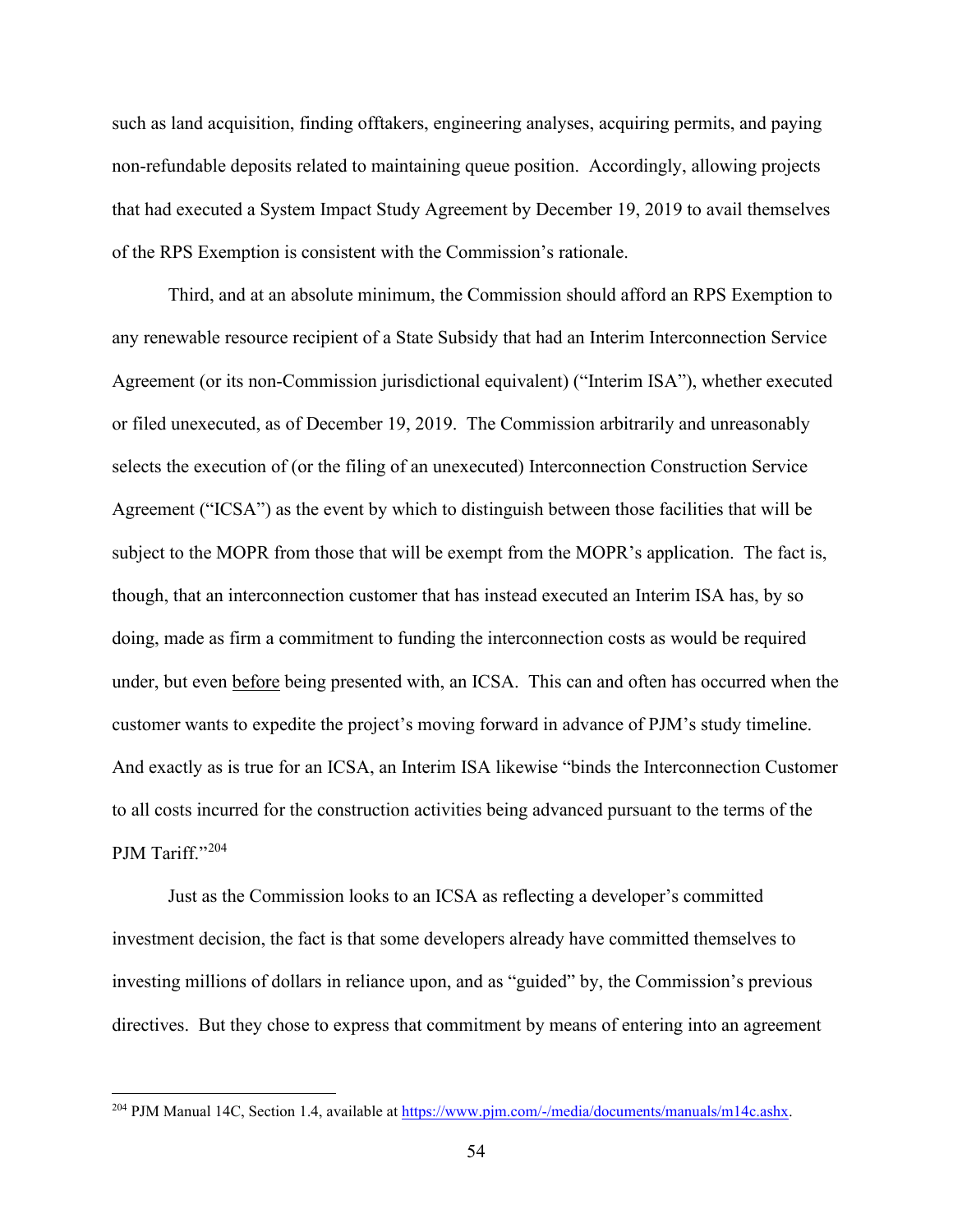such as land acquisition, finding offtakers, engineering analyses, acquiring permits, and paying non-refundable deposits related to maintaining queue position. Accordingly, allowing projects that had executed a System Impact Study Agreement by December 19, 2019 to avail themselves of the RPS Exemption is consistent with the Commission's rationale.

Third, and at an absolute minimum, the Commission should afford an RPS Exemption to any renewable resource recipient of a State Subsidy that had an Interim Interconnection Service Agreement (or its non-Commission jurisdictional equivalent) ("Interim ISA"), whether executed or filed unexecuted, as of December 19, 2019. The Commission arbitrarily and unreasonably selects the execution of (or the filing of an unexecuted) Interconnection Construction Service Agreement ("ICSA") as the event by which to distinguish between those facilities that will be subject to the MOPR from those that will be exempt from the MOPR's application. The fact is, though, that an interconnection customer that has instead executed an Interim ISA has, by so doing, made as firm a commitment to funding the interconnection costs as would be required under, but even before being presented with, an ICSA. This can and often has occurred when the customer wants to expedite the project's moving forward in advance of PJM's study timeline. And exactly as is true for an ICSA, an Interim ISA likewise "binds the Interconnection Customer to all costs incurred for the construction activities being advanced pursuant to the terms of the PJM Tariff."[204]

Just as the Commission looks to an ICSA as reflecting a developer's committed investment decision, the fact is that some developers already have committed themselves to investing millions of dollars in reliance upon, and as "guided" by, the Commission's previous directives. But they chose to express that commitment by means of entering into an agreement

---

[204] PJM Manual 14C, Section 1.4, available at https://www.pjm.com/-/media/documents/manuals/m14c.ashx.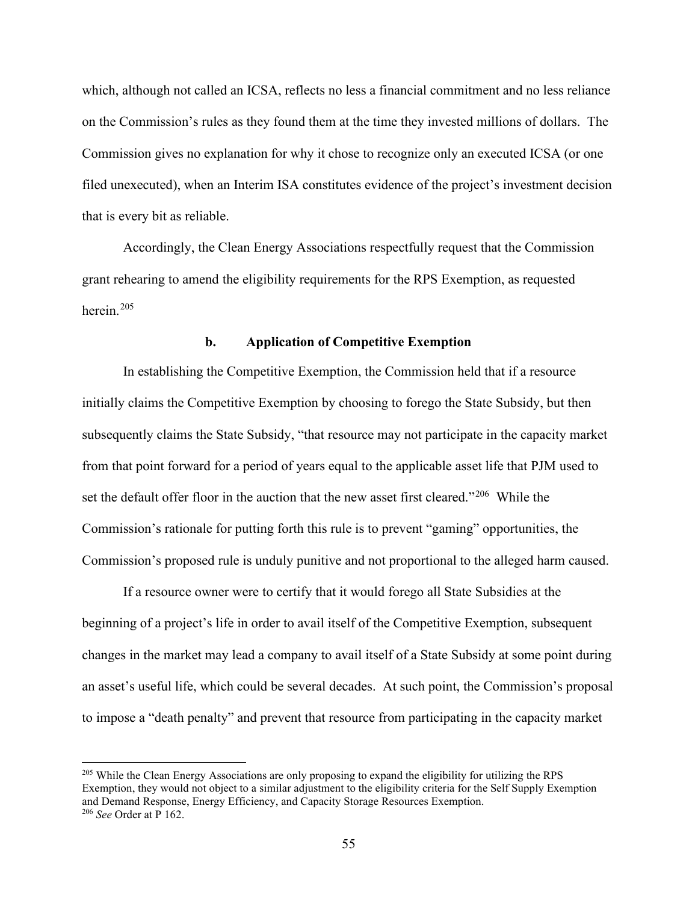which, although not called an ICSA, reflects no less a financial commitment and no less reliance on the Commission's rules as they found them at the time they invested millions of dollars. The Commission gives no explanation for why it chose to recognize only an executed ICSA (or one filed unexecuted), when an Interim ISA constitutes evidence of the project's investment decision that is every bit as reliable.

Accordingly, the Clean Energy Associations respectfully request that the Commission grant rehearing to amend the eligibility requirements for the RPS Exemption, as requested herein.[205]

#### b. Application of Competitive Exemption

In establishing the Competitive Exemption, the Commission held that if a resource initially claims the Competitive Exemption by choosing to forego the State Subsidy, but then subsequently claims the State Subsidy, "that resource may not participate in the capacity market from that point forward for a period of years equal to the applicable asset life that PJM used to set the default offer floor in the auction that the new asset first cleared."[206] While the Commission's rationale for putting forth this rule is to prevent "gaming" opportunities, the Commission's proposed rule is unduly punitive and not proportional to the alleged harm caused.

If a resource owner were to certify that it would forego all State Subsidies at the beginning of a project's life in order to avail itself of the Competitive Exemption, subsequent changes in the market may lead a company to avail itself of a State Subsidy at some point during an asset's useful life, which could be several decades. At such point, the Commission's proposal to impose a "death penalty" and prevent that resource from participating in the capacity market

---

[205] While the Clean Energy Associations are only proposing to expand the eligibility for utilizing the RPS Exemption, they would not object to a similar adjustment to the eligibility criteria for the Self Supply Exemption and Demand Response, Energy Efficiency, and Capacity Storage Resources Exemption.

[206] *See* Order at P 162.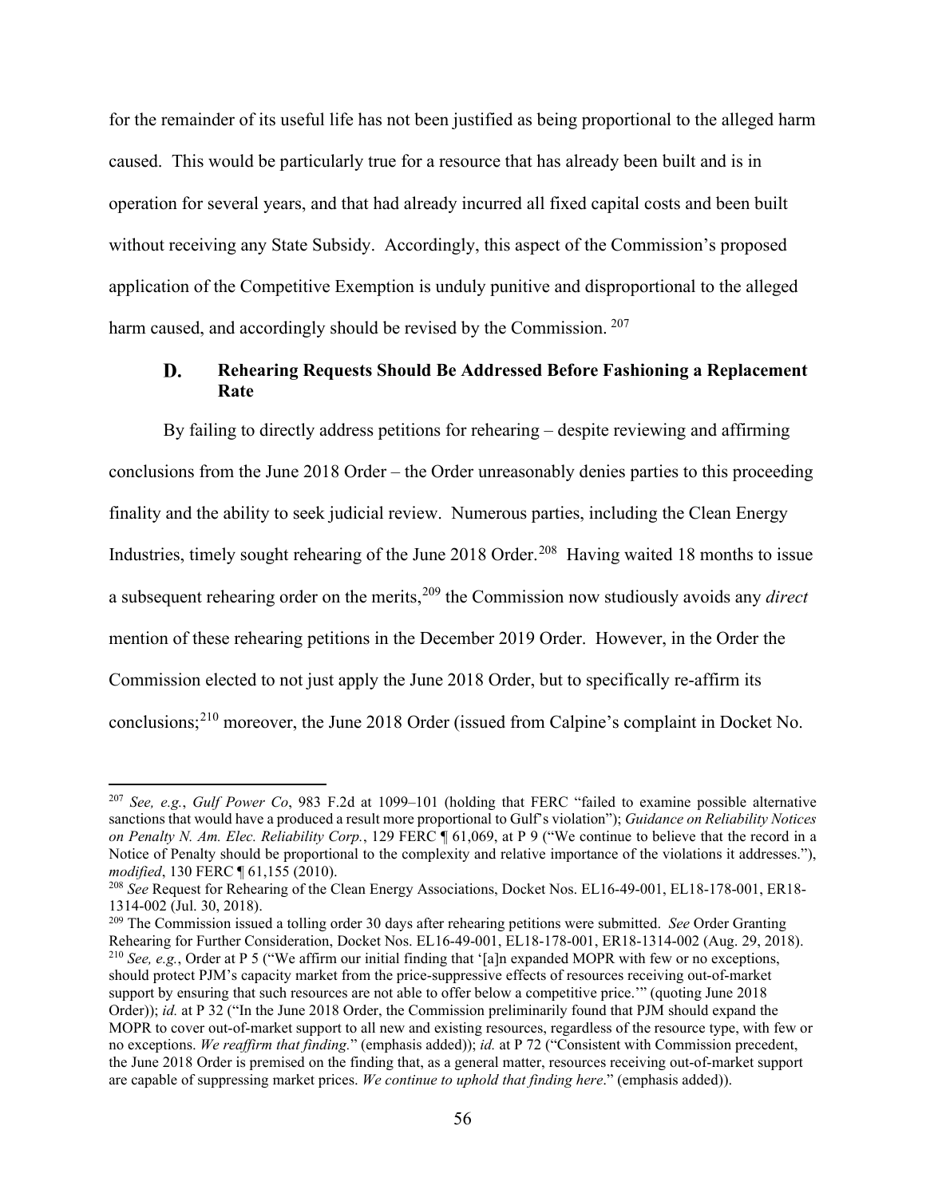for the remainder of its useful life has not been justified as being proportional to the alleged harm caused. This would be particularly true for a resource that has already been built and is in operation for several years, and that had already incurred all fixed capital costs and been built without receiving any State Subsidy. Accordingly, this aspect of the Commission's proposed application of the Competitive Exemption is unduly punitive and disproportional to the alleged harm caused, and accordingly should be revised by the Commission. [207]

### D. Rehearing Requests Should Be Addressed Before Fashioning a Replacement Rate

By failing to directly address petitions for rehearing – despite reviewing and affirming conclusions from the June 2018 Order – the Order unreasonably denies parties to this proceeding finality and the ability to seek judicial review. Numerous parties, including the Clean Energy Industries, timely sought rehearing of the June 2018 Order.[208] Having waited 18 months to issue a subsequent rehearing order on the merits,[209] the Commission now studiously avoids any *direct* mention of these rehearing petitions in the December 2019 Order. However, in the Order the Commission elected to not just apply the June 2018 Order, but to specifically re-affirm its conclusions;[210] moreover, the June 2018 Order (issued from Calpine's complaint in Docket No.

---

[207] *See, e.g.*, *Gulf Power Co*, 983 F.2d at 1099–101 (holding that FERC "failed to examine possible alternative sanctions that would have a produced a result more proportional to Gulf's violation"); *Guidance on Reliability Notices on Penalty N. Am. Elec. Reliability Corp.*, 129 FERC ¶ 61,069, at P 9 ("We continue to believe that the record in a Notice of Penalty should be proportional to the complexity and relative importance of the violations it addresses."), *modified*, 130 FERC ¶ 61,155 (2010).

[208] *See* Request for Rehearing of the Clean Energy Associations, Docket Nos. EL16-49-001, EL18-178-001, ER18-1314-002 (Jul. 30, 2018).

[209] The Commission issued a tolling order 30 days after rehearing petitions were submitted. *See* Order Granting Rehearing for Further Consideration, Docket Nos. EL16-49-001, EL18-178-001, ER18-1314-002 (Aug. 29, 2018).

[210] *See, e.g.*, Order at P 5 ("We affirm our initial finding that '[a]n expanded MOPR with few or no exceptions, should protect PJM's capacity market from the price-suppressive effects of resources receiving out-of-market support by ensuring that such resources are not able to offer below a competitive price.'" (quoting June 2018 Order)); *id.* at P 32 ("In the June 2018 Order, the Commission preliminarily found that PJM should expand the MOPR to cover out-of-market support to all new and existing resources, regardless of the resource type, with few or no exceptions. *We reaffirm that finding.*" (emphasis added)); *id.* at P 72 ("Consistent with Commission precedent, the June 2018 Order is premised on the finding that, as a general matter, resources receiving out-of-market support are capable of suppressing market prices. *We continue to uphold that finding here*." (emphasis added)).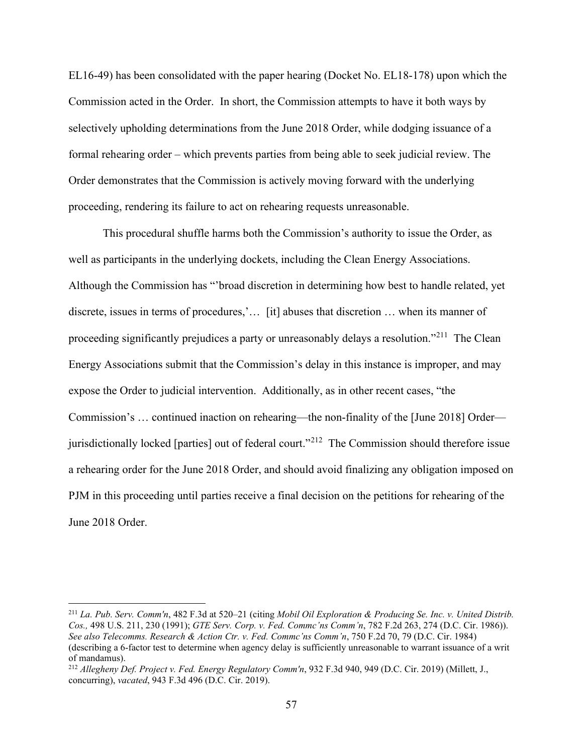EL16-49) has been consolidated with the paper hearing (Docket No. EL18-178) upon which the Commission acted in the Order. In short, the Commission attempts to have it both ways by selectively upholding determinations from the June 2018 Order, while dodging issuance of a formal rehearing order – which prevents parties from being able to seek judicial review. The Order demonstrates that the Commission is actively moving forward with the underlying proceeding, rendering its failure to act on rehearing requests unreasonable.

This procedural shuffle harms both the Commission's authority to issue the Order, as well as participants in the underlying dockets, including the Clean Energy Associations. Although the Commission has "'broad discretion in determining how best to handle related, yet discrete, issues in terms of procedures,'… [it] abuses that discretion … when its manner of proceeding significantly prejudices a party or unreasonably delays a resolution."[211] The Clean Energy Associations submit that the Commission's delay in this instance is improper, and may expose the Order to judicial intervention. Additionally, as in other recent cases, "the Commission's … continued inaction on rehearing—the non-finality of the [June 2018] Order—jurisdictionally locked [parties] out of federal court."[212] The Commission should therefore issue a rehearing order for the June 2018 Order, and should avoid finalizing any obligation imposed on PJM in this proceeding until parties receive a final decision on the petitions for rehearing of the June 2018 Order.

---

[211] *La. Pub. Serv. Comm'n*, 482 F.3d at 520–21 (citing *Mobil Oil Exploration & Producing Se. Inc. v. United Distrib. Cos.,* 498 U.S. 211, 230 (1991); *GTE Serv. Corp. v. Fed. Commc'ns Comm'n*, 782 F.2d 263, 274 (D.C. Cir. 1986)). *See also Telecomms. Research & Action Ctr. v. Fed. Commc'ns Comm'n*, 750 F.2d 70, 79 (D.C. Cir. 1984) (describing a 6-factor test to determine when agency delay is sufficiently unreasonable to warrant issuance of a writ of mandamus).

[212] *Allegheny Def. Project v. Fed. Energy Regulatory Comm'n*, 932 F.3d 940, 949 (D.C. Cir. 2019) (Millett, J., concurring), *vacated*, 943 F.3d 496 (D.C. Cir. 2019).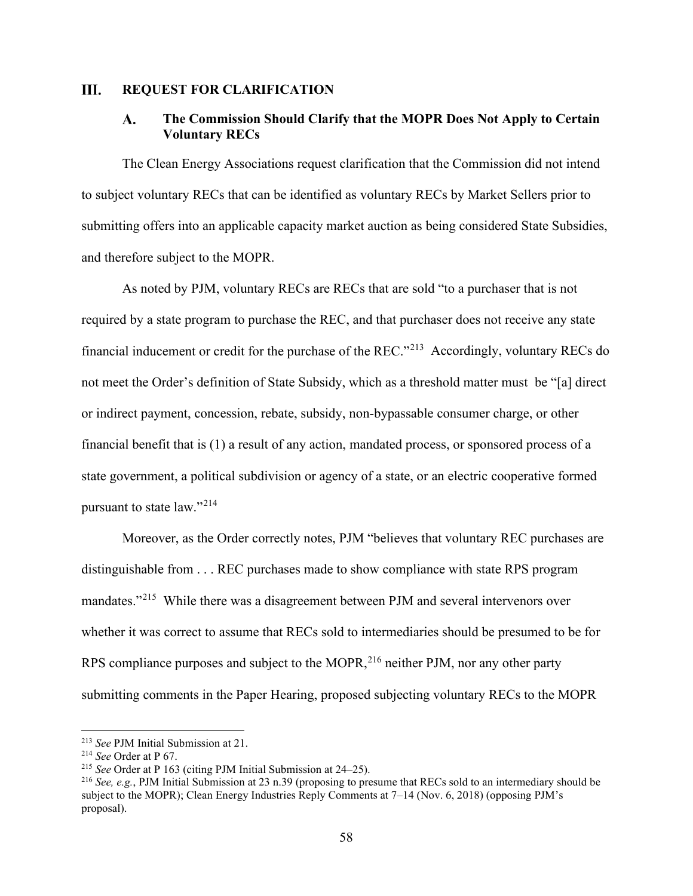# III. REQUEST FOR CLARIFICATION

## A. The Commission Should Clarify that the MOPR Does Not Apply to Certain Voluntary RECs

The Clean Energy Associations request clarification that the Commission did not intend to subject voluntary RECs that can be identified as voluntary RECs by Market Sellers prior to submitting offers into an applicable capacity market auction as being considered State Subsidies, and therefore subject to the MOPR.

As noted by PJM, voluntary RECs are RECs that are sold "to a purchaser that is not required by a state program to purchase the REC, and that purchaser does not receive any state financial inducement or credit for the purchase of the REC."[213] Accordingly, voluntary RECs do not meet the Order's definition of State Subsidy, which as a threshold matter must be "[a] direct or indirect payment, concession, rebate, subsidy, non-bypassable consumer charge, or other financial benefit that is (1) a result of any action, mandated process, or sponsored process of a state government, a political subdivision or agency of a state, or an electric cooperative formed pursuant to state law."[214]

Moreover, as the Order correctly notes, PJM "believes that voluntary REC purchases are distinguishable from . . . REC purchases made to show compliance with state RPS program mandates."[215] While there was a disagreement between PJM and several intervenors over whether it was correct to assume that RECs sold to intermediaries should be presumed to be for RPS compliance purposes and subject to the MOPR,[216] neither PJM, nor any other party submitting comments in the Paper Hearing, proposed subjecting voluntary RECs to the MOPR

---

[213] *See* PJM Initial Submission at 21.

[214] *See* Order at P 67.

[215] *See* Order at P 163 (citing PJM Initial Submission at 24–25).

[216] *See, e.g.*, PJM Initial Submission at 23 n.39 (proposing to presume that RECs sold to an intermediary should be subject to the MOPR); Clean Energy Industries Reply Comments at 7–14 (Nov. 6, 2018) (opposing PJM's proposal).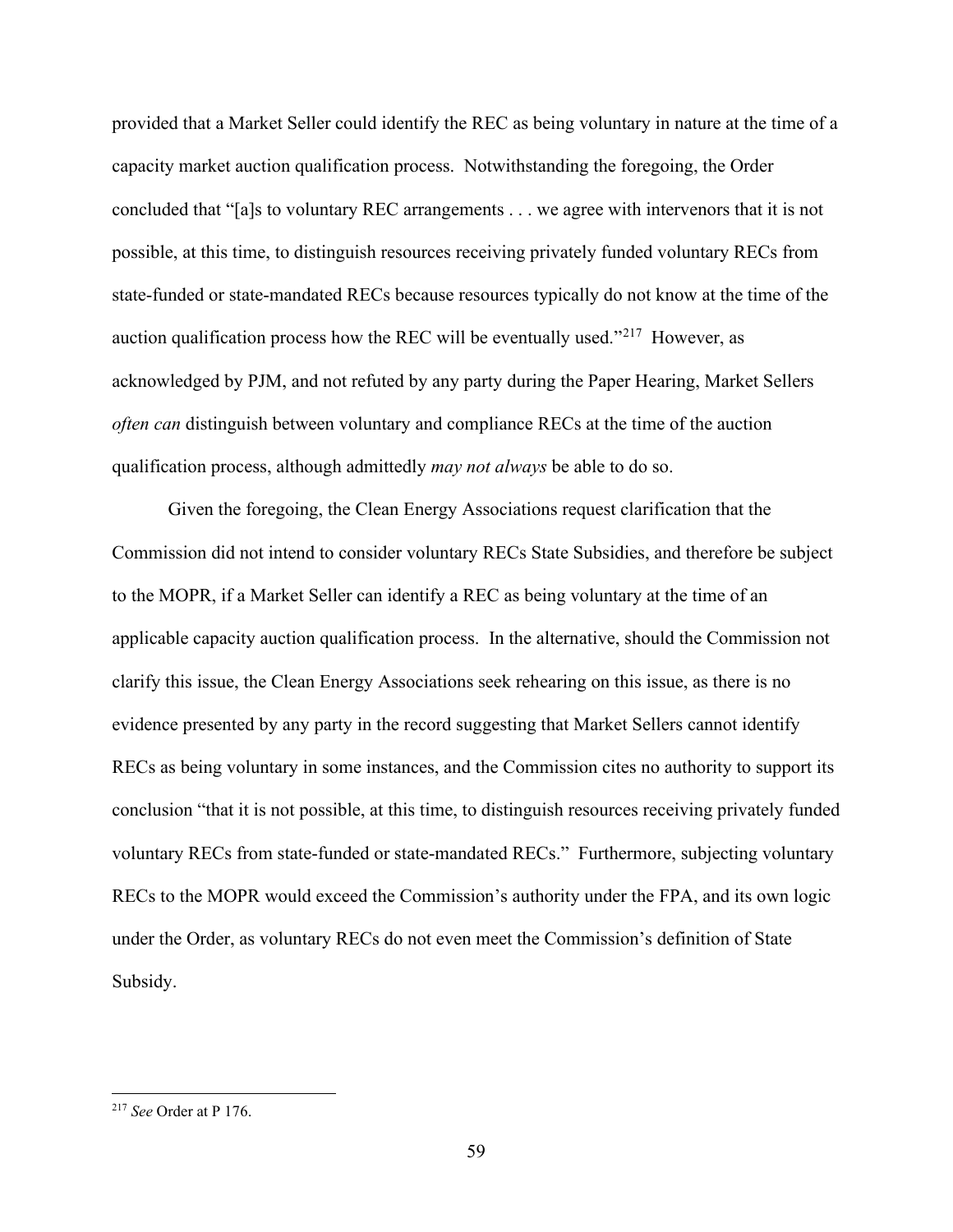provided that a Market Seller could identify the REC as being voluntary in nature at the time of a capacity market auction qualification process. Notwithstanding the foregoing, the Order concluded that "[a]s to voluntary REC arrangements . . . we agree with intervenors that it is not possible, at this time, to distinguish resources receiving privately funded voluntary RECs from state-funded or state-mandated RECs because resources typically do not know at the time of the auction qualification process how the REC will be eventually used."[217] However, as acknowledged by PJM, and not refuted by any party during the Paper Hearing, Market Sellers *often can* distinguish between voluntary and compliance RECs at the time of the auction qualification process, although admittedly *may not always* be able to do so.

Given the foregoing, the Clean Energy Associations request clarification that the Commission did not intend to consider voluntary RECs State Subsidies, and therefore be subject to the MOPR, if a Market Seller can identify a REC as being voluntary at the time of an applicable capacity auction qualification process. In the alternative, should the Commission not clarify this issue, the Clean Energy Associations seek rehearing on this issue, as there is no evidence presented by any party in the record suggesting that Market Sellers cannot identify RECs as being voluntary in some instances, and the Commission cites no authority to support its conclusion "that it is not possible, at this time, to distinguish resources receiving privately funded voluntary RECs from state-funded or state-mandated RECs." Furthermore, subjecting voluntary RECs to the MOPR would exceed the Commission's authority under the FPA, and its own logic under the Order, as voluntary RECs do not even meet the Commission's definition of State Subsidy.

---

[217] *See* Order at P 176.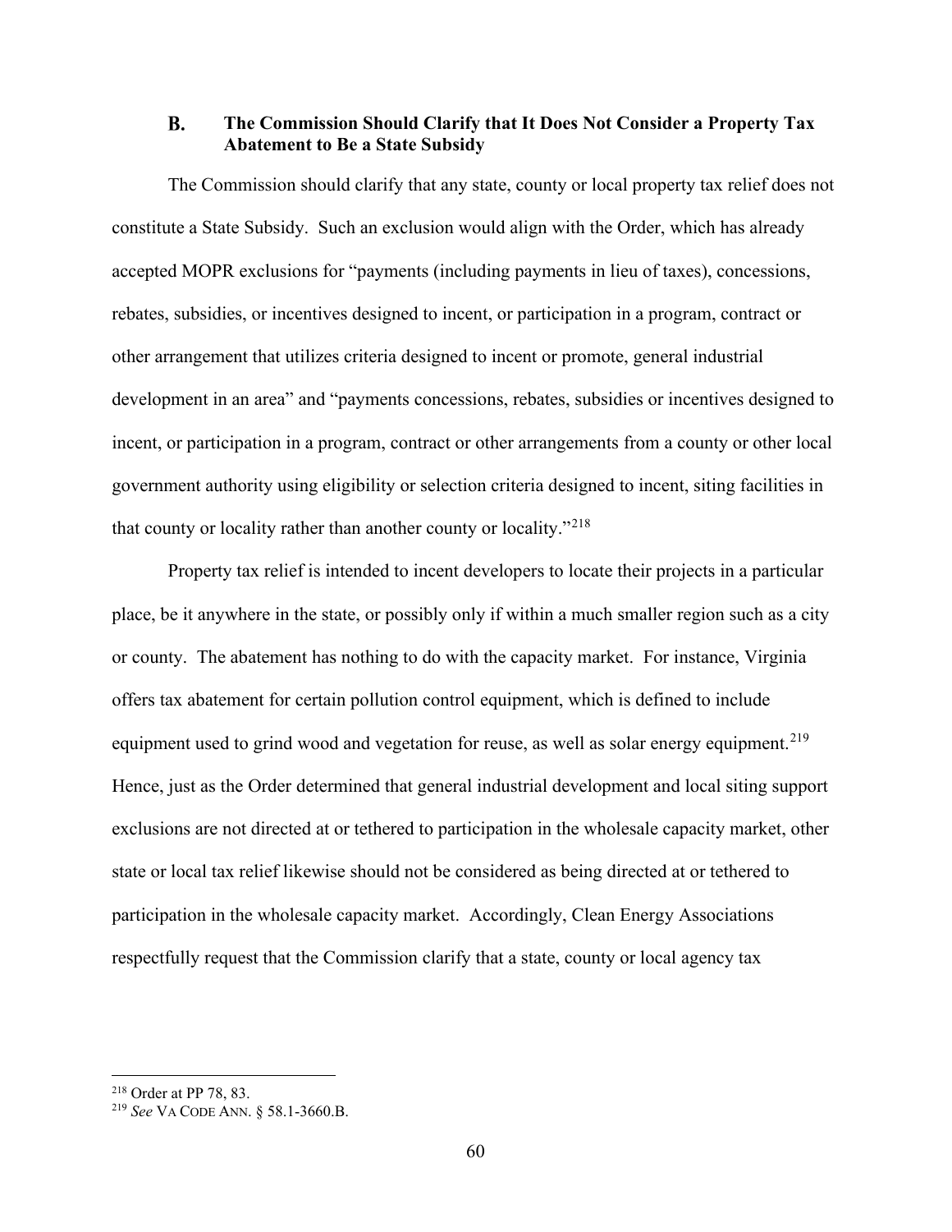### B. The Commission Should Clarify that It Does Not Consider a Property Tax Abatement to Be a State Subsidy

The Commission should clarify that any state, county or local property tax relief does not constitute a State Subsidy. Such an exclusion would align with the Order, which has already accepted MOPR exclusions for "payments (including payments in lieu of taxes), concessions, rebates, subsidies, or incentives designed to incent, or participation in a program, contract or other arrangement that utilizes criteria designed to incent or promote, general industrial development in an area" and "payments concessions, rebates, subsidies or incentives designed to incent, or participation in a program, contract or other arrangements from a county or other local government authority using eligibility or selection criteria designed to incent, siting facilities in that county or locality rather than another county or locality."[218]

Property tax relief is intended to incent developers to locate their projects in a particular place, be it anywhere in the state, or possibly only if within a much smaller region such as a city or county. The abatement has nothing to do with the capacity market. For instance, Virginia offers tax abatement for certain pollution control equipment, which is defined to include equipment used to grind wood and vegetation for reuse, as well as solar energy equipment.[219] Hence, just as the Order determined that general industrial development and local siting support exclusions are not directed at or tethered to participation in the wholesale capacity market, other state or local tax relief likewise should not be considered as being directed at or tethered to participation in the wholesale capacity market. Accordingly, Clean Energy Associations respectfully request that the Commission clarify that a state, county or local agency tax

---

[218] Order at PP 78, 83.

[219] *See* VA CODE ANN. § 58.1-3660.B.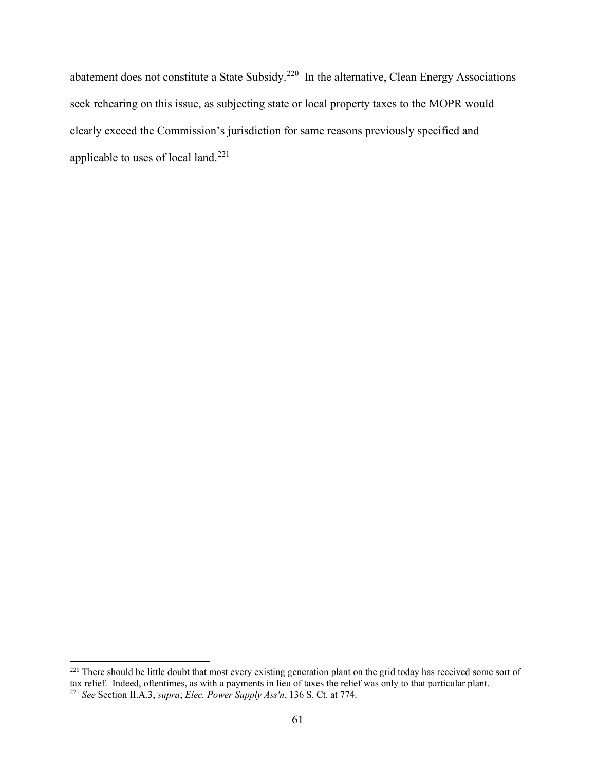abatement does not constitute a State Subsidy.[220] In the alternative, Clean Energy Associations seek rehearing on this issue, as subjecting state or local property taxes to the MOPR would clearly exceed the Commission's jurisdiction for same reasons previously specified and applicable to uses of local land.[221]

---

[220] There should be little doubt that most every existing generation plant on the grid today has received some sort of tax relief. Indeed, oftentimes, as with a payments in lieu of taxes the relief was only to that particular plant.

[221] *See* Section II.A.3, *supra*; *Elec. Power Supply Ass'n*, 136 S. Ct. at 774.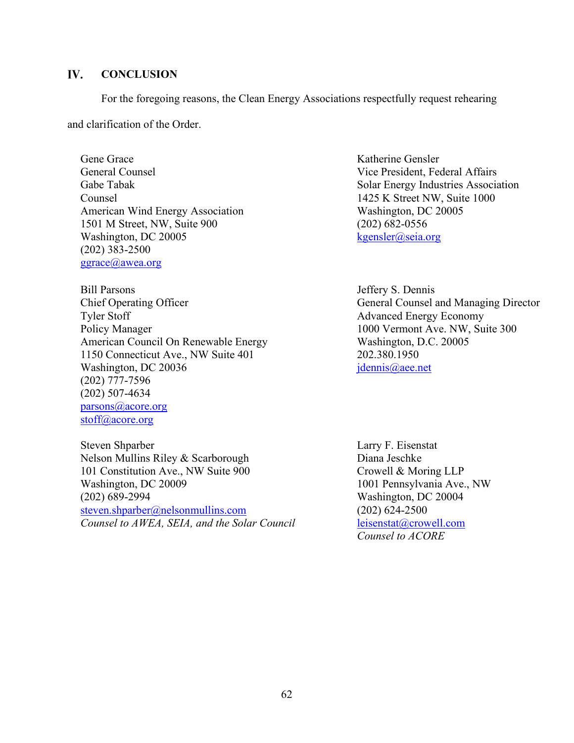## IV. CONCLUSION

For the foregoing reasons, the Clean Energy Associations respectfully request rehearing and clarification of the Order.

Gene Grace  
General Counsel  
Gabe Tabak  
Counsel  
American Wind Energy Association  
1501 M Street, NW, Suite 900  
Washington, DC 20005  
(202) 383-2500  
ggrace@awea.org

Katherine Gensler  
Vice President, Federal Affairs  
Solar Energy Industries Association  
1425 K Street NW, Suite 1000  
Washington, DC 20005  
(202) 682-0556  
kgensler@seia.org

Bill Parsons  
Chief Operating Officer  
Tyler Stoff  
Policy Manager  
American Council On Renewable Energy  
1150 Connecticut Ave., NW Suite 401  
Washington, DC 20036  
(202) 777-7596  
(202) 507-4634  
parsons@acore.org  
stoff@acore.org

Jeffery S. Dennis  
General Counsel and Managing Director  
Advanced Energy Economy  
1000 Vermont Ave. NW, Suite 300  
Washington, D.C. 20005  
202.380.1950  
jdennis@aee.net

Steven Shparber  
Nelson Mullins Riley & Scarborough  
101 Constitution Ave., NW Suite 900  
Washington, DC 20009  
(202) 689-2994  
steven.shparber@nelsonmullins.com  
*Counsel to AWEA, SEIA, and the Solar Council*

Larry F. Eisenstat  
Diana Jeschke  
Crowell & Moring LLP  
1001 Pennsylvania Ave., NW  
Washington, DC 20004  
(202) 624-2500  
leisenstat@crowell.com  
*Counsel to ACORE*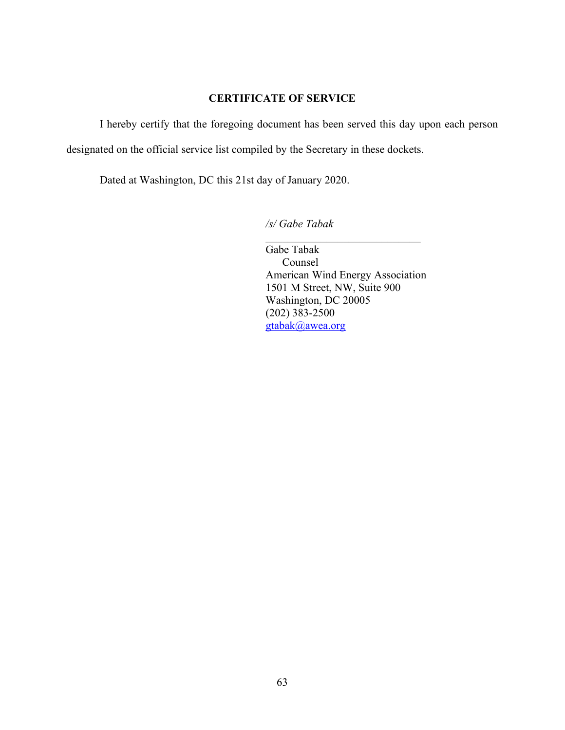## CERTIFICATE OF SERVICE

I hereby certify that the foregoing document has been served this day upon each person designated on the official service list compiled by the Secretary in these dockets.

Dated at Washington, DC this 21st day of January 2020.

*/s/ Gabe Tabak*

\_\_\_\_\_\_\_\_\_\_\_\_\_\_\_\_\_\_\_\_\_\_\_\_\_\_\_\_\_\_

Gabe Tabak  
Counsel  
American Wind Energy Association  
1501 M Street, NW, Suite 900  
Washington, DC 20005  
(202) 383-2500  
gtabak@awea.org